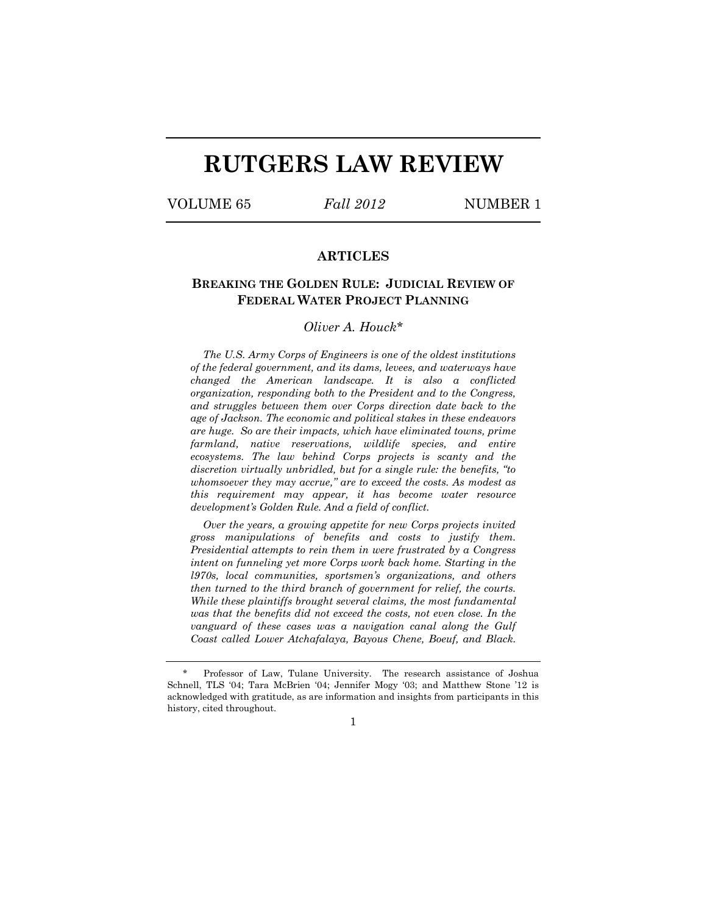# RUTGERS LAW REVIEW

VOLUME 65 *Fall 2012* NUMBER 1

## ARTICLES

### BREAKING THE GOLDEN RULE: JUDICIAL REVIEW OF FEDERAL WATER PROJECT PLANNING

*Oliver A. Houck**

*The U.S. Army Corps of Engineers is one of the oldest institutions of the federal government, and its dams, levees, and waterways have changed the American landscape. It is also a conflicted organization, responding both to the President and to the Congress, and struggles between them over Corps direction date back to the age of Jackson. The economic and political stakes in these endeavors are huge. So are their impacts, which have eliminated towns, prime farmland, native reservations, wildlife species, and entire ecosystems. The law behind Corps projects is scanty and the discretion virtually unbridled, but for a single rule: the benefits, "to whomsoever they may accrue," are to exceed the costs. As modest as this requirement may appear, it has become water resource development's Golden Rule. And a field of conflict.*

*Over the years, a growing appetite for new Corps projects invited gross manipulations of benefits and costs to justify them. Presidential attempts to rein them in were frustrated by a Congress intent on funneling yet more Corps work back home. Starting in the l970s, local communities, sportsmen's organizations, and others then turned to the third branch of government for relief, the courts. While these plaintiffs brought several claims, the most fundamental was that the benefits did not exceed the costs, not even close. In the vanguard of these cases was a navigation canal along the Gulf Coast called Lower Atchafalaya, Bayous Chene, Boeuf, and Black.*

---

\* Professor of Law, Tulane University. The research assistance of Joshua Schnell, TLS '04; Tara McBrien '04; Jennifer Mogy '03; and Matthew Stone '12 is acknowledged with gratitude, as are information and insights from participants in this history, cited throughout.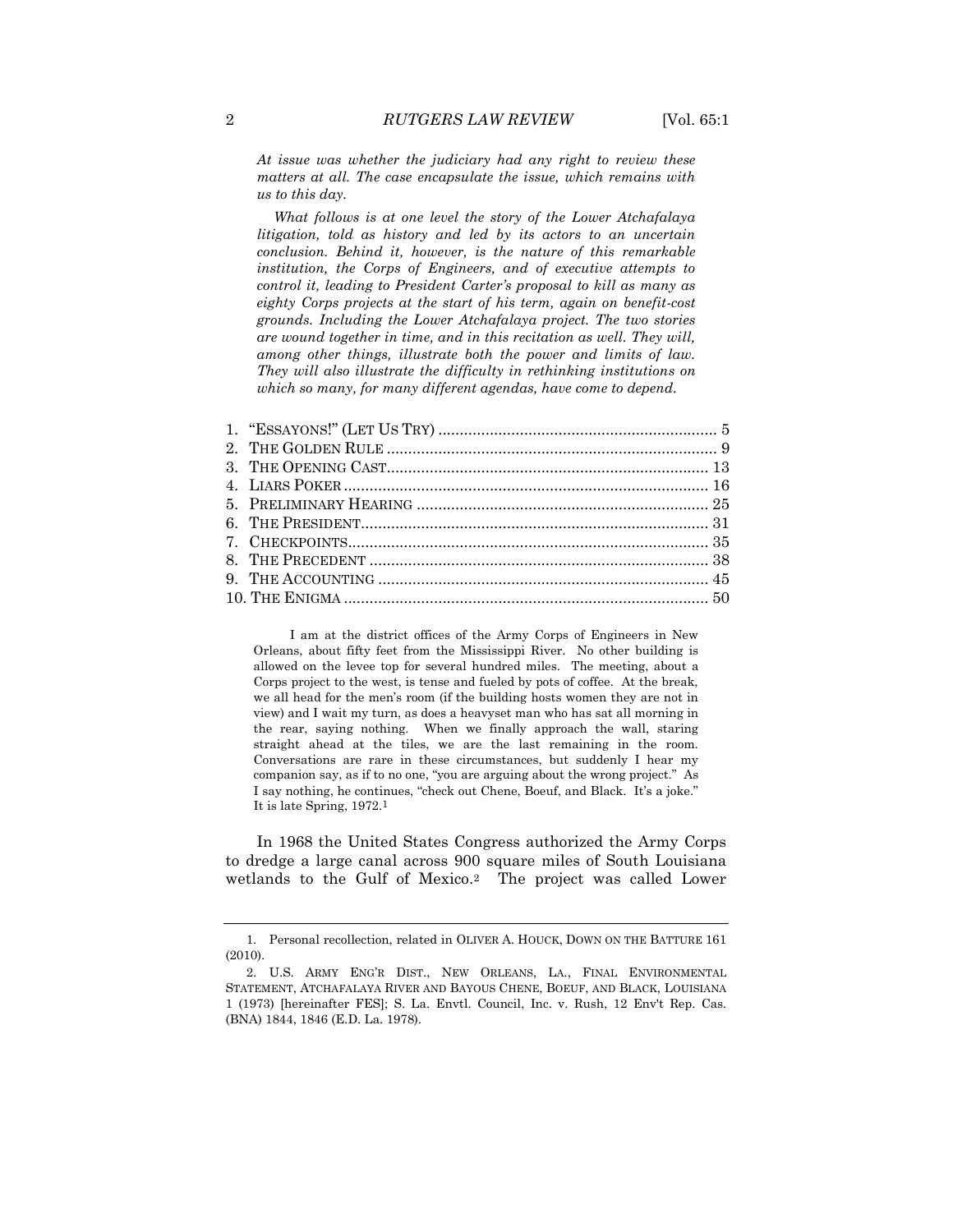*At issue was whether the judiciary had any right to review these matters at all. The case encapsulate the issue, which remains with us to this day.*

*What follows is at one level the story of the Lower Atchafalaya litigation, told as history and led by its actors to an uncertain conclusion. Behind it, however, is the nature of this remarkable institution, the Corps of Engineers, and of executive attempts to control it, leading to President Carter's proposal to kill as many as eighty Corps projects at the start of his term, again on benefit-cost grounds. Including the Lower Atchafalaya project. The two stories are wound together in time, and in this recitation as well. They will, among other things, illustrate both the power and limits of law. They will also illustrate the difficulty in rethinking institutions on which so many, for many different agendas, have come to depend.*

1. "ESSAYONS!" (LET US TRY) .......... 5
2. THE GOLDEN RULE .......... 9
3. THE OPENING CAST .......... 13
4. LIARS POKER .......... 16
5. PRELIMINARY HEARING .......... 25
6. THE PRESIDENT .......... 31
7. CHECKPOINTS .......... 35
8. THE PRECEDENT .......... 38
9. THE ACCOUNTING .......... 45
10. THE ENIGMA .......... 50

> I am at the district offices of the Army Corps of Engineers in New Orleans, about fifty feet from the Mississippi River. No other building is allowed on the levee top for several hundred miles. The meeting, about a Corps project to the west, is tense and fueled by pots of coffee. At the break, we all head for the men's room (if the building hosts women they are not in view) and I wait my turn, as does a heavyset man who has sat all morning in the rear, saying nothing. When we finally approach the wall, staring straight ahead at the tiles, we are the last remaining in the room. Conversations are rare in these circumstances, but suddenly I hear my companion say, as if to no one, "you are arguing about the wrong project." As I say nothing, he continues, "check out Chene, Boeuf, and Black. It's a joke." It is late Spring, 1972.[1]

In 1968 the United States Congress authorized the Army Corps to dredge a large canal across 900 square miles of South Louisiana wetlands to the Gulf of Mexico.[2] The project was called Lower

---

1. Personal recollection, related in OLIVER A. HOUCK, DOWN ON THE BATTURE 161 (2010).

2. U.S. ARMY ENG'R DIST., NEW ORLEANS, LA., FINAL ENVIRONMENTAL STATEMENT, ATCHAFALAYA RIVER AND BAYOUS CHENE, BOEUF, AND BLACK, LOUISIANA 1 (1973) [hereinafter FES]; S. La. Envtl. Council, Inc. v. Rush, 12 Env't Rep. Cas. (BNA) 1844, 1846 (E.D. La. 1978).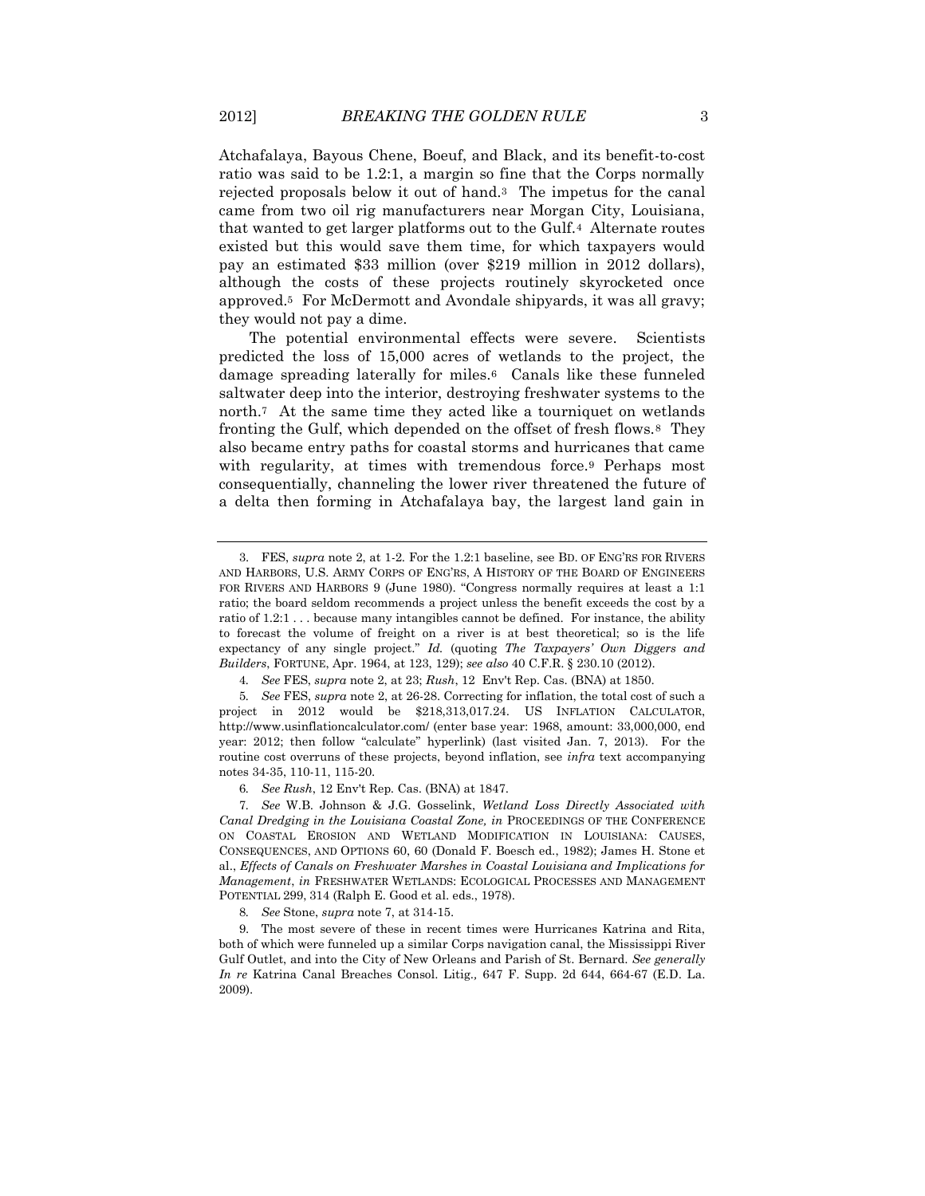Atchafalaya, Bayous Chene, Boeuf, and Black, and its benefit-to-cost ratio was said to be 1.2:1, a margin so fine that the Corps normally rejected proposals below it out of hand.[3] The impetus for the canal came from two oil rig manufacturers near Morgan City, Louisiana, that wanted to get larger platforms out to the Gulf.[4] Alternate routes existed but this would save them time, for which taxpayers would pay an estimated $33 million (over $219 million in 2012 dollars), although the costs of these projects routinely skyrocketed once approved.[5] For McDermott and Avondale shipyards, it was all gravy; they would not pay a dime.

The potential environmental effects were severe. Scientists predicted the loss of 15,000 acres of wetlands to the project, the damage spreading laterally for miles.[6] Canals like these funneled saltwater deep into the interior, destroying freshwater systems to the north.[7] At the same time they acted like a tourniquet on wetlands fronting the Gulf, which depended on the offset of fresh flows.[8] They also became entry paths for coastal storms and hurricanes that came with regularity, at times with tremendous force.[9] Perhaps most consequentially, channeling the lower river threatened the future of a delta then forming in Atchafalaya bay, the largest land gain in

---

3. FES, *supra* note 2, at 1-2. For the 1.2:1 baseline, see BD. OF ENG'RS FOR RIVERS AND HARBORS, U.S. ARMY CORPS OF ENG'RS, A HISTORY OF THE BOARD OF ENGINEERS FOR RIVERS AND HARBORS 9 (June 1980). "Congress normally requires at least a 1:1 ratio; the board seldom recommends a project unless the benefit exceeds the cost by a ratio of 1.2:1 . . . because many intangibles cannot be defined. For instance, the ability to forecast the volume of freight on a river is at best theoretical; so is the life expectancy of any single project." *Id.* (quoting *The Taxpayers' Own Diggers and Builders*, FORTUNE, Apr. 1964, at 123, 129); *see also* 40 C.F.R. § 230.10 (2012).

4. *See* FES, *supra* note 2, at 23; *Rush*, 12 Env't Rep. Cas. (BNA) at 1850.

5. *See* FES, *supra* note 2, at 26-28. Correcting for inflation, the total cost of such a project in 2012 would be $218,313,017.24. US INFLATION CALCULATOR, http://www.usinflationcalculator.com/ (enter base year: 1968, amount: 33,000,000, end year: 2012; then follow "calculate" hyperlink) (last visited Jan. 7, 2013). For the routine cost overruns of these projects, beyond inflation, see *infra* text accompanying notes 34-35, 110-11, 115-20.

6. *See Rush*, 12 Env't Rep. Cas. (BNA) at 1847.

7. *See* W.B. Johnson & J.G. Gosselink, *Wetland Loss Directly Associated with Canal Dredging in the Louisiana Coastal Zone, in* PROCEEDINGS OF THE CONFERENCE ON COASTAL EROSION AND WETLAND MODIFICATION IN LOUISIANA: CAUSES, CONSEQUENCES, AND OPTIONS 60, 60 (Donald F. Boesch ed., 1982); James H. Stone et al., *Effects of Canals on Freshwater Marshes in Coastal Louisiana and Implications for Management*, *in* FRESHWATER WETLANDS: ECOLOGICAL PROCESSES AND MANAGEMENT POTENTIAL 299, 314 (Ralph E. Good et al. eds., 1978).

8. *See* Stone, *supra* note 7, at 314-15.

9. The most severe of these in recent times were Hurricanes Katrina and Rita, both of which were funneled up a similar Corps navigation canal, the Mississippi River Gulf Outlet, and into the City of New Orleans and Parish of St. Bernard. *See generally In re* Katrina Canal Breaches Consol. Litig., 647 F. Supp. 2d 644, 664-67 (E.D. La. 2009).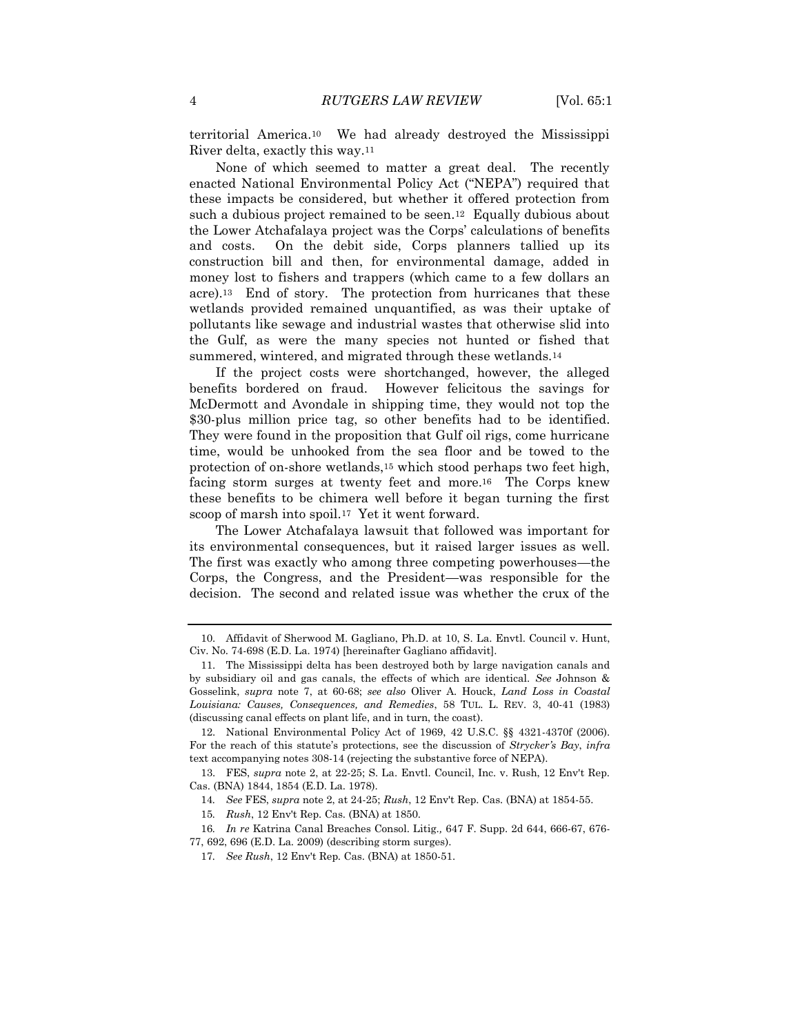territorial America.[10] We had already destroyed the Mississippi River delta, exactly this way.[11]

None of which seemed to matter a great deal. The recently enacted National Environmental Policy Act ("NEPA") required that these impacts be considered, but whether it offered protection from such a dubious project remained to be seen.[12] Equally dubious about the Lower Atchafalaya project was the Corps' calculations of benefits and costs. On the debit side, Corps planners tallied up its construction bill and then, for environmental damage, added in money lost to fishers and trappers (which came to a few dollars an acre).[13] End of story. The protection from hurricanes that these wetlands provided remained unquantified, as was their uptake of pollutants like sewage and industrial wastes that otherwise slid into the Gulf, as were the many species not hunted or fished that summered, wintered, and migrated through these wetlands.[14]

If the project costs were shortchanged, however, the alleged benefits bordered on fraud. However felicitous the savings for McDermott and Avondale in shipping time, they would not top the $30-plus million price tag, so other benefits had to be identified. They were found in the proposition that Gulf oil rigs, come hurricane time, would be unhooked from the sea floor and be towed to the protection of on-shore wetlands,[15] which stood perhaps two feet high, facing storm surges at twenty feet and more.[16] The Corps knew these benefits to be chimera well before it began turning the first scoop of marsh into spoil.[17] Yet it went forward.

The Lower Atchafalaya lawsuit that followed was important for its environmental consequences, but it raised larger issues as well. The first was exactly who among three competing powerhouses—the Corps, the Congress, and the President—was responsible for the decision. The second and related issue was whether the crux of the

---

10. Affidavit of Sherwood M. Gagliano, Ph.D. at 10, S. La. Envtl. Council v. Hunt, Civ. No. 74-698 (E.D. La. 1974) [hereinafter Gagliano affidavit].

11. The Mississippi delta has been destroyed both by large navigation canals and by subsidiary oil and gas canals, the effects of which are identical. *See* Johnson & Gosselink, *supra* note 7, at 60-68; *see also* Oliver A. Houck, *Land Loss in Coastal Louisiana: Causes, Consequences, and Remedies*, 58 TUL. L. REV. 3, 40-41 (1983) (discussing canal effects on plant life, and in turn, the coast).

12. National Environmental Policy Act of 1969, 42 U.S.C. §§ 4321-4370f (2006). For the reach of this statute's protections, see the discussion of *Strycker's Bay*, *infra* text accompanying notes 308-14 (rejecting the substantive force of NEPA).

13. FES, *supra* note 2, at 22-25; S. La. Envtl. Council, Inc. v. Rush, 12 Env't Rep. Cas. (BNA) 1844, 1854 (E.D. La. 1978).

14. *See* FES, *supra* note 2, at 24-25; *Rush*, 12 Env't Rep. Cas. (BNA) at 1854-55.

15. *Rush*, 12 Env't Rep. Cas. (BNA) at 1850.

16. *In re* Katrina Canal Breaches Consol. Litig., 647 F. Supp. 2d 644, 666-67, 676-77, 692, 696 (E.D. La. 2009) (describing storm surges).

17. *See Rush*, 12 Env't Rep. Cas. (BNA) at 1850-51.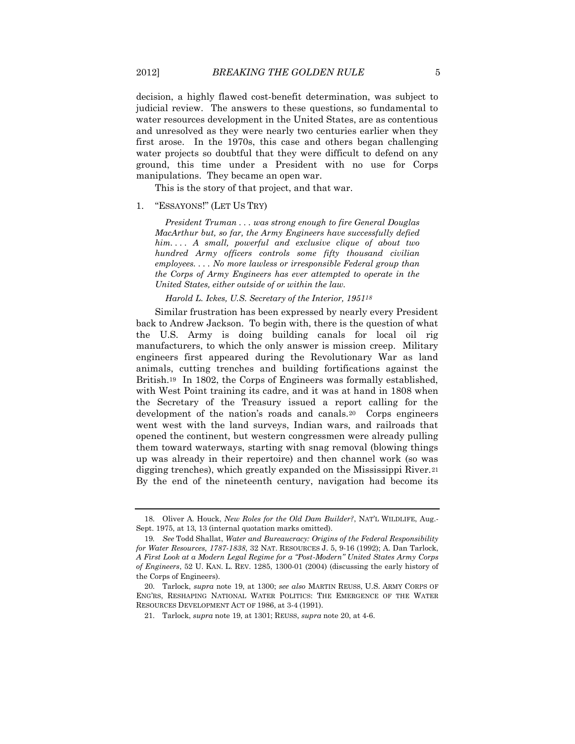decision, a highly flawed cost-benefit determination, was subject to judicial review. The answers to these questions, so fundamental to water resources development in the United States, are as contentious and unresolved as they were nearly two centuries earlier when they first arose. In the 1970s, this case and others began challenging water projects so doubtful that they were difficult to defend on any ground, this time under a President with no use for Corps manipulations. They became an open war.

This is the story of that project, and that war.

## 1. "ESSAYONS!" (LET US TRY)

> *President Truman . . . was strong enough to fire General Douglas MacArthur but, so far, the Army Engineers have successfully defied him. . . . A small, powerful and exclusive clique of about two hundred Army officers controls some fifty thousand civilian employees. . . . No more lawless or irresponsible Federal group than the Corps of Army Engineers has ever attempted to operate in the United States, either outside of or within the law.*
>
> *Harold L. Ickes, U.S. Secretary of the Interior, 1951*[18]

Similar frustration has been expressed by nearly every President back to Andrew Jackson. To begin with, there is the question of what the U.S. Army is doing building canals for local oil rig manufacturers, to which the only answer is mission creep. Military engineers first appeared during the Revolutionary War as land animals, cutting trenches and building fortifications against the British.[19] In 1802, the Corps of Engineers was formally established, with West Point training its cadre, and it was at hand in 1808 when the Secretary of the Treasury issued a report calling for the development of the nation's roads and canals.[20] Corps engineers went west with the land surveys, Indian wars, and railroads that opened the continent, but western congressmen were already pulling them toward waterways, starting with snag removal (blowing things up was already in their repertoire) and then channel work (so was digging trenches), which greatly expanded on the Mississippi River.[21] By the end of the nineteenth century, navigation had become its

---

18. Oliver A. Houck, *New Roles for the Old Dam Builder?*, NAT'L WILDLIFE, Aug.-Sept. 1975, at 13, 13 (internal quotation marks omitted).

19. *See* Todd Shallat, *Water and Bureaucracy: Origins of the Federal Responsibility for Water Resources, 1787-1838*, 32 NAT. RESOURCES J. 5, 9-16 (1992); A. Dan Tarlock, *A First Look at a Modern Legal Regime for a "Post-Modern" United States Army Corps of Engineers*, 52 U. KAN. L. REV. 1285, 1300-01 (2004) (discussing the early history of the Corps of Engineers).

20. Tarlock, *supra* note 19, at 1300; *see also* MARTIN REUSS, U.S. ARMY CORPS OF ENG'RS, RESHAPING NATIONAL WATER POLITICS: THE EMERGENCE OF THE WATER RESOURCES DEVELOPMENT ACT OF 1986, at 3-4 (1991).

21. Tarlock, *supra* note 19, at 1301; REUSS, *supra* note 20, at 4-6.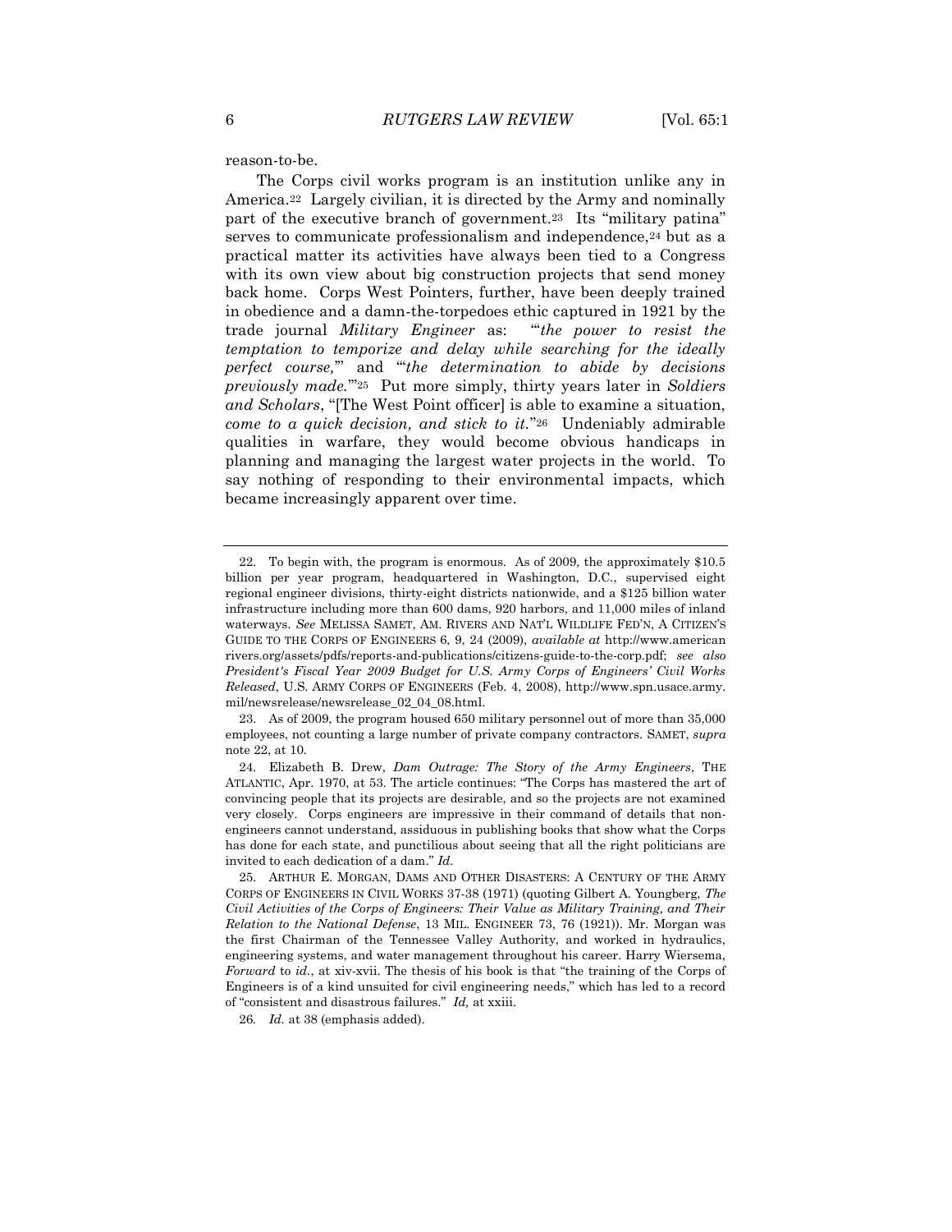reason-to-be.

The Corps civil works program is an institution unlike any in America.[22] Largely civilian, it is directed by the Army and nominally part of the executive branch of government.[23] Its "military patina" serves to communicate professionalism and independence,[24] but as a practical matter its activities have always been tied to a Congress with its own view about big construction projects that send money back home. Corps West Pointers, further, have been deeply trained in obedience and a damn-the-torpedoes ethic captured in 1921 by the trade journal *Military Engineer* as: "'*the power to resist the temptation to temporize and delay while searching for the ideally perfect course,*'" and "'*the determination to abide by decisions previously made.*'"[25] Put more simply, thirty years later in *Soldiers and Scholars*, "[The West Point officer] is able to examine a situation, *come to a quick decision, and stick to it.*"[26] Undeniably admirable qualities in warfare, they would become obvious handicaps in planning and managing the largest water projects in the world. To say nothing of responding to their environmental impacts, which became increasingly apparent over time.

---

22. To begin with, the program is enormous. As of 2009, the approximately $10.5 billion per year program, headquartered in Washington, D.C., supervised eight regional engineer divisions, thirty-eight districts nationwide, and a $125 billion water infrastructure including more than 600 dams, 920 harbors, and 11,000 miles of inland waterways. *See* MELISSA SAMET, AM. RIVERS AND NAT'L WILDLIFE FED'N, A CITIZEN'S GUIDE TO THE CORPS OF ENGINEERS 6, 9, 24 (2009), *available at* http://www.americanrivers.org/assets/pdfs/reports-and-publications/citizens-guide-to-the-corp.pdf; *see also President's Fiscal Year 2009 Budget for U.S. Army Corps of Engineers' Civil Works Released*, U.S. ARMY CORPS OF ENGINEERS (Feb. 4, 2008), http://www.spn.usace.army.mil/newsrelease/newsrelease_02_04_08.html.

23. As of 2009, the program housed 650 military personnel out of more than 35,000 employees, not counting a large number of private company contractors. SAMET, *supra* note 22, at 10.

24. Elizabeth B. Drew, *Dam Outrage: The Story of the Army Engineers*, THE ATLANTIC, Apr. 1970, at 53. The article continues: "The Corps has mastered the art of convincing people that its projects are desirable, and so the projects are not examined very closely. Corps engineers are impressive in their command of details that non-engineers cannot understand, assiduous in publishing books that show what the Corps has done for each state, and punctilious about seeing that all the right politicians are invited to each dedication of a dam." *Id.*

25. ARTHUR E. MORGAN, DAMS AND OTHER DISASTERS: A CENTURY OF THE ARMY CORPS OF ENGINEERS IN CIVIL WORKS 37-38 (1971) (quoting Gilbert A. Youngberg, *The Civil Activities of the Corps of Engineers: Their Value as Military Training, and Their Relation to the National Defense*, 13 MIL. ENGINEER 73, 76 (1921)). Mr. Morgan was the first Chairman of the Tennessee Valley Authority, and worked in hydraulics, engineering systems, and water management throughout his career. Harry Wiersema, *Forward* to *id.*, at xiv-xvii. The thesis of his book is that "the training of the Corps of Engineers is of a kind unsuited for civil engineering needs," which has led to a record of "consistent and disastrous failures." *Id,* at xxiii.

26. *Id.* at 38 (emphasis added).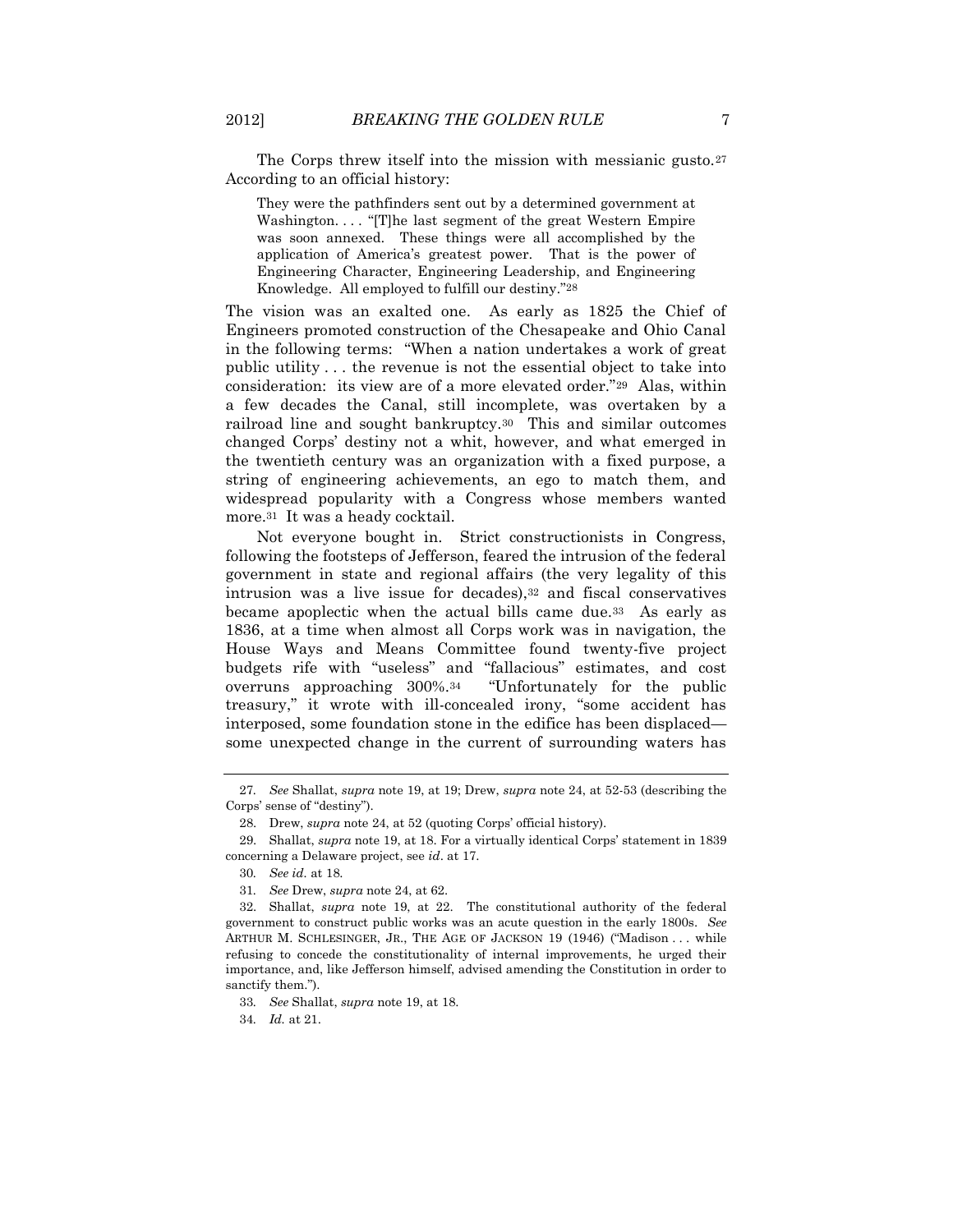The Corps threw itself into the mission with messianic gusto.[27] According to an official history:

> They were the pathfinders sent out by a determined government at Washington. . . . "[T]he last segment of the great Western Empire was soon annexed. These things were all accomplished by the application of America's greatest power. That is the power of Engineering Character, Engineering Leadership, and Engineering Knowledge. All employed to fulfill our destiny."[28]

The vision was an exalted one. As early as 1825 the Chief of Engineers promoted construction of the Chesapeake and Ohio Canal in the following terms: "When a nation undertakes a work of great public utility . . . the revenue is not the essential object to take into consideration: its view are of a more elevated order."[29] Alas, within a few decades the Canal, still incomplete, was overtaken by a railroad line and sought bankruptcy.[30] This and similar outcomes changed Corps' destiny not a whit, however, and what emerged in the twentieth century was an organization with a fixed purpose, a string of engineering achievements, an ego to match them, and widespread popularity with a Congress whose members wanted more.[31] It was a heady cocktail.

Not everyone bought in. Strict constructionists in Congress, following the footsteps of Jefferson, feared the intrusion of the federal government in state and regional affairs (the very legality of this intrusion was a live issue for decades),[32] and fiscal conservatives became apoplectic when the actual bills came due.[33] As early as 1836, at a time when almost all Corps work was in navigation, the House Ways and Means Committee found twenty-five project budgets rife with "useless" and "fallacious" estimates, and cost overruns approaching 300%.[34] "Unfortunately for the public treasury," it wrote with ill-concealed irony, "some accident has interposed, some foundation stone in the edifice has been displaced—some unexpected change in the current of surrounding waters has

---

27. *See* Shallat, *supra* note 19, at 19; Drew, *supra* note 24, at 52-53 (describing the Corps' sense of "destiny").

28. Drew, *supra* note 24, at 52 (quoting Corps' official history).

29. Shallat, *supra* note 19, at 18. For a virtually identical Corps' statement in 1839 concerning a Delaware project, see *id*. at 17.

30. *See id.* at 18.

31. *See* Drew, *supra* note 24, at 62.

32. Shallat, *supra* note 19, at 22. The constitutional authority of the federal government to construct public works was an acute question in the early 1800s. *See* ARTHUR M. SCHLESINGER, JR., THE AGE OF JACKSON 19 (1946) ("Madison . . . while refusing to concede the constitutionality of internal improvements, he urged their importance, and, like Jefferson himself, advised amending the Constitution in order to sanctify them.").

33. *See* Shallat, *supra* note 19, at 18.

34. *Id.* at 21.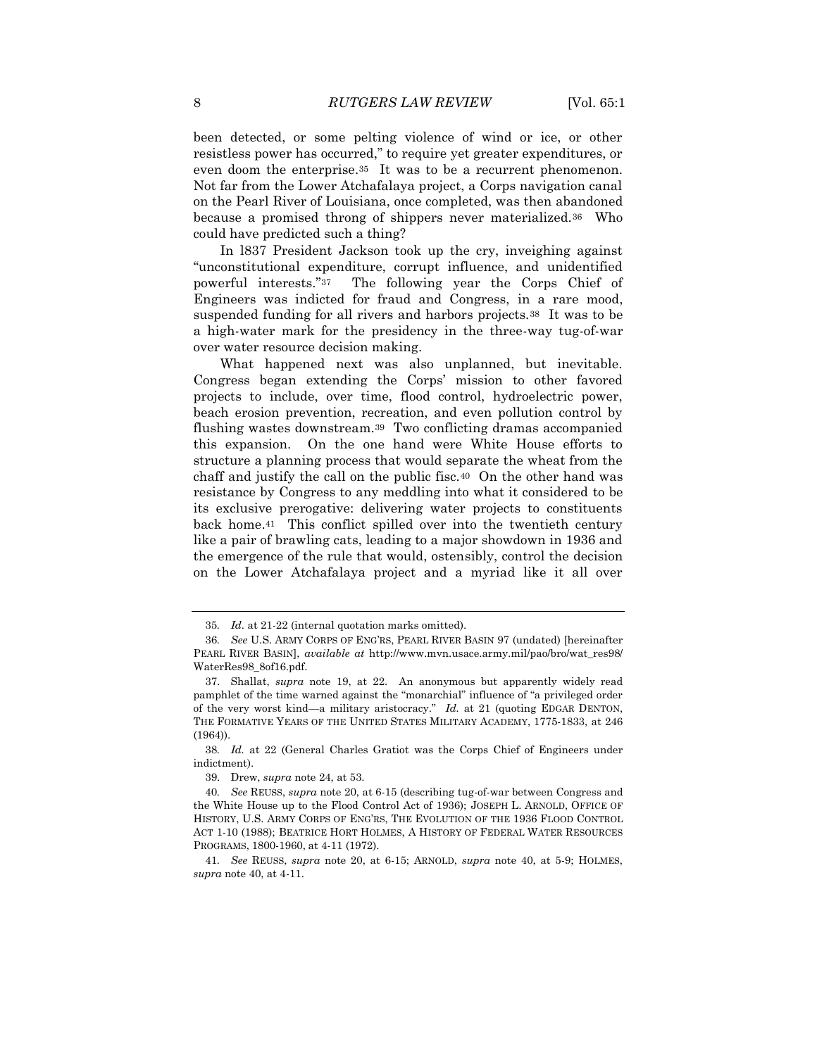been detected, or some pelting violence of wind or ice, or other resistless power has occurred," to require yet greater expenditures, or even doom the enterprise.[35] It was to be a recurrent phenomenon. Not far from the Lower Atchafalaya project, a Corps navigation canal on the Pearl River of Louisiana, once completed, was then abandoned because a promised throng of shippers never materialized.[36] Who could have predicted such a thing?

In l837 President Jackson took up the cry, inveighing against "unconstitutional expenditure, corrupt influence, and unidentified powerful interests."[37] The following year the Corps Chief of Engineers was indicted for fraud and Congress, in a rare mood, suspended funding for all rivers and harbors projects.[38] It was to be a high-water mark for the presidency in the three-way tug-of-war over water resource decision making.

What happened next was also unplanned, but inevitable. Congress began extending the Corps' mission to other favored projects to include, over time, flood control, hydroelectric power, beach erosion prevention, recreation, and even pollution control by flushing wastes downstream.[39] Two conflicting dramas accompanied this expansion. On the one hand were White House efforts to structure a planning process that would separate the wheat from the chaff and justify the call on the public fisc.[40] On the other hand was resistance by Congress to any meddling into what it considered to be its exclusive prerogative: delivering water projects to constituents back home.[41] This conflict spilled over into the twentieth century like a pair of brawling cats, leading to a major showdown in 1936 and the emergence of the rule that would, ostensibly, control the decision on the Lower Atchafalaya project and a myriad like it all over

---

35. *Id*. at 21-22 (internal quotation marks omitted).

36. *See* U.S. ARMY CORPS OF ENG'RS, PEARL RIVER BASIN 97 (undated) [hereinafter PEARL RIVER BASIN], *available at* http://www.mvn.usace.army.mil/pao/bro/wat_res98/WaterRes98_8of16.pdf.

37. Shallat, *supra* note 19, at 22. An anonymous but apparently widely read pamphlet of the time warned against the "monarchial" influence of "a privileged order of the very worst kind—a military aristocracy." *Id.* at 21 (quoting EDGAR DENTON, THE FORMATIVE YEARS OF THE UNITED STATES MILITARY ACADEMY, 1775-1833, at 246 (1964)).

38. *Id.* at 22 (General Charles Gratiot was the Corps Chief of Engineers under indictment).

39. Drew, *supra* note 24, at 53.

40. *See* REUSS, *supra* note 20, at 6-15 (describing tug-of-war between Congress and the White House up to the Flood Control Act of 1936); JOSEPH L. ARNOLD, OFFICE OF HISTORY, U.S. ARMY CORPS OF ENG'RS, THE EVOLUTION OF THE 1936 FLOOD CONTROL ACT 1-10 (1988); BEATRICE HORT HOLMES, A HISTORY OF FEDERAL WATER RESOURCES PROGRAMS, 1800-1960, at 4-11 (1972).

41. *See* REUSS, *supra* note 20, at 6-15; ARNOLD, *supra* note 40, at 5-9; HOLMES, *supra* note 40, at 4-11.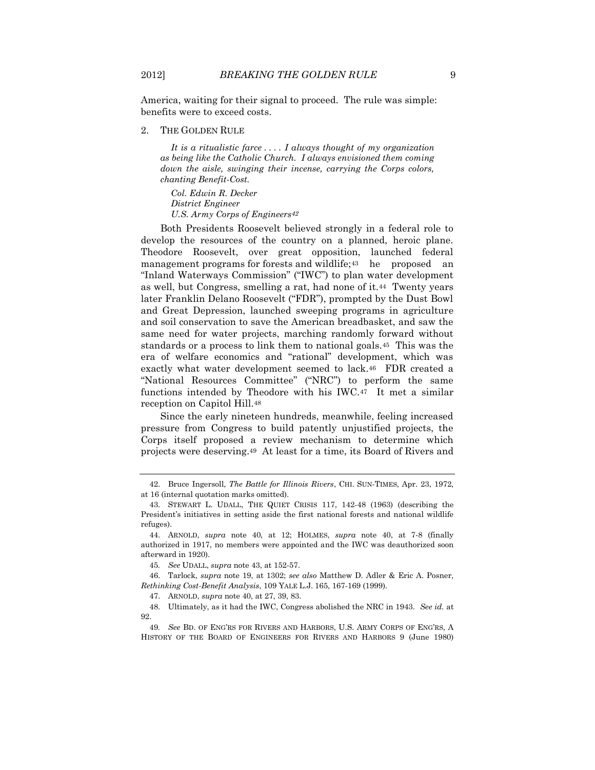America, waiting for their signal to proceed. The rule was simple: benefits were to exceed costs.

### 2. THE GOLDEN RULE

> *It is a ritualistic farce . . . . I always thought of my organization as being like the Catholic Church. I always envisioned them coming down the aisle, swinging their incense, carrying the Corps colors, chanting Benefit-Cost.*
>
> *Col. Edwin R. Decker*
> *District Engineer*
> *U.S. Army Corps of Engineers*[42]

Both Presidents Roosevelt believed strongly in a federal role to develop the resources of the country on a planned, heroic plane. Theodore Roosevelt, over great opposition, launched federal management programs for forests and wildlife;[43] he proposed an "Inland Waterways Commission" ("IWC") to plan water development as well, but Congress, smelling a rat, had none of it.[44] Twenty years later Franklin Delano Roosevelt ("FDR"), prompted by the Dust Bowl and Great Depression, launched sweeping programs in agriculture and soil conservation to save the American breadbasket, and saw the same need for water projects, marching randomly forward without standards or a process to link them to national goals.[45] This was the era of welfare economics and "rational" development, which was exactly what water development seemed to lack.[46] FDR created a "National Resources Committee" ("NRC") to perform the same functions intended by Theodore with his IWC.[47] It met a similar reception on Capitol Hill.[48]

Since the early nineteen hundreds, meanwhile, feeling increased pressure from Congress to build patently unjustified projects, the Corps itself proposed a review mechanism to determine which projects were deserving.[49] At least for a time, its Board of Rivers and

---

42. Bruce Ingersoll, *The Battle for Illinois Rivers*, CHI. SUN-TIMES, Apr. 23, 1972, at 16 (internal quotation marks omitted).

43. STEWART L. UDALL, THE QUIET CRISIS 117, 142-48 (1963) (describing the President's initiatives in setting aside the first national forests and national wildlife refuges).

44. ARNOLD, *supra* note 40, at 12; HOLMES, *supra* note 40, at 7-8 (finally authorized in 1917, no members were appointed and the IWC was deauthorized soon afterward in 1920).

45. *See* UDALL, *supra* note 43, at 152-57.

46. Tarlock, *supra* note 19, at 1302; *see also* Matthew D. Adler & Eric A. Posner, *Rethinking Cost-Benefit Analysis*, 109 YALE L.J. 165, 167-169 (1999).

47. ARNOLD, *supra* note 40, at 27, 39, 83.

48. Ultimately, as it had the IWC, Congress abolished the NRC in 1943. *See id.* at 92.

49. *See* BD. OF ENG'RS FOR RIVERS AND HARBORS, U.S. ARMY CORPS OF ENG'RS, A HISTORY OF THE BOARD OF ENGINEERS FOR RIVERS AND HARBORS 9 (June 1980)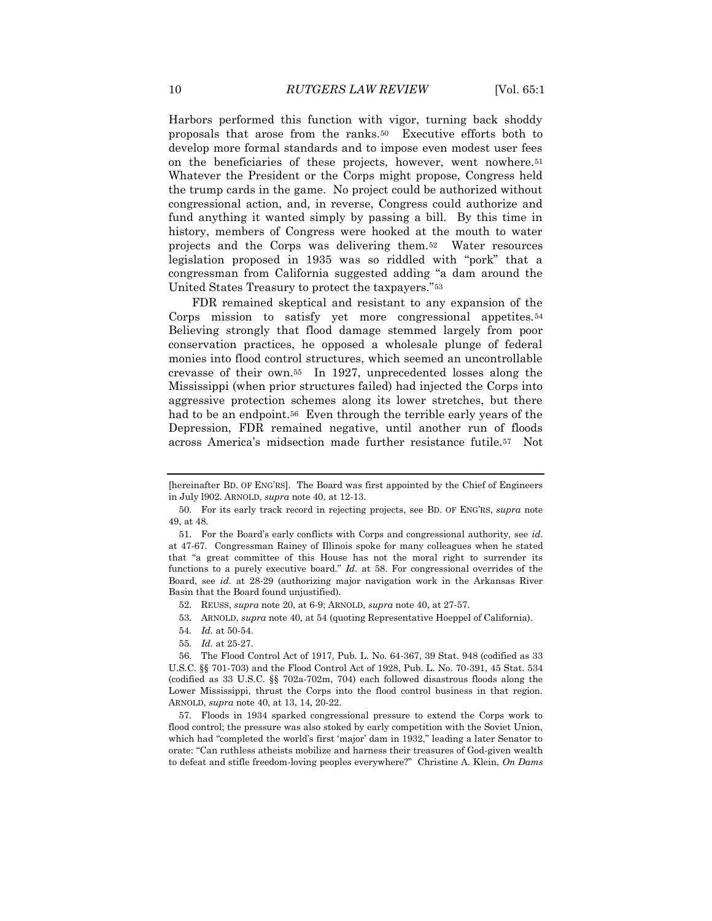Harbors performed this function with vigor, turning back shoddy proposals that arose from the ranks.[50] Executive efforts both to develop more formal standards and to impose even modest user fees on the beneficiaries of these projects, however, went nowhere.[51] Whatever the President or the Corps might propose, Congress held the trump cards in the game. No project could be authorized without congressional action, and, in reverse, Congress could authorize and fund anything it wanted simply by passing a bill. By this time in history, members of Congress were hooked at the mouth to water projects and the Corps was delivering them.[52] Water resources legislation proposed in 1935 was so riddled with "pork" that a congressman from California suggested adding "a dam around the United States Treasury to protect the taxpayers."[53]

FDR remained skeptical and resistant to any expansion of the Corps mission to satisfy yet more congressional appetites.[54] Believing strongly that flood damage stemmed largely from poor conservation practices, he opposed a wholesale plunge of federal monies into flood control structures, which seemed an uncontrollable crevasse of their own.[55] In 1927, unprecedented losses along the Mississippi (when prior structures failed) had injected the Corps into aggressive protection schemes along its lower stretches, but there had to be an endpoint.[56] Even through the terrible early years of the Depression, FDR remained negative, until another run of floods across America's midsection made further resistance futile.[57] Not

---

[hereinafter BD. OF ENG'RS]. The Board was first appointed by the Chief of Engineers in July l902. ARNOLD, *supra* note 40, at 12-13.

50. For its early track record in rejecting projects, see BD. OF ENG'RS, *supra* note 49, at 48.

51. For the Board's early conflicts with Corps and congressional authority, see *id*. at 47-67. Congressman Rainey of Illinois spoke for many colleagues when he stated that "a great committee of this House has not the moral right to surrender its functions to a purely executive board." *Id.* at 58. For congressional overrides of the Board, see *id*. at 28-29 (authorizing major navigation work in the Arkansas River Basin that the Board found unjustified).

52. REUSS, *supra* note 20, at 6-9; ARNOLD, *supra* note 40, at 27-57.

53. ARNOLD, *supra* note 40, at 54 (quoting Representative Hoeppel of California).

54. *Id.* at 50-54.

55. *Id.* at 25-27.

56. The Flood Control Act of 1917, Pub. L. No. 64-367, 39 Stat. 948 (codified as 33 U.S.C. §§ 701-703) and the Flood Control Act of 1928, Pub. L. No. 70-391, 45 Stat. 534 (codified as 33 U.S.C. §§ 702a-702m, 704) each followed disastrous floods along the Lower Mississippi, thrust the Corps into the flood control business in that region. ARNOLD, *supra* note 40, at 13, 14, 20-22.

57. Floods in 1934 sparked congressional pressure to extend the Corps work to flood control; the pressure was also stoked by early competition with the Soviet Union, which had "completed the world's first 'major' dam in 1932," leading a later Senator to orate: "Can ruthless atheists mobilize and harness their treasures of God-given wealth to defeat and stifle freedom-loving peoples everywhere?" Christine A. Klein, *On Dams*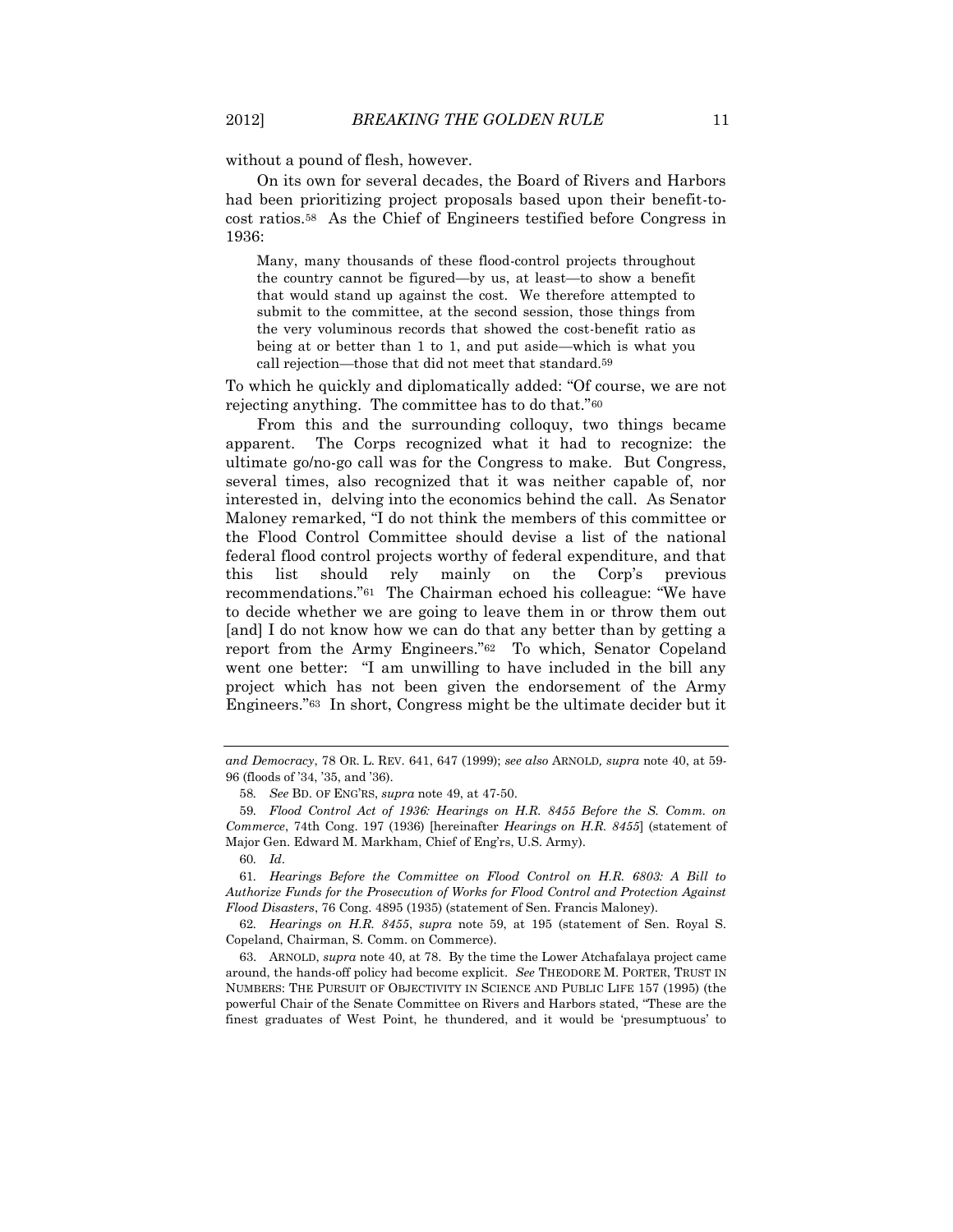without a pound of flesh, however.

On its own for several decades, the Board of Rivers and Harbors had been prioritizing project proposals based upon their benefit-to-cost ratios.[58] As the Chief of Engineers testified before Congress in 1936:

> Many, many thousands of these flood-control projects throughout the country cannot be figured—by us, at least—to show a benefit that would stand up against the cost. We therefore attempted to submit to the committee, at the second session, those things from the very voluminous records that showed the cost-benefit ratio as being at or better than 1 to 1, and put aside—which is what you call rejection—those that did not meet that standard.[59]

To which he quickly and diplomatically added: "Of course, we are not rejecting anything. The committee has to do that."[60]

From this and the surrounding colloquy, two things became apparent. The Corps recognized what it had to recognize: the ultimate go/no-go call was for the Congress to make. But Congress, several times, also recognized that it was neither capable of, nor interested in, delving into the economics behind the call. As Senator Maloney remarked, "I do not think the members of this committee or the Flood Control Committee should devise a list of the national federal flood control projects worthy of federal expenditure, and that this list should rely mainly on the Corp's previous recommendations."[61] The Chairman echoed his colleague: "We have to decide whether we are going to leave them in or throw them out [and] I do not know how we can do that any better than by getting a report from the Army Engineers."[62] To which, Senator Copeland went one better: "I am unwilling to have included in the bill any project which has not been given the endorsement of the Army Engineers."[63] In short, Congress might be the ultimate decider but it

---

*and Democracy*, 78 OR. L. REV. 641, 647 (1999); *see also* ARNOLD*, supra* note 40, at 59-96 (floods of '34, '35, and '36).

58. *See* BD. OF ENG'RS, *supra* note 49, at 47-50.

59. *Flood Control Act of 1936: Hearings on H.R. 8455 Before the S. Comm. on Commerce*, 74th Cong. 197 (1936) [hereinafter *Hearings on H.R. 8455*] (statement of Major Gen. Edward M. Markham, Chief of Eng'rs, U.S. Army).

60. *Id*.

61. *Hearings Before the Committee on Flood Control on H.R. 6803: A Bill to Authorize Funds for the Prosecution of Works for Flood Control and Protection Against Flood Disasters*, 76 Cong. 4895 (1935) (statement of Sen. Francis Maloney).

62. *Hearings on H.R. 8455*, *supra* note 59, at 195 (statement of Sen. Royal S. Copeland, Chairman, S. Comm. on Commerce).

63. ARNOLD, *supra* note 40, at 78. By the time the Lower Atchafalaya project came around, the hands-off policy had become explicit. *See* THEODORE M. PORTER, TRUST IN NUMBERS: THE PURSUIT OF OBJECTIVITY IN SCIENCE AND PUBLIC LIFE 157 (1995) (the powerful Chair of the Senate Committee on Rivers and Harbors stated, "These are the finest graduates of West Point, he thundered, and it would be 'presumptuous' to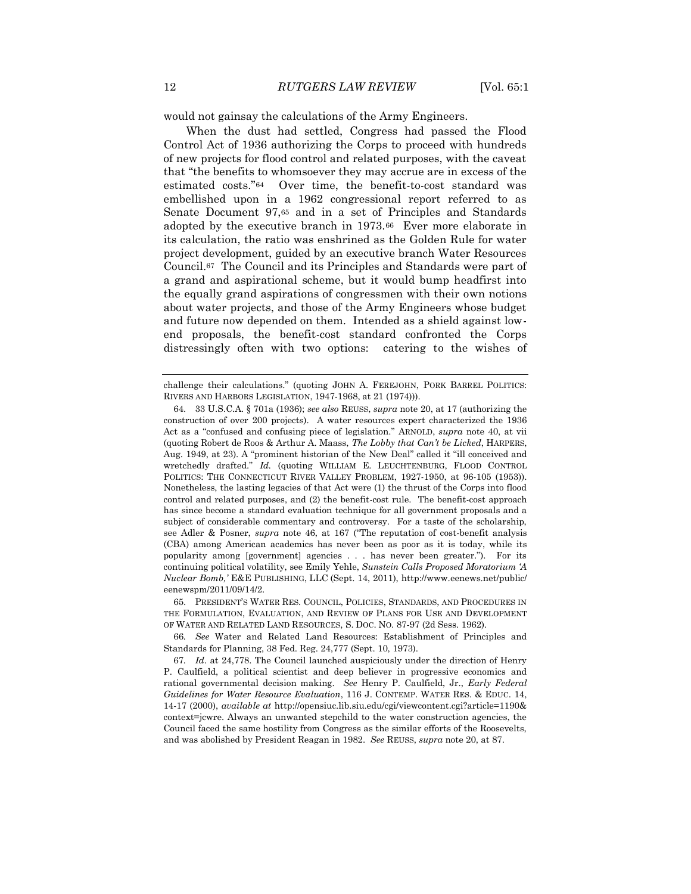would not gainsay the calculations of the Army Engineers.

When the dust had settled, Congress had passed the Flood Control Act of 1936 authorizing the Corps to proceed with hundreds of new projects for flood control and related purposes, with the caveat that "the benefits to whomsoever they may accrue are in excess of the estimated costs."[64] Over time, the benefit-to-cost standard was embellished upon in a 1962 congressional report referred to as Senate Document 97,[65] and in a set of Principles and Standards adopted by the executive branch in 1973.[66] Ever more elaborate in its calculation, the ratio was enshrined as the Golden Rule for water project development, guided by an executive branch Water Resources Council.[67] The Council and its Principles and Standards were part of a grand and aspirational scheme, but it would bump headfirst into the equally grand aspirations of congressmen with their own notions about water projects, and those of the Army Engineers whose budget and future now depended on them. Intended as a shield against low-end proposals, the benefit-cost standard confronted the Corps distressingly often with two options: catering to the wishes of

---

challenge their calculations." (quoting JOHN A. FEREJOHN, PORK BARREL POLITICS: RIVERS AND HARBORS LEGISLATION, 1947-1968, at 21 (1974))).

64. 33 U.S.C.A. § 701a (1936); *see also* REUSS, *supra* note 20, at 17 (authorizing the construction of over 200 projects). A water resources expert characterized the 1936 Act as a "confused and confusing piece of legislation." ARNOLD, *supra* note 40, at vii (quoting Robert de Roos & Arthur A. Maass, *The Lobby that Can't be Licked*, HARPERS, Aug. 1949, at 23). A "prominent historian of the New Deal" called it "ill conceived and wretchedly drafted." *Id.* (quoting WILLIAM E. LEUCHTENBURG, FLOOD CONTROL POLITICS: THE CONNECTICUT RIVER VALLEY PROBLEM, 1927-1950, at 96-105 (1953)). Nonetheless, the lasting legacies of that Act were (1) the thrust of the Corps into flood control and related purposes, and (2) the benefit-cost rule. The benefit-cost approach has since become a standard evaluation technique for all government proposals and a subject of considerable commentary and controversy. For a taste of the scholarship, see Adler & Posner, *supra* note 46, at 167 ("The reputation of cost-benefit analysis (CBA) among American academics has never been as poor as it is today, while its popularity among [government] agencies . . . has never been greater."). For its continuing political volatility, see Emily Yehle, *Sunstein Calls Proposed Moratorium 'A Nuclear Bomb,'* E&E PUBLISHING, LLC (Sept. 14, 2011), http://www.eenews.net/public/eenewspm/2011/09/14/2.

65. PRESIDENT'S WATER RES. COUNCIL, POLICIES, STANDARDS, AND PROCEDURES IN THE FORMULATION, EVALUATION, AND REVIEW OF PLANS FOR USE AND DEVELOPMENT OF WATER AND RELATED LAND RESOURCES, S. DOC. NO. 87-97 (2d Sess. 1962).

66. *See* Water and Related Land Resources: Establishment of Principles and Standards for Planning, 38 Fed. Reg. 24,777 (Sept. 10, 1973).

67. *Id*. at 24,778. The Council launched auspiciously under the direction of Henry P. Caulfield, a political scientist and deep believer in progressive economics and rational governmental decision making. *See* Henry P. Caulfield, Jr., *Early Federal Guidelines for Water Resource Evaluation*, 116 J. CONTEMP. WATER RES. & EDUC. 14, 14-17 (2000), *available at* http://opensiuc.lib.siu.edu/cgi/viewcontent.cgi?article=1190&context=jcwre. Always an unwanted stepchild to the water construction agencies, the Council faced the same hostility from Congress as the similar efforts of the Roosevelts, and was abolished by President Reagan in 1982. *See* REUSS, *supra* note 20, at 87.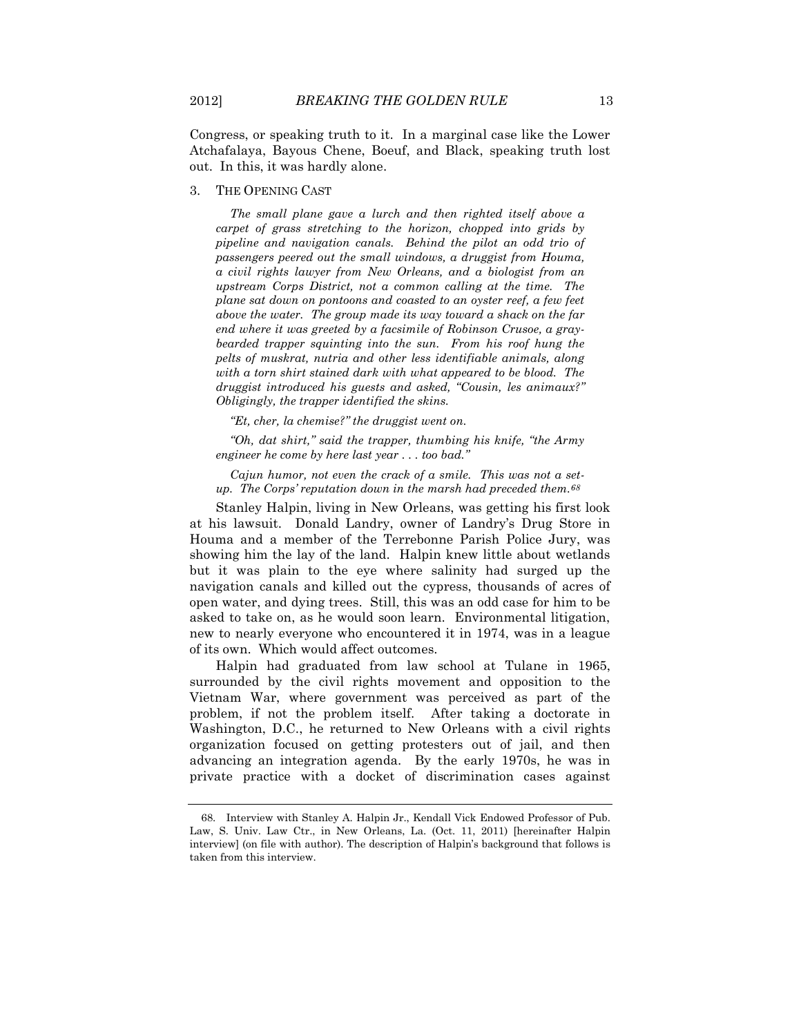Congress, or speaking truth to it. In a marginal case like the Lower Atchafalaya, Bayous Chene, Boeuf, and Black, speaking truth lost out. In this, it was hardly alone.

### 3. THE OPENING CAST

*The small plane gave a lurch and then righted itself above a carpet of grass stretching to the horizon, chopped into grids by pipeline and navigation canals. Behind the pilot an odd trio of passengers peered out the small windows, a druggist from Houma, a civil rights lawyer from New Orleans, and a biologist from an upstream Corps District, not a common calling at the time. The plane sat down on pontoons and coasted to an oyster reef, a few feet above the water. The group made its way toward a shack on the far end where it was greeted by a facsimile of Robinson Crusoe, a gray-bearded trapper squinting into the sun. From his roof hung the pelts of muskrat, nutria and other less identifiable animals, along with a torn shirt stained dark with what appeared to be blood. The druggist introduced his guests and asked, "Cousin, les animaux?" Obligingly, the trapper identified the skins.*

*"Et, cher, la chemise?" the druggist went on.*

*"Oh, dat shirt," said the trapper, thumbing his knife, "the Army engineer he come by here last year . . . too bad."*

*Cajun humor, not even the crack of a smile. This was not a set-up. The Corps' reputation down in the marsh had preceded them.*[68]

Stanley Halpin, living in New Orleans, was getting his first look at his lawsuit. Donald Landry, owner of Landry's Drug Store in Houma and a member of the Terrebonne Parish Police Jury, was showing him the lay of the land. Halpin knew little about wetlands but it was plain to the eye where salinity had surged up the navigation canals and killed out the cypress, thousands of acres of open water, and dying trees. Still, this was an odd case for him to be asked to take on, as he would soon learn. Environmental litigation, new to nearly everyone who encountered it in 1974, was in a league of its own. Which would affect outcomes.

Halpin had graduated from law school at Tulane in 1965, surrounded by the civil rights movement and opposition to the Vietnam War, where government was perceived as part of the problem, if not the problem itself. After taking a doctorate in Washington, D.C., he returned to New Orleans with a civil rights organization focused on getting protesters out of jail, and then advancing an integration agenda. By the early 1970s, he was in private practice with a docket of discrimination cases against

---

68. Interview with Stanley A. Halpin Jr., Kendall Vick Endowed Professor of Pub. Law, S. Univ. Law Ctr., in New Orleans, La. (Oct. 11, 2011) [hereinafter Halpin interview] (on file with author). The description of Halpin's background that follows is taken from this interview.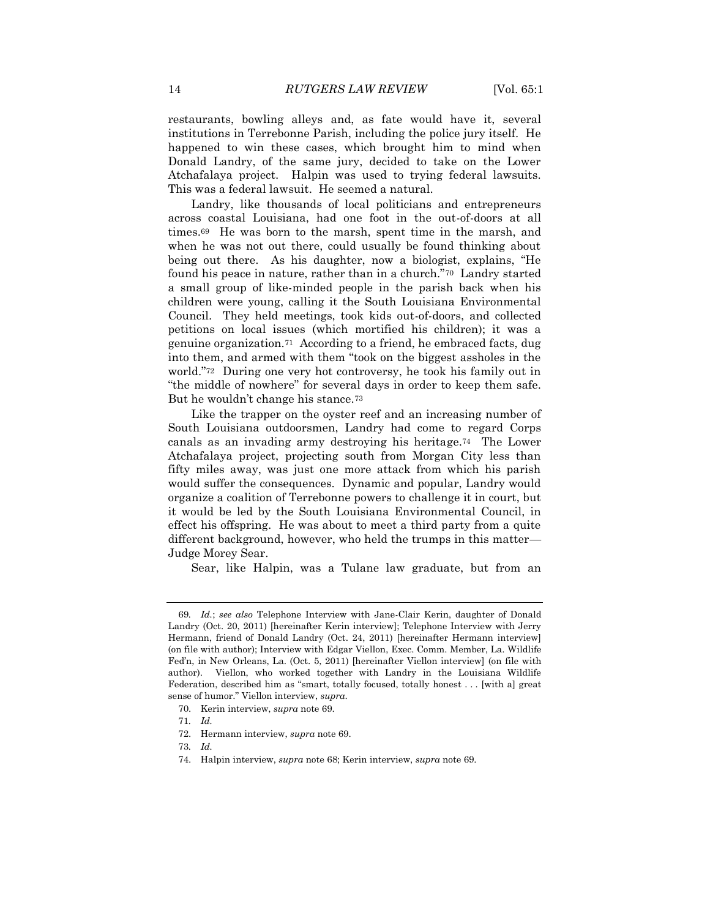restaurants, bowling alleys and, as fate would have it, several institutions in Terrebonne Parish, including the police jury itself. He happened to win these cases, which brought him to mind when Donald Landry, of the same jury, decided to take on the Lower Atchafalaya project. Halpin was used to trying federal lawsuits. This was a federal lawsuit. He seemed a natural.

Landry, like thousands of local politicians and entrepreneurs across coastal Louisiana, had one foot in the out-of-doors at all times.[69] He was born to the marsh, spent time in the marsh, and when he was not out there, could usually be found thinking about being out there. As his daughter, now a biologist, explains, "He found his peace in nature, rather than in a church."[70] Landry started a small group of like-minded people in the parish back when his children were young, calling it the South Louisiana Environmental Council. They held meetings, took kids out-of-doors, and collected petitions on local issues (which mortified his children); it was a genuine organization.[71] According to a friend, he embraced facts, dug into them, and armed with them "took on the biggest assholes in the world."[72] During one very hot controversy, he took his family out in "the middle of nowhere" for several days in order to keep them safe. But he wouldn't change his stance.[73]

Like the trapper on the oyster reef and an increasing number of South Louisiana outdoorsmen, Landry had come to regard Corps canals as an invading army destroying his heritage.[74] The Lower Atchafalaya project, projecting south from Morgan City less than fifty miles away, was just one more attack from which his parish would suffer the consequences. Dynamic and popular, Landry would organize a coalition of Terrebonne powers to challenge it in court, but it would be led by the South Louisiana Environmental Council, in effect his offspring. He was about to meet a third party from a quite different background, however, who held the trumps in this matter—Judge Morey Sear.

Sear, like Halpin, was a Tulane law graduate, but from an

---

69. *Id.*; *see also* Telephone Interview with Jane-Clair Kerin, daughter of Donald Landry (Oct. 20, 2011) [hereinafter Kerin interview]; Telephone Interview with Jerry Hermann, friend of Donald Landry (Oct. 24, 2011) [hereinafter Hermann interview] (on file with author); Interview with Edgar Viellon, Exec. Comm. Member, La. Wildlife Fed'n, in New Orleans, La. (Oct. 5, 2011) [hereinafter Viellon interview] (on file with author). Viellon, who worked together with Landry in the Louisiana Wildlife Federation, described him as "smart, totally focused, totally honest . . . [with a] great sense of humor." Viellon interview, *supra*.

70. Kerin interview, *supra* note 69.

71. *Id.*

72. Hermann interview, *supra* note 69.

73. *Id.*

74. Halpin interview, *supra* note 68; Kerin interview, *supra* note 69.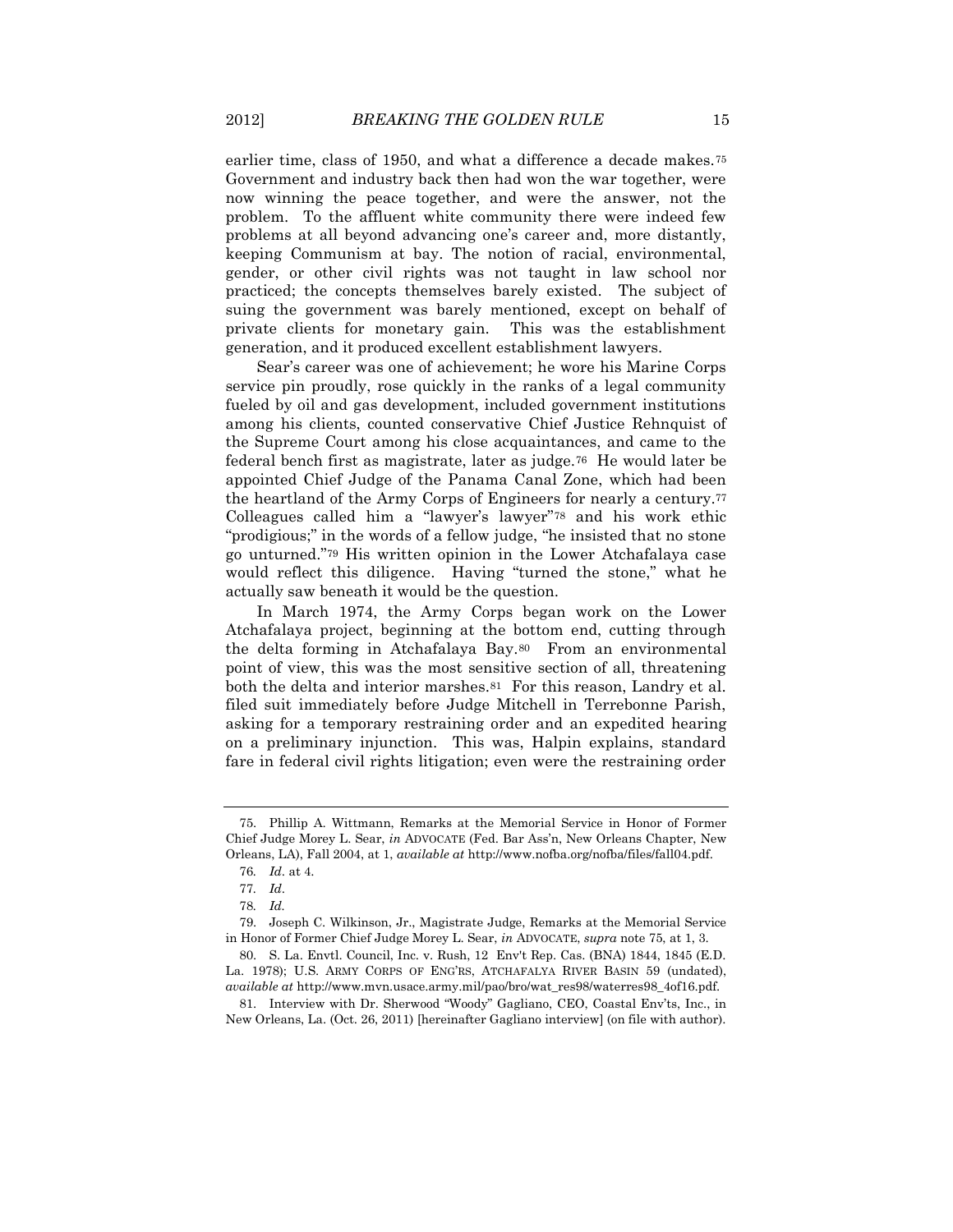earlier time, class of 1950, and what a difference a decade makes.[75] Government and industry back then had won the war together, were now winning the peace together, and were the answer, not the problem. To the affluent white community there were indeed few problems at all beyond advancing one's career and, more distantly, keeping Communism at bay. The notion of racial, environmental, gender, or other civil rights was not taught in law school nor practiced; the concepts themselves barely existed. The subject of suing the government was barely mentioned, except on behalf of private clients for monetary gain. This was the establishment generation, and it produced excellent establishment lawyers.

Sear's career was one of achievement; he wore his Marine Corps service pin proudly, rose quickly in the ranks of a legal community fueled by oil and gas development, included government institutions among his clients, counted conservative Chief Justice Rehnquist of the Supreme Court among his close acquaintances, and came to the federal bench first as magistrate, later as judge.[76] He would later be appointed Chief Judge of the Panama Canal Zone, which had been the heartland of the Army Corps of Engineers for nearly a century.[77] Colleagues called him a "lawyer's lawyer"[78] and his work ethic "prodigious;" in the words of a fellow judge, "he insisted that no stone go unturned."[79] His written opinion in the Lower Atchafalaya case would reflect this diligence. Having "turned the stone," what he actually saw beneath it would be the question.

In March 1974, the Army Corps began work on the Lower Atchafalaya project, beginning at the bottom end, cutting through the delta forming in Atchafalaya Bay.[80] From an environmental point of view, this was the most sensitive section of all, threatening both the delta and interior marshes.[81] For this reason, Landry et al. filed suit immediately before Judge Mitchell in Terrebonne Parish, asking for a temporary restraining order and an expedited hearing on a preliminary injunction. This was, Halpin explains, standard fare in federal civil rights litigation; even were the restraining order

---

75. Phillip A. Wittmann, Remarks at the Memorial Service in Honor of Former Chief Judge Morey L. Sear, *in* ADVOCATE (Fed. Bar Ass'n, New Orleans Chapter, New Orleans, LA), Fall 2004, at 1, *available at* http://www.nofba.org/nofba/files/fall04.pdf.

76. *Id*. at 4.

77. *Id*.

78. *Id.*

79. Joseph C. Wilkinson, Jr., Magistrate Judge, Remarks at the Memorial Service in Honor of Former Chief Judge Morey L. Sear, *in* ADVOCATE, *supra* note 75, at 1, 3.

80. S. La. Envtl. Council, Inc. v. Rush, 12 Env't Rep. Cas. (BNA) 1844, 1845 (E.D. La. 1978); U.S. ARMY CORPS OF ENG'RS, ATCHAFALAYA RIVER BASIN 59 (undated), *available at* http://www.mvn.usace.army.mil/pao/bro/wat_res98/waterres98_4of16.pdf.

81. Interview with Dr. Sherwood "Woody" Gagliano, CEO, Coastal Env'ts, Inc., in New Orleans, La. (Oct. 26, 2011) [hereinafter Gagliano interview] (on file with author).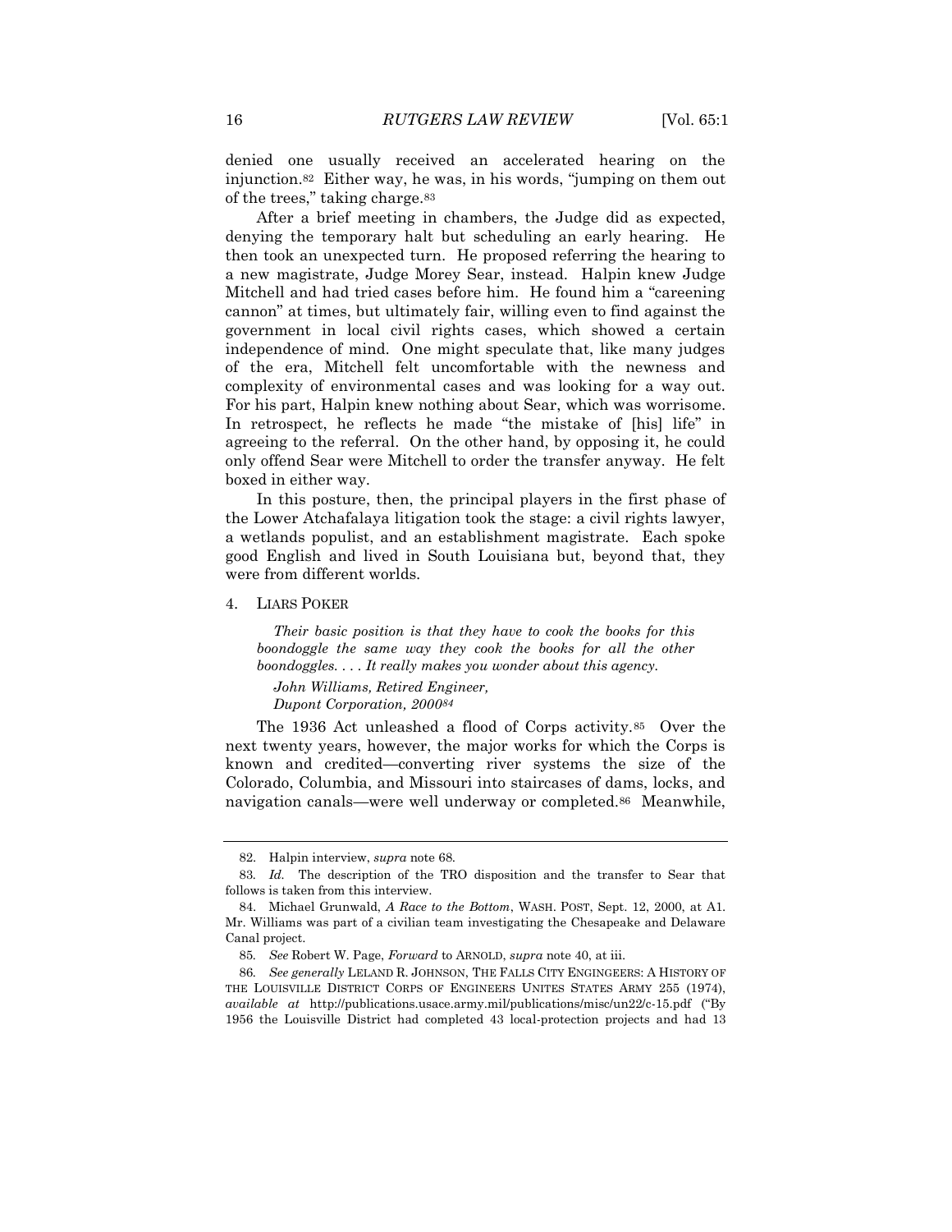denied one usually received an accelerated hearing on the injunction.[82] Either way, he was, in his words, "jumping on them out of the trees," taking charge.[83]

After a brief meeting in chambers, the Judge did as expected, denying the temporary halt but scheduling an early hearing. He then took an unexpected turn. He proposed referring the hearing to a new magistrate, Judge Morey Sear, instead. Halpin knew Judge Mitchell and had tried cases before him. He found him a "careening cannon" at times, but ultimately fair, willing even to find against the government in local civil rights cases, which showed a certain independence of mind. One might speculate that, like many judges of the era, Mitchell felt uncomfortable with the newness and complexity of environmental cases and was looking for a way out. For his part, Halpin knew nothing about Sear, which was worrisome. In retrospect, he reflects he made "the mistake of [his] life" in agreeing to the referral. On the other hand, by opposing it, he could only offend Sear were Mitchell to order the transfer anyway. He felt boxed in either way.

In this posture, then, the principal players in the first phase of the Lower Atchafalaya litigation took the stage: a civil rights lawyer, a wetlands populist, and an establishment magistrate. Each spoke good English and lived in South Louisiana but, beyond that, they were from different worlds.

### 4. LIARS POKER

> *Their basic position is that they have to cook the books for this boondoggle the same way they cook the books for all the other boondoggles. . . . It really makes you wonder about this agency.*
>
> *John Williams, Retired Engineer,*
> *Dupont Corporation, 2000*[84]

The 1936 Act unleashed a flood of Corps activity.[85] Over the next twenty years, however, the major works for which the Corps is known and credited—converting river systems the size of the Colorado, Columbia, and Missouri into staircases of dams, locks, and navigation canals—were well underway or completed.[86] Meanwhile,

---

82. Halpin interview, *supra* note 68.

83. *Id.* The description of the TRO disposition and the transfer to Sear that follows is taken from this interview.

84. Michael Grunwald, *A Race to the Bottom*, WASH. POST, Sept. 12, 2000, at A1. Mr. Williams was part of a civilian team investigating the Chesapeake and Delaware Canal project.

85. *See* Robert W. Page, *Forward* to ARNOLD, *supra* note 40, at iii.

86. *See generally* LELAND R. JOHNSON, THE FALLS CITY ENGINGEERS: A HISTORY OF THE LOUISVILLE DISTRICT CORPS OF ENGINEERS UNITES STATES ARMY 255 (1974), *available at* http://publications.usace.army.mil/publications/misc/un22/c-15.pdf ("By 1956 the Louisville District had completed 43 local-protection projects and had 13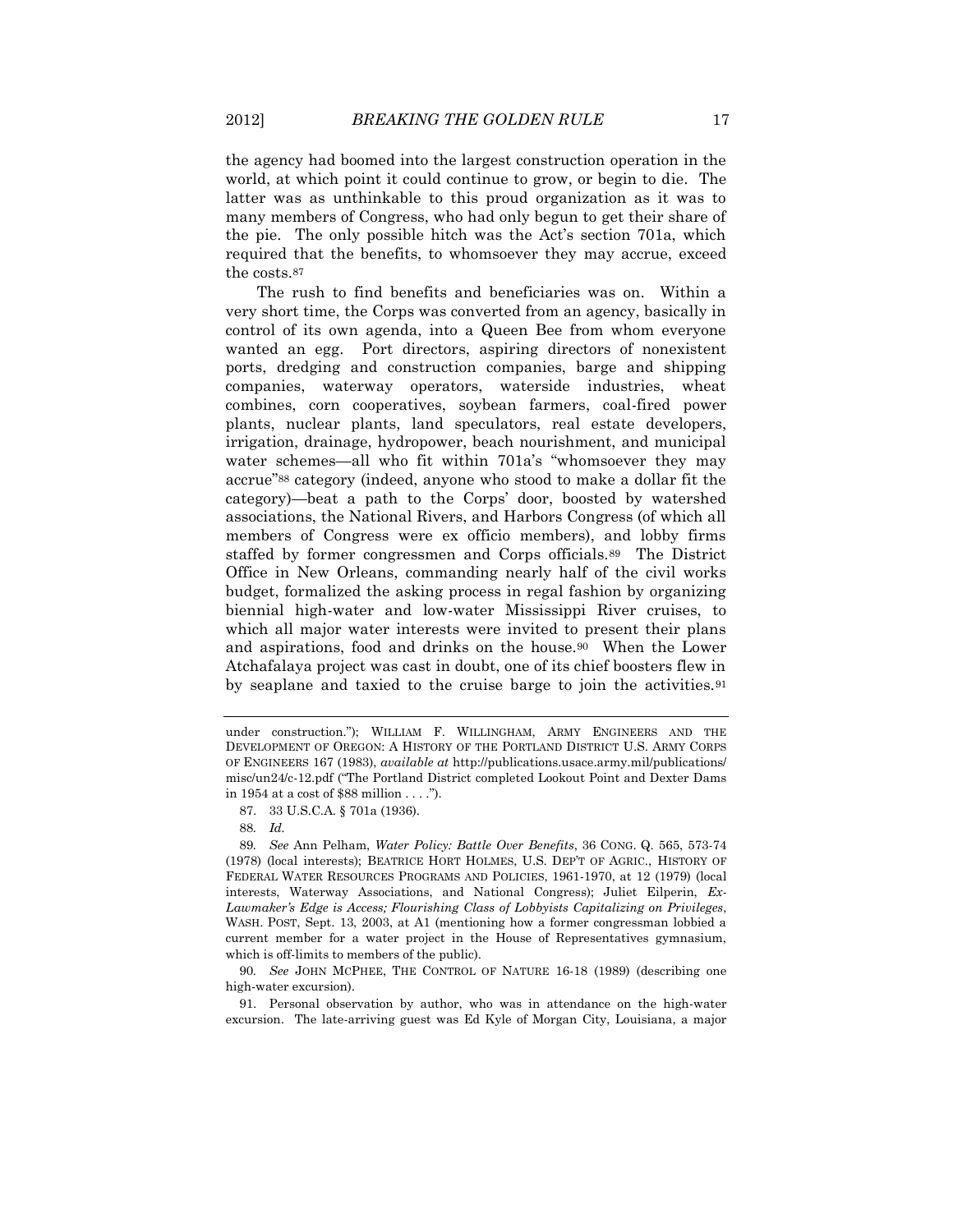the agency had boomed into the largest construction operation in the world, at which point it could continue to grow, or begin to die. The latter was as unthinkable to this proud organization as it was to many members of Congress, who had only begun to get their share of the pie. The only possible hitch was the Act's section 701a, which required that the benefits, to whomsoever they may accrue, exceed the costs.[87]

The rush to find benefits and beneficiaries was on. Within a very short time, the Corps was converted from an agency, basically in control of its own agenda, into a Queen Bee from whom everyone wanted an egg. Port directors, aspiring directors of nonexistent ports, dredging and construction companies, barge and shipping companies, waterway operators, waterside industries, wheat combines, corn cooperatives, soybean farmers, coal-fired power plants, nuclear plants, land speculators, real estate developers, irrigation, drainage, hydropower, beach nourishment, and municipal water schemes—all who fit within 701a's "whomsoever they may accrue"[88] category (indeed, anyone who stood to make a dollar fit the category)—beat a path to the Corps' door, boosted by watershed associations, the National Rivers, and Harbors Congress (of which all members of Congress were ex officio members), and lobby firms staffed by former congressmen and Corps officials.[89] The District Office in New Orleans, commanding nearly half of the civil works budget, formalized the asking process in regal fashion by organizing biennial high-water and low-water Mississippi River cruises, to which all major water interests were invited to present their plans and aspirations, food and drinks on the house.[90] When the Lower Atchafalaya project was cast in doubt, one of its chief boosters flew in by seaplane and taxied to the cruise barge to join the activities.[91]

---

under construction."); WILLIAM F. WILLINGHAM, ARMY ENGINEERS AND THE DEVELOPMENT OF OREGON: A HISTORY OF THE PORTLAND DISTRICT U.S. ARMY CORPS OF ENGINEERS 167 (1983), *available at* http://publications.usace.army.mil/publications/misc/un24/c-12.pdf ("The Portland District completed Lookout Point and Dexter Dams in 1954 at a cost of $88 million . . . .").

87. 33 U.S.C.A. § 701a (1936).

88. *Id.*

89. *See* Ann Pelham, *Water Policy: Battle Over Benefits*, 36 CONG. Q. 565, 573-74 (1978) (local interests); BEATRICE HORT HOLMES, U.S. DEP'T OF AGRIC., HISTORY OF FEDERAL WATER RESOURCES PROGRAMS AND POLICIES, 1961-1970, at 12 (1979) (local interests, Waterway Associations, and National Congress); Juliet Eilperin, *Ex-Lawmaker's Edge is Access; Flourishing Class of Lobbyists Capitalizing on Privileges*, WASH. POST, Sept. 13, 2003, at A1 (mentioning how a former congressman lobbied a current member for a water project in the House of Representatives gymnasium, which is off-limits to members of the public).

90. *See* JOHN MCPHEE, THE CONTROL OF NATURE 16-18 (1989) (describing one high-water excursion).

91. Personal observation by author, who was in attendance on the high-water excursion. The late-arriving guest was Ed Kyle of Morgan City, Louisiana, a major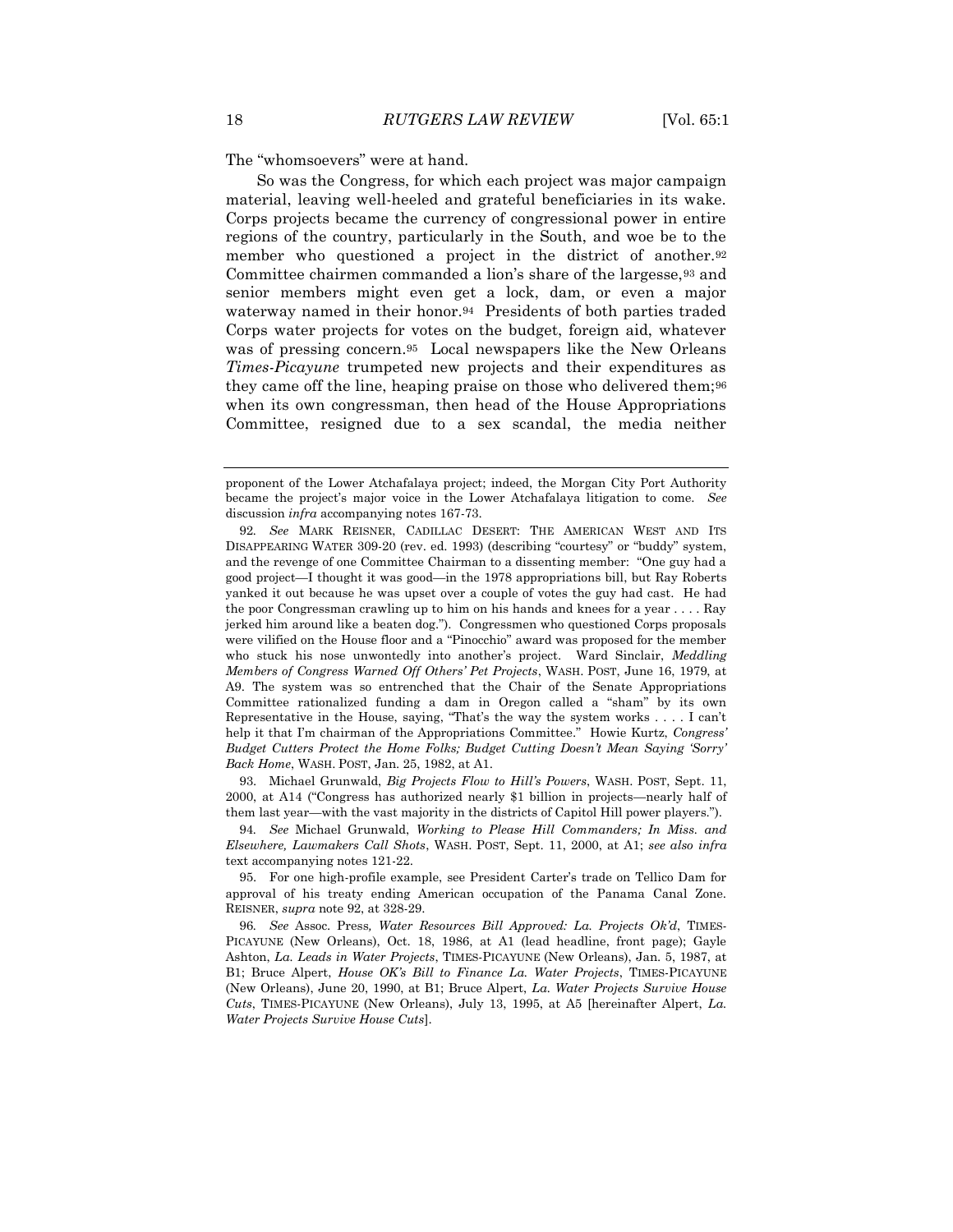The "whomsoevers" were at hand.

So was the Congress, for which each project was major campaign material, leaving well-heeled and grateful beneficiaries in its wake. Corps projects became the currency of congressional power in entire regions of the country, particularly in the South, and woe be to the member who questioned a project in the district of another.[92] Committee chairmen commanded a lion's share of the largesse,[93] and senior members might even get a lock, dam, or even a major waterway named in their honor.[94] Presidents of both parties traded Corps water projects for votes on the budget, foreign aid, whatever was of pressing concern.[95] Local newspapers like the New Orleans *Times-Picayune* trumpeted new projects and their expenditures as they came off the line, heaping praise on those who delivered them;[96] when its own congressman, then head of the House Appropriations Committee, resigned due to a sex scandal, the media neither

---

proponent of the Lower Atchafalaya project; indeed, the Morgan City Port Authority became the project's major voice in the Lower Atchafalaya litigation to come. *See* discussion *infra* accompanying notes 167-73.

92. *See* MARK REISNER, CADILLAC DESERT: THE AMERICAN WEST AND ITS DISAPPEARING WATER 309-20 (rev. ed. 1993) (describing "courtesy" or "buddy" system, and the revenge of one Committee Chairman to a dissenting member: "One guy had a good project—I thought it was good—in the 1978 appropriations bill, but Ray Roberts yanked it out because he was upset over a couple of votes the guy had cast. He had the poor Congressman crawling up to him on his hands and knees for a year . . . . Ray jerked him around like a beaten dog."). Congressmen who questioned Corps proposals were vilified on the House floor and a "Pinocchio" award was proposed for the member who stuck his nose unwontedly into another's project. Ward Sinclair, *Meddling Members of Congress Warned Off Others' Pet Projects*, WASH. POST, June 16, 1979, at A9. The system was so entrenched that the Chair of the Senate Appropriations Committee rationalized funding a dam in Oregon called a "sham" by its own Representative in the House, saying, "That's the way the system works . . . . I can't help it that I'm chairman of the Appropriations Committee." Howie Kurtz, *Congress' Budget Cutters Protect the Home Folks; Budget Cutting Doesn't Mean Saying 'Sorry' Back Home*, WASH. POST, Jan. 25, 1982, at A1.

93. Michael Grunwald, *Big Projects Flow to Hill's Powers*, WASH. POST, Sept. 11, 2000, at A14 ("Congress has authorized nearly $1 billion in projects—nearly half of them last year—with the vast majority in the districts of Capitol Hill power players.").

94. *See* Michael Grunwald, *Working to Please Hill Commanders; In Miss. and Elsewhere, Lawmakers Call Shots*, WASH. POST, Sept. 11, 2000, at A1; *see also infra* text accompanying notes 121-22.

95. For one high-profile example, see President Carter's trade on Tellico Dam for approval of his treaty ending American occupation of the Panama Canal Zone. REISNER, *supra* note 92, at 328-29.

96. *See* Assoc. Press, *Water Resources Bill Approved: La. Projects Ok'd*, TIMES-PICAYUNE (New Orleans), Oct. 18, 1986, at A1 (lead headline, front page); Gayle Ashton, *La. Leads in Water Projects*, TIMES-PICAYUNE (New Orleans), Jan. 5, 1987, at B1; Bruce Alpert, *House OK's Bill to Finance La. Water Projects*, TIMES-PICAYUNE (New Orleans), June 20, 1990, at B1; Bruce Alpert, *La. Water Projects Survive House Cuts*, TIMES-PICAYUNE (New Orleans), July 13, 1995, at A5 [hereinafter Alpert, *La. Water Projects Survive House Cuts*].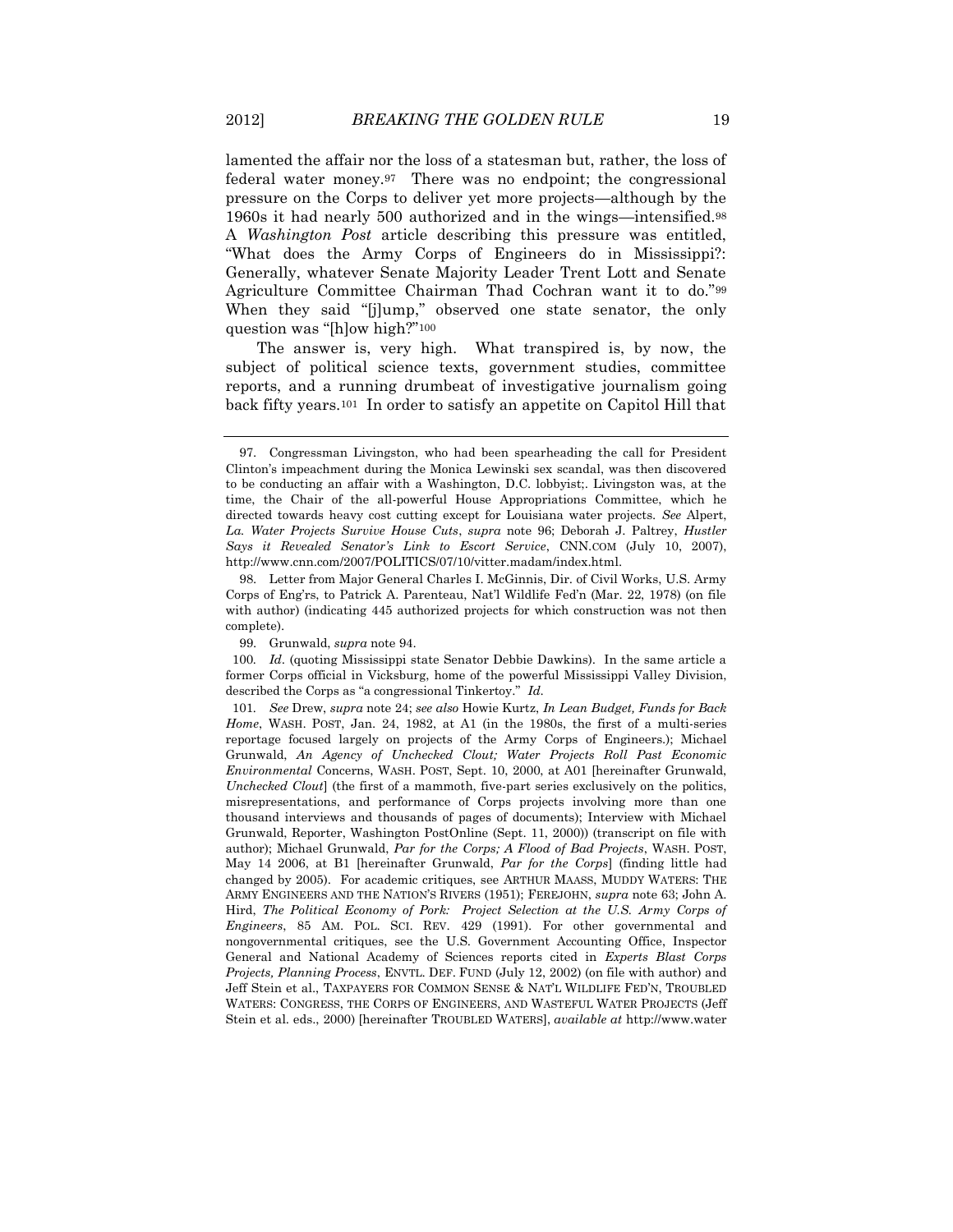lamented the affair nor the loss of a statesman but, rather, the loss of federal water money.[97] There was no endpoint; the congressional pressure on the Corps to deliver yet more projects—although by the 1960s it had nearly 500 authorized and in the wings—intensified.[98] A *Washington Post* article describing this pressure was entitled, "What does the Army Corps of Engineers do in Mississippi?: Generally, whatever Senate Majority Leader Trent Lott and Senate Agriculture Committee Chairman Thad Cochran want it to do."[99] When they said "[j]ump," observed one state senator, the only question was "[h]ow high?"[100]

The answer is, very high. What transpired is, by now, the subject of political science texts, government studies, committee reports, and a running drumbeat of investigative journalism going back fifty years.[101] In order to satisfy an appetite on Capitol Hill that

---

97. Congressman Livingston, who had been spearheading the call for President Clinton's impeachment during the Monica Lewinski sex scandal, was then discovered to be conducting an affair with a Washington, D.C. lobbyist;. Livingston was, at the time, the Chair of the all-powerful House Appropriations Committee, which he directed towards heavy cost cutting except for Louisiana water projects. *See* Alpert, *La. Water Projects Survive House Cuts*, *supra* note 96; Deborah J. Paltrey, *Hustler Says it Revealed Senator's Link to Escort Service*, CNN.COM (July 10, 2007), http://www.cnn.com/2007/POLITICS/07/10/vitter.madam/index.html.

98. Letter from Major General Charles I. McGinnis, Dir. of Civil Works, U.S. Army Corps of Eng'rs, to Patrick A. Parenteau, Nat'l Wildlife Fed'n (Mar. 22, 1978) (on file with author) (indicating 445 authorized projects for which construction was not then complete).

99. Grunwald, *supra* note 94.

100. *Id*. (quoting Mississippi state Senator Debbie Dawkins). In the same article a former Corps official in Vicksburg, home of the powerful Mississippi Valley Division, described the Corps as "a congressional Tinkertoy." *Id*.

101. *See* Drew, *supra* note 24; *see also* Howie Kurtz, *In Lean Budget, Funds for Back Home*, WASH. POST, Jan. 24, 1982, at A1 (in the 1980s, the first of a multi-series reportage focused largely on projects of the Army Corps of Engineers.); Michael Grunwald, *An Agency of Unchecked Clout; Water Projects Roll Past Economic Environmental* Concerns, WASH. POST, Sept. 10, 2000, at A01 [hereinafter Grunwald, *Unchecked Clout*] (the first of a mammoth, five-part series exclusively on the politics, misrepresentations, and performance of Corps projects involving more than one thousand interviews and thousands of pages of documents); Interview with Michael Grunwald, Reporter, Washington PostOnline (Sept. 11, 2000)) (transcript on file with author); Michael Grunwald, *Par for the Corps; A Flood of Bad Projects*, WASH. POST, May 14 2006, at B1 [hereinafter Grunwald, *Par for the Corps*] (finding little had changed by 2005). For academic critiques, see ARTHUR MAASS, MUDDY WATERS: THE ARMY ENGINEERS AND THE NATION'S RIVERS (1951); FEREJOHN, *supra* note 63; John A. Hird, *The Political Economy of Pork: Project Selection at the U.S. Army Corps of Engineers*, 85 AM. POL. SCI. REV. 429 (1991). For other governmental and nongovernmental critiques, see the U.S. Government Accounting Office, Inspector General and National Academy of Sciences reports cited in *Experts Blast Corps Projects, Planning Process*, ENVTL. DEF. FUND (July 12, 2002) (on file with author) and Jeff Stein et al., TAXPAYERS FOR COMMON SENSE & NAT'L WILDLIFE FED'N, TROUBLED WATERS: CONGRESS, THE CORPS OF ENGINEERS, AND WASTEFUL WATER PROJECTS (Jeff Stein et al. eds., 2000) [hereinafter TROUBLED WATERS], *available at* http://www.water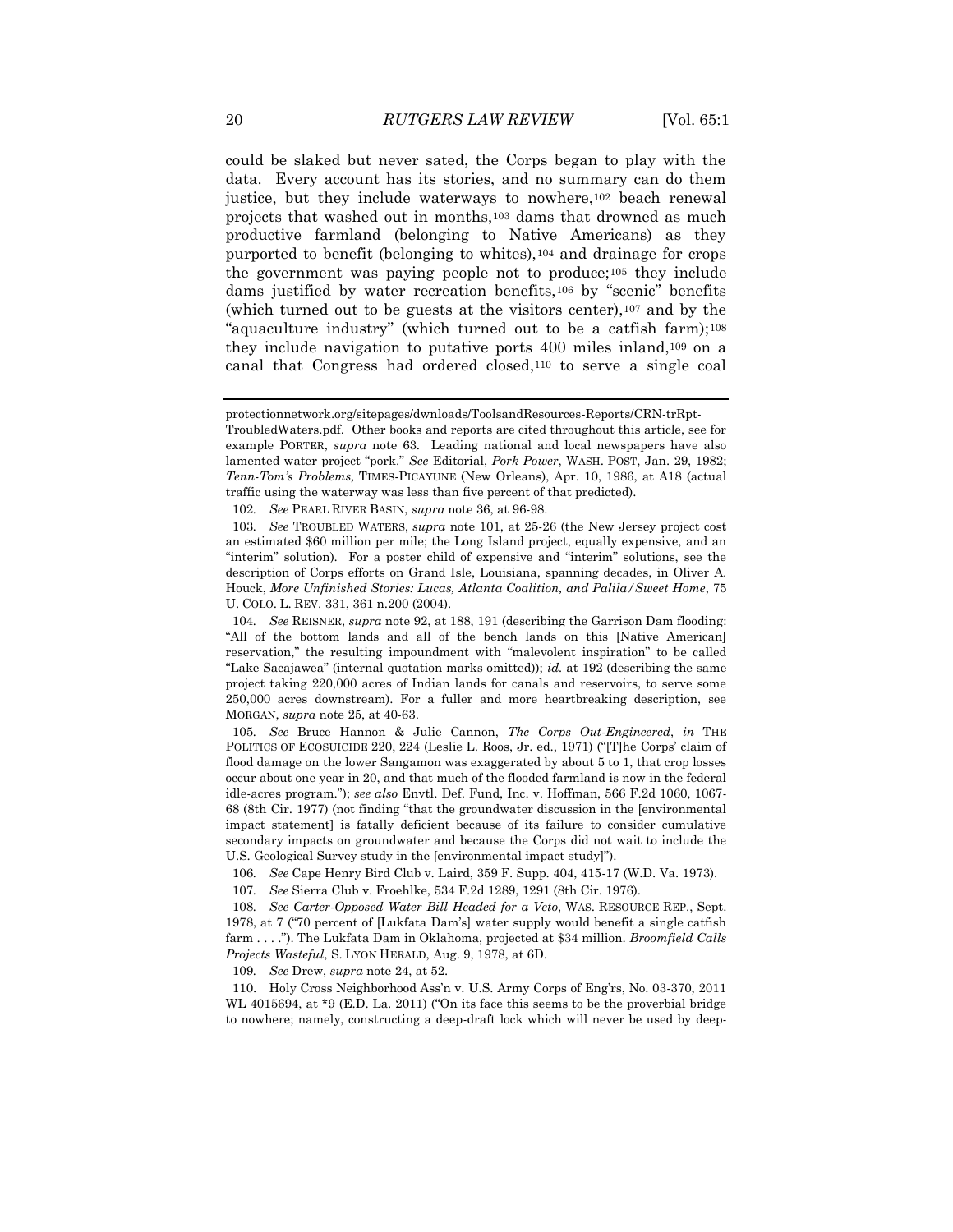could be slaked but never sated, the Corps began to play with the data. Every account has its stories, and no summary can do them justice, but they include waterways to nowhere,[102] beach renewal projects that washed out in months,[103] dams that drowned as much productive farmland (belonging to Native Americans) as they purported to benefit (belonging to whites),[104] and drainage for crops the government was paying people not to produce;[105] they include dams justified by water recreation benefits,[106] by "scenic" benefits (which turned out to be guests at the visitors center),[107] and by the "aquaculture industry" (which turned out to be a catfish farm);[108] they include navigation to putative ports 400 miles inland,[109] on a canal that Congress had ordered closed,[110] to serve a single coal

---

protectionnetwork.org/sitepages/dwnloads/ToolsandResources-Reports/CRN-trRpt-TroubledWaters.pdf. Other books and reports are cited throughout this article, see for example PORTER, *supra* note 63. Leading national and local newspapers have also lamented water project "pork." *See* Editorial, *Pork Power*, WASH. POST, Jan. 29, 1982; *Tenn-Tom's Problems,* TIMES-PICAYUNE (New Orleans), Apr. 10, 1986, at A18 (actual traffic using the waterway was less than five percent of that predicted).

102. *See* PEARL RIVER BASIN, *supra* note 36, at 96-98.

103. *See* TROUBLED WATERS, *supra* note 101, at 25-26 (the New Jersey project cost an estimated $60 million per mile; the Long Island project, equally expensive, and an "interim" solution). For a poster child of expensive and "interim" solutions, see the description of Corps efforts on Grand Isle, Louisiana, spanning decades, in Oliver A. Houck, *More Unfinished Stories: Lucas, Atlanta Coalition, and Palila/Sweet Home*, 75 U. COLO. L. REV. 331, 361 n.200 (2004).

104. *See* REISNER, *supra* note 92, at 188, 191 (describing the Garrison Dam flooding: "All of the bottom lands and all of the bench lands on this [Native American] reservation," the resulting impoundment with "malevolent inspiration" to be called "Lake Sacajawea" (internal quotation marks omitted)); *id.* at 192 (describing the same project taking 220,000 acres of Indian lands for canals and reservoirs, to serve some 250,000 acres downstream). For a fuller and more heartbreaking description, see MORGAN, *supra* note 25, at 40-63.

105. *See* Bruce Hannon & Julie Cannon, *The Corps Out-Engineered*, *in* THE POLITICS OF ECOSUICIDE 220, 224 (Leslie L. Roos, Jr. ed., 1971) ("[T]he Corps' claim of flood damage on the lower Sangamon was exaggerated by about 5 to 1, that crop losses occur about one year in 20, and that much of the flooded farmland is now in the federal idle-acres program."); *see also* Envtl. Def. Fund, Inc. v. Hoffman, 566 F.2d 1060, 1067-68 (8th Cir. 1977) (not finding "that the groundwater discussion in the [environmental impact statement] is fatally deficient because of its failure to consider cumulative secondary impacts on groundwater and because the Corps did not wait to include the U.S. Geological Survey study in the [environmental impact study]").

106. *See* Cape Henry Bird Club v. Laird, 359 F. Supp. 404, 415-17 (W.D. Va. 1973).

107. *See* Sierra Club v. Froehlke, 534 F.2d 1289, 1291 (8th Cir. 1976).

108. *See Carter-Opposed Water Bill Headed for a Veto*, WAS. RESOURCE REP., Sept. 1978, at 7 ("70 percent of [Lukfata Dam's] water supply would benefit a single catfish farm . . . ."). The Lukfata Dam in Oklahoma, projected at $34 million. *Broomfield Calls Projects Wasteful*, S. LYON HERALD, Aug. 9, 1978, at 6D.

109. *See* Drew, *supra* note 24, at 52.

110. Holy Cross Neighborhood Ass'n v. U.S. Army Corps of Eng'rs, No. 03-370, 2011 WL 4015694, at *9 (E.D. La. 2011) ("On its face this seems to be the proverbial bridge to nowhere; namely, constructing a deep-draft lock which will never be used by deep-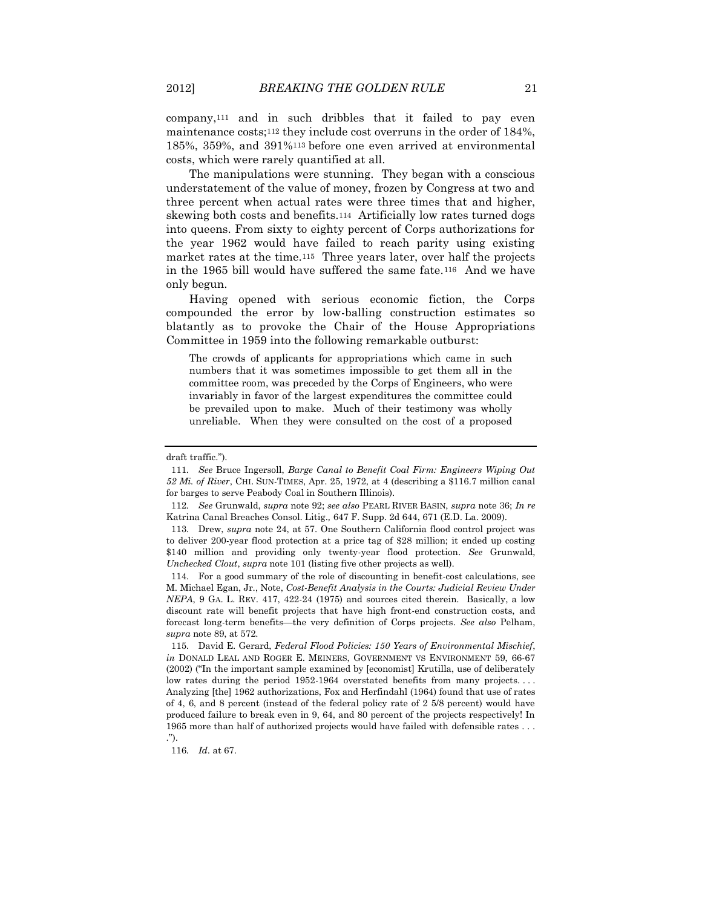company,[111] and in such dribbles that it failed to pay even maintenance costs;[112] they include cost overruns in the order of 184%, 185%, 359%, and 391%[113] before one even arrived at environmental costs, which were rarely quantified at all.

The manipulations were stunning. They began with a conscious understatement of the value of money, frozen by Congress at two and three percent when actual rates were three times that and higher, skewing both costs and benefits.[114] Artificially low rates turned dogs into queens. From sixty to eighty percent of Corps authorizations for the year 1962 would have failed to reach parity using existing market rates at the time.[115] Three years later, over half the projects in the 1965 bill would have suffered the same fate.[116] And we have only begun.

Having opened with serious economic fiction, the Corps compounded the error by low-balling construction estimates so blatantly as to provoke the Chair of the House Appropriations Committee in 1959 into the following remarkable outburst:

> The crowds of applicants for appropriations which came in such numbers that it was sometimes impossible to get them all in the committee room, was preceded by the Corps of Engineers, who were invariably in favor of the largest expenditures the committee could be prevailed upon to make. Much of their testimony was wholly unreliable. When they were consulted on the cost of a proposed

---

draft traffic.").

111. *See* Bruce Ingersoll, *Barge Canal to Benefit Coal Firm: Engineers Wiping Out 52 Mi. of River*, CHI. SUN-TIMES, Apr. 25, 1972, at 4 (describing a $116.7 million canal for barges to serve Peabody Coal in Southern Illinois).

112. *See* Grunwald, *supra* note 92; *see also* PEARL RIVER BASIN, *supra* note 36; *In re* Katrina Canal Breaches Consol. Litig., 647 F. Supp. 2d 644, 671 (E.D. La. 2009).

113. Drew, *supra* note 24, at 57. One Southern California flood control project was to deliver 200-year flood protection at a price tag of $28 million; it ended up costing $140 million and providing only twenty-year flood protection. *See* Grunwald, *Unchecked Clout*, *supra* note 101 (listing five other projects as well).

114. For a good summary of the role of discounting in benefit-cost calculations, see M. Michael Egan, Jr., Note, *Cost-Benefit Analysis in the Courts: Judicial Review Under NEPA*, 9 GA. L. REV. 417, 422-24 (1975) and sources cited therein. Basically, a low discount rate will benefit projects that have high front-end construction costs, and forecast long-term benefits—the very definition of Corps projects. *See also* Pelham, *supra* note 89, at 572.

115. David E. Gerard, *Federal Flood Policies: 150 Years of Environmental Mischief*, *in* DONALD LEAL AND ROGER E. MEINERS, GOVERNMENT VS ENVIRONMENT 59, 66-67 (2002) ("In the important sample examined by [economist] Krutilla, use of deliberately low rates during the period 1952-1964 overstated benefits from many projects. . . . Analyzing [the] 1962 authorizations, Fox and Herfindahl (1964) found that use of rates of 4, 6, and 8 percent (instead of the federal policy rate of 2 5/8 percent) would have produced failure to break even in 9, 64, and 80 percent of the projects respectively! In 1965 more than half of authorized projects would have failed with defensible rates . . . .").

116. *Id*. at 67.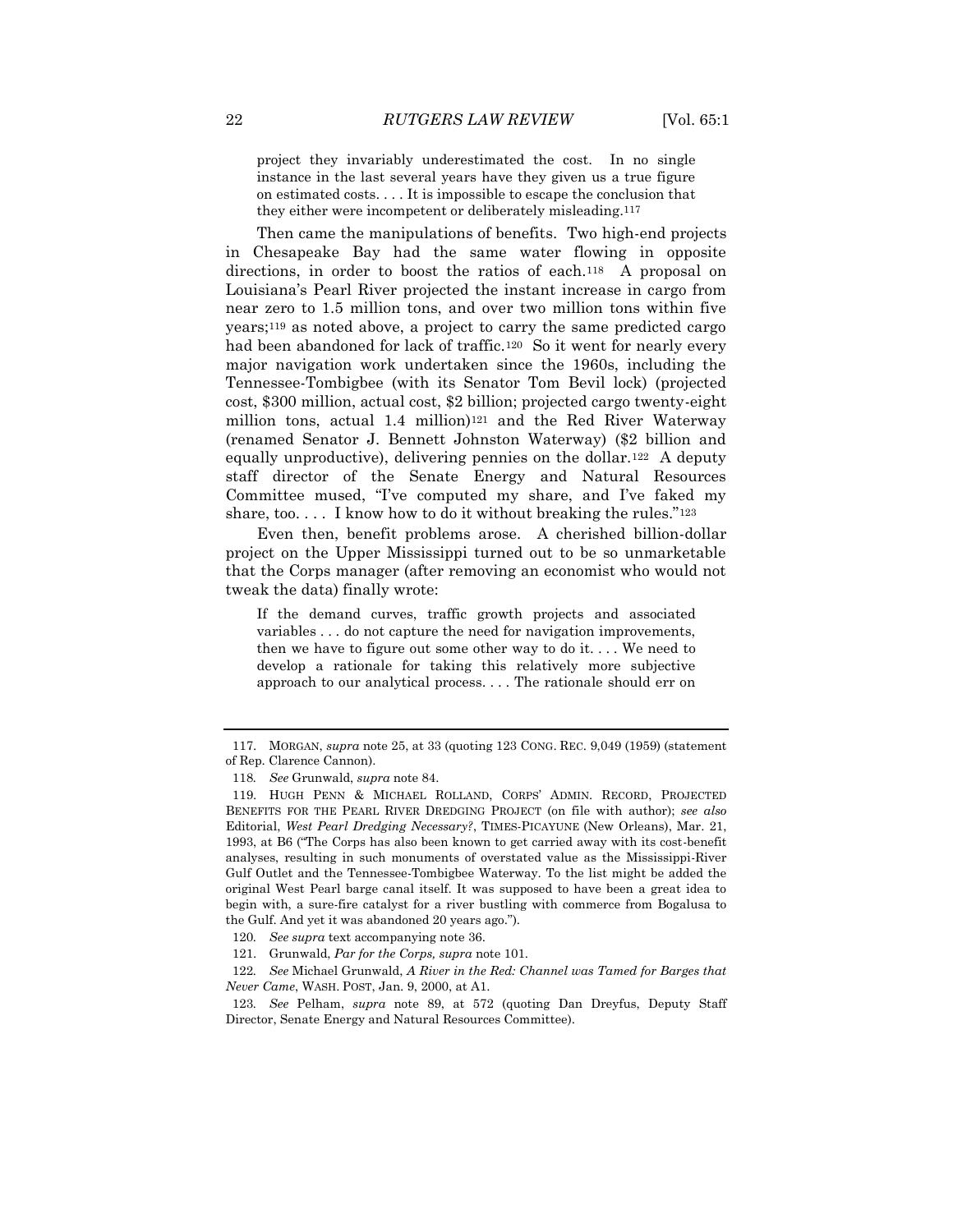> project they invariably underestimated the cost. In no single instance in the last several years have they given us a true figure on estimated costs. . . . It is impossible to escape the conclusion that they either were incompetent or deliberately misleading.[117]

Then came the manipulations of benefits. Two high-end projects in Chesapeake Bay had the same water flowing in opposite directions, in order to boost the ratios of each.[118] A proposal on Louisiana's Pearl River projected the instant increase in cargo from near zero to 1.5 million tons, and over two million tons within five years;[119] as noted above, a project to carry the same predicted cargo had been abandoned for lack of traffic.[120] So it went for nearly every major navigation work undertaken since the 1960s, including the Tennessee-Tombigbee (with its Senator Tom Bevil lock) (projected cost, $300 million, actual cost, $2 billion; projected cargo twenty-eight million tons, actual 1.4 million)[121] and the Red River Waterway (renamed Senator J. Bennett Johnston Waterway) ($2 billion and equally unproductive), delivering pennies on the dollar.[122] A deputy staff director of the Senate Energy and Natural Resources Committee mused, "I've computed my share, and I've faked my share, too. . . . I know how to do it without breaking the rules."[123]

Even then, benefit problems arose. A cherished billion-dollar project on the Upper Mississippi turned out to be so unmarketable that the Corps manager (after removing an economist who would not tweak the data) finally wrote:

> If the demand curves, traffic growth projects and associated variables . . . do not capture the need for navigation improvements, then we have to figure out some other way to do it. . . . We need to develop a rationale for taking this relatively more subjective approach to our analytical process. . . . The rationale should err on

---

117. MORGAN, *supra* note 25, at 33 (quoting 123 CONG. REC. 9,049 (1959) (statement of Rep. Clarence Cannon).

118. *See* Grunwald, *supra* note 84.

119. HUGH PENN & MICHAEL ROLLAND, CORPS' ADMIN. RECORD, PROJECTED BENEFITS FOR THE PEARL RIVER DREDGING PROJECT (on file with author); *see also* Editorial, *West Pearl Dredging Necessary?*, TIMES-PICAYUNE (New Orleans), Mar. 21, 1993, at B6 ("The Corps has also been known to get carried away with its cost-benefit analyses, resulting in such monuments of overstated value as the Mississippi-River Gulf Outlet and the Tennessee-Tombigbee Waterway. To the list might be added the original West Pearl barge canal itself. It was supposed to have been a great idea to begin with, a sure-fire catalyst for a river bustling with commerce from Bogalusa to the Gulf. And yet it was abandoned 20 years ago.").

120. *See supra* text accompanying note 36.

121. Grunwald, *Par for the Corps, supra* note 101.

122. *See* Michael Grunwald, *A River in the Red: Channel was Tamed for Barges that Never Came*, WASH. POST, Jan. 9, 2000, at A1.

123. *See* Pelham, *supra* note 89, at 572 (quoting Dan Dreyfus, Deputy Staff Director, Senate Energy and Natural Resources Committee).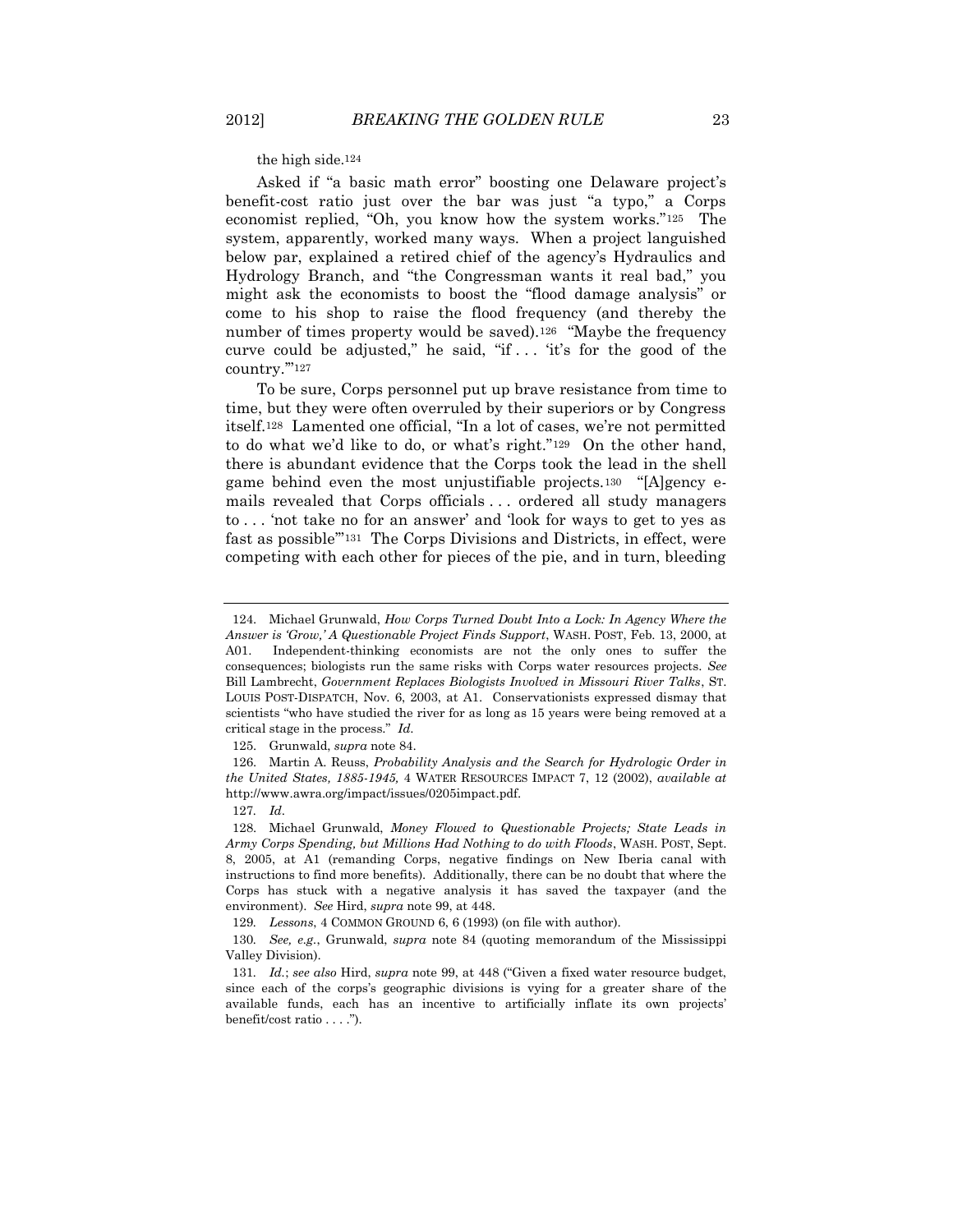the high side.[124]

Asked if "a basic math error" boosting one Delaware project's benefit-cost ratio just over the bar was just "a typo," a Corps economist replied, "Oh, you know how the system works."[125] The system, apparently, worked many ways. When a project languished below par, explained a retired chief of the agency's Hydraulics and Hydrology Branch, and "the Congressman wants it real bad," you might ask the economists to boost the "flood damage analysis" or come to his shop to raise the flood frequency (and thereby the number of times property would be saved).[126] "Maybe the frequency curve could be adjusted," he said, "if . . . 'it's for the good of the country.'"[127]

To be sure, Corps personnel put up brave resistance from time to time, but they were often overruled by their superiors or by Congress itself.[128] Lamented one official, "In a lot of cases, we're not permitted to do what we'd like to do, or what's right."[129] On the other hand, there is abundant evidence that the Corps took the lead in the shell game behind even the most unjustifiable projects.[130] "[A]gency e-mails revealed that Corps officials . . . ordered all study managers to . . . 'not take no for an answer' and 'look for ways to get to yes as fast as possible'"[131] The Corps Divisions and Districts, in effect, were competing with each other for pieces of the pie, and in turn, bleeding

---

124. Michael Grunwald, *How Corps Turned Doubt Into a Lock: In Agency Where the Answer is 'Grow,' A Questionable Project Finds Support*, WASH. POST, Feb. 13, 2000, at A01. Independent-thinking economists are not the only ones to suffer the consequences; biologists run the same risks with Corps water resources projects. *See* Bill Lambrecht, *Government Replaces Biologists Involved in Missouri River Talks*, ST. LOUIS POST-DISPATCH, Nov. 6, 2003, at A1. Conservationists expressed dismay that scientists "who have studied the river for as long as 15 years were being removed at a critical stage in the process." *Id.*

125. Grunwald, *supra* note 84.

126. Martin A. Reuss, *Probability Analysis and the Search for Hydrologic Order in the United States, 1885-1945,* 4 WATER RESOURCES IMPACT 7, 12 (2002), *available at* http://www.awra.org/impact/issues/0205impact.pdf.

127. *Id*.

128. Michael Grunwald, *Money Flowed to Questionable Projects; State Leads in Army Corps Spending, but Millions Had Nothing to do with Floods*, WASH. POST, Sept. 8, 2005, at A1 (remanding Corps, negative findings on New Iberia canal with instructions to find more benefits). Additionally, there can be no doubt that where the Corps has stuck with a negative analysis it has saved the taxpayer (and the environment). *See* Hird, *supra* note 99, at 448.

129. *Lessons*, 4 COMMON GROUND 6, 6 (1993) (on file with author).

130. *See, e.g.*, Grunwald, *supra* note 84 (quoting memorandum of the Mississippi Valley Division).

131. *Id.*; *see also* Hird, *supra* note 99, at 448 ("Given a fixed water resource budget, since each of the corps's geographic divisions is vying for a greater share of the available funds, each has an incentive to artificially inflate its own projects' benefit/cost ratio . . . .").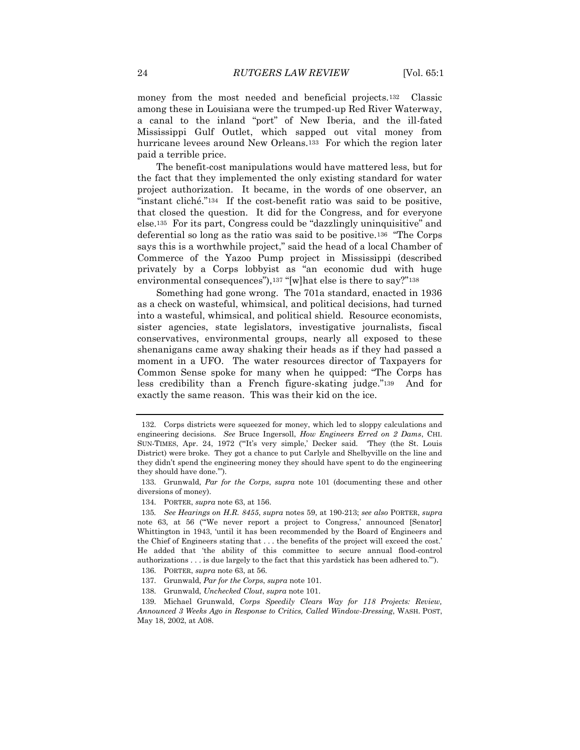money from the most needed and beneficial projects.[132] Classic among these in Louisiana were the trumped-up Red River Waterway, a canal to the inland "port" of New Iberia, and the ill-fated Mississippi Gulf Outlet, which sapped out vital money from hurricane levees around New Orleans.[133] For which the region later paid a terrible price.

The benefit-cost manipulations would have mattered less, but for the fact that they implemented the only existing standard for water project authorization. It became, in the words of one observer, an "instant cliché."[134] If the cost-benefit ratio was said to be positive, that closed the question. It did for the Congress, and for everyone else.[135] For its part, Congress could be "dazzlingly uninquisitive" and deferential so long as the ratio was said to be positive.[136] "The Corps says this is a worthwhile project," said the head of a local Chamber of Commerce of the Yazoo Pump project in Mississippi (described privately by a Corps lobbyist as "an economic dud with huge environmental consequences"),[137] "[w]hat else is there to say?"[138]

Something had gone wrong. The 701a standard, enacted in 1936 as a check on wasteful, whimsical, and political decisions, had turned into a wasteful, whimsical, and political shield. Resource economists, sister agencies, state legislators, investigative journalists, fiscal conservatives, environmental groups, nearly all exposed to these shenanigans came away shaking their heads as if they had passed a moment in a UFO. The water resources director of Taxpayers for Common Sense spoke for many when he quipped: "The Corps has less credibility than a French figure-skating judge."[139] And for exactly the same reason. This was their kid on the ice.

---

132. Corps districts were squeezed for money, which led to sloppy calculations and engineering decisions. *See* Bruce Ingersoll, *How Engineers Erred on 2 Dams*, CHI. SUN-TIMES, Apr. 24, 1972 ("'It's very simple,' Decker said. 'They (the St. Louis District) were broke. They got a chance to put Carlyle and Shelbyville on the line and they didn't spend the engineering money they should have spent to do the engineering they should have done.'").

133. Grunwald, *Par for the Corps*, *supra* note 101 (documenting these and other diversions of money).

134. PORTER, *supra* note 63, at 156.

135. *See Hearings on H.R. 8455*, *supra* notes 59, at 190-213; *see also* PORTER, *supra* note 63, at 56 ("'We never report a project to Congress,' announced [Senator] Whittington in 1943, 'until it has been recommended by the Board of Engineers and the Chief of Engineers stating that . . . the benefits of the project will exceed the cost.' He added that 'the ability of this committee to secure annual flood-control authorizations . . . is due largely to the fact that this yardstick has been adhered to.'").

136. PORTER, *supra* note 63, at 56.

137. Grunwald, *Par for the Corps*, *supra* note 101.

138. Grunwald, *Unchecked Clout*, *supra* note 101.

139. Michael Grunwald, *Corps Speedily Clears Way for 118 Projects: Review, Announced 3 Weeks Ago in Response to Critics, Called Window-Dressing*, WASH. POST, May 18, 2002, at A08.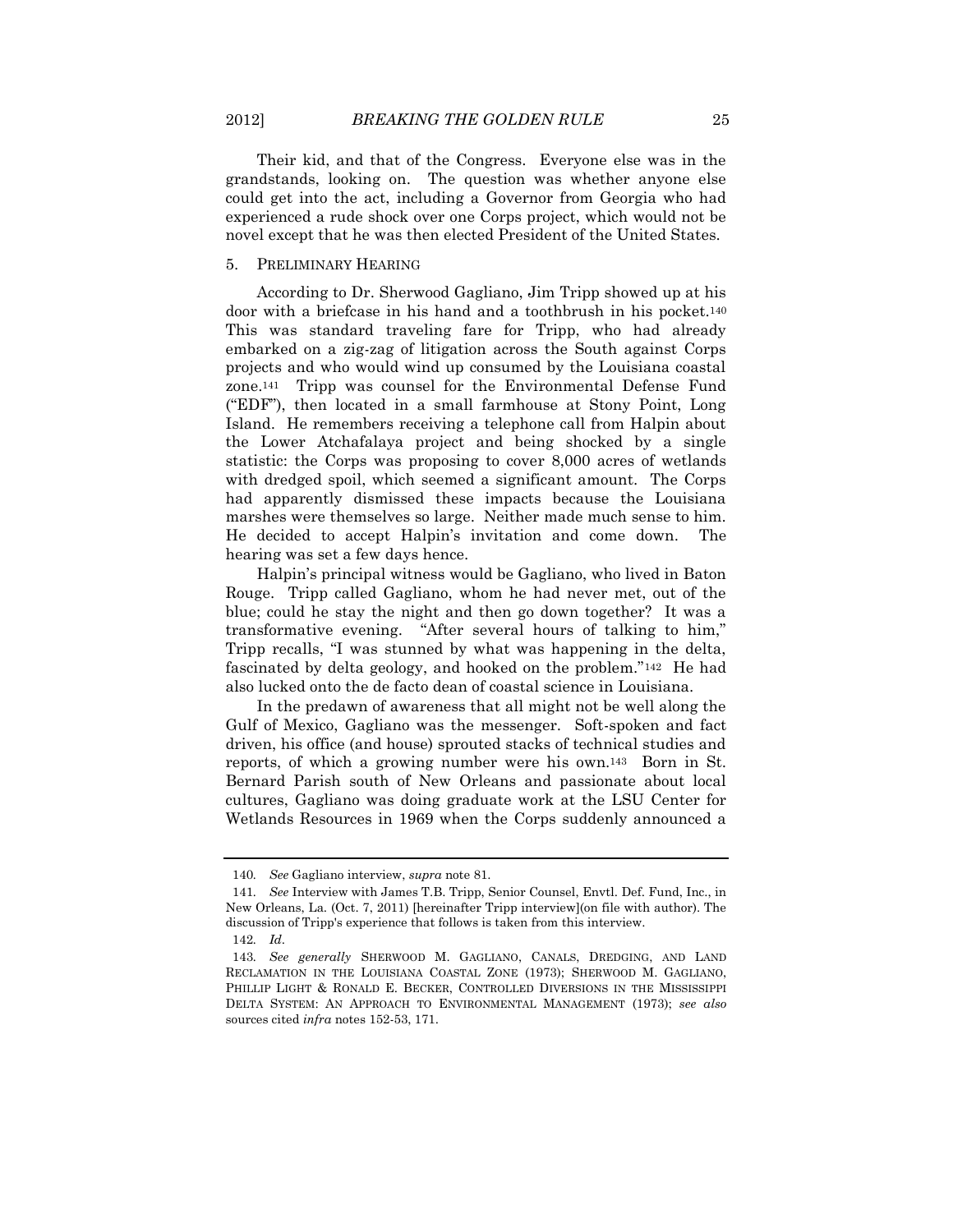Their kid, and that of the Congress. Everyone else was in the grandstands, looking on. The question was whether anyone else could get into the act, including a Governor from Georgia who had experienced a rude shock over one Corps project, which would not be novel except that he was then elected President of the United States.

### 5. Preliminary Hearing

According to Dr. Sherwood Gagliano, Jim Tripp showed up at his door with a briefcase in his hand and a toothbrush in his pocket.[140] This was standard traveling fare for Tripp, who had already embarked on a zig-zag of litigation across the South against Corps projects and who would wind up consumed by the Louisiana coastal zone.[141] Tripp was counsel for the Environmental Defense Fund ("EDF"), then located in a small farmhouse at Stony Point, Long Island. He remembers receiving a telephone call from Halpin about the Lower Atchafalaya project and being shocked by a single statistic: the Corps was proposing to cover 8,000 acres of wetlands with dredged spoil, which seemed a significant amount. The Corps had apparently dismissed these impacts because the Louisiana marshes were themselves so large. Neither made much sense to him. He decided to accept Halpin's invitation and come down. The hearing was set a few days hence.

Halpin's principal witness would be Gagliano, who lived in Baton Rouge. Tripp called Gagliano, whom he had never met, out of the blue; could he stay the night and then go down together? It was a transformative evening. "After several hours of talking to him," Tripp recalls, "I was stunned by what was happening in the delta, fascinated by delta geology, and hooked on the problem."[142] He had also lucked onto the de facto dean of coastal science in Louisiana.

In the predawn of awareness that all might not be well along the Gulf of Mexico, Gagliano was the messenger. Soft-spoken and fact driven, his office (and house) sprouted stacks of technical studies and reports, of which a growing number were his own.[143] Born in St. Bernard Parish south of New Orleans and passionate about local cultures, Gagliano was doing graduate work at the LSU Center for Wetlands Resources in 1969 when the Corps suddenly announced a

---

140. *See* Gagliano interview, *supra* note 81.

141. *See* Interview with James T.B. Tripp, Senior Counsel, Envtl. Def. Fund, Inc., in New Orleans, La. (Oct. 7, 2011) [hereinafter Tripp interview](on file with author). The discussion of Tripp's experience that follows is taken from this interview.

142. *Id*.

143. *See generally* SHERWOOD M. GAGLIANO, CANALS, DREDGING, AND LAND RECLAMATION IN THE LOUISIANA COASTAL ZONE (1973); SHERWOOD M. GAGLIANO, PHILLIP LIGHT & RONALD E. BECKER, CONTROLLED DIVERSIONS IN THE MISSISSIPPI DELTA SYSTEM: AN APPROACH TO ENVIRONMENTAL MANAGEMENT (1973); *see also* sources cited *infra* notes 152-53, 171.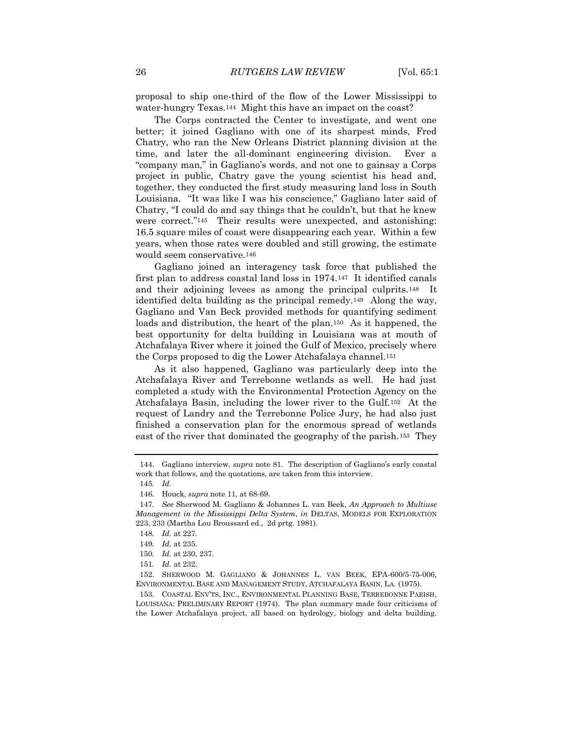proposal to ship one-third of the flow of the Lower Mississippi to water-hungry Texas.[144] Might this have an impact on the coast?

The Corps contracted the Center to investigate, and went one better; it joined Gagliano with one of its sharpest minds, Fred Chatry, who ran the New Orleans District planning division at the time, and later the all-dominant engineering division. Ever a "company man," in Gagliano's words, and not one to gainsay a Corps project in public, Chatry gave the young scientist his head and, together, they conducted the first study measuring land loss in South Louisiana. "It was like I was his conscience," Gagliano later said of Chatry, "I could do and say things that he couldn't, but that he knew were correct."[145] Their results were unexpected, and astonishing: 16.5 square miles of coast were disappearing each year. Within a few years, when those rates were doubled and still growing, the estimate would seem conservative.[146]

Gagliano joined an interagency task force that published the first plan to address coastal land loss in 1974.[147] It identified canals and their adjoining levees as among the principal culprits.[148] It identified delta building as the principal remedy.[149] Along the way, Gagliano and Van Beck provided methods for quantifying sediment loads and distribution, the heart of the plan.[150] As it happened, the best opportunity for delta building in Louisiana was at mouth of Atchafalaya River where it joined the Gulf of Mexico, precisely where the Corps proposed to dig the Lower Atchafalaya channel.[151]

As it also happened, Gagliano was particularly deep into the Atchafalaya River and Terrebonne wetlands as well. He had just completed a study with the Environmental Protection Agency on the Atchafalaya Basin, including the lower river to the Gulf.[152] At the request of Landry and the Terrebonne Police Jury, he had also just finished a conservation plan for the enormous spread of wetlands east of the river that dominated the geography of the parish.[153] They

---

144. Gagliano interview, *supra* note 81. The description of Gagliano's early coastal work that follows, and the quotations, are taken from this interview.

145. *Id.*

146. Houck, *supra* note 11, at 68-69.

147. *See* Sherwood M. Gagliano & Johannes L. van Beek, *An Approach to Multiuse Management in the Mississippi Delta System*, *in* DELTAS, MODELS FOR EXPLORATION 223, 233 (Martha Lou Broussard ed., 2d prtg. 1981).

148. *Id.* at 227.

149. *Id.* at 235.

150. *Id.* at 230, 237.

151. *Id.* at 232.

152. SHERWOOD M. GAGLIANO & JOHANNES L. VAN BEEK, EPA-600/5-75-006, ENVIRONMENTAL BASE AND MANAGEMENT STUDY, ATCHAFALAYA BASIN, LA. (1975).

153. COASTAL ENV'TS, INC., ENVIRONMENTAL PLANNING BASE, TERREBONNE PARISH, LOUISIANA: PRELIMINARY REPORT (1974). The plan summary made four criticisms of the Lower Atchafalaya project, all based on hydrology, biology and delta building.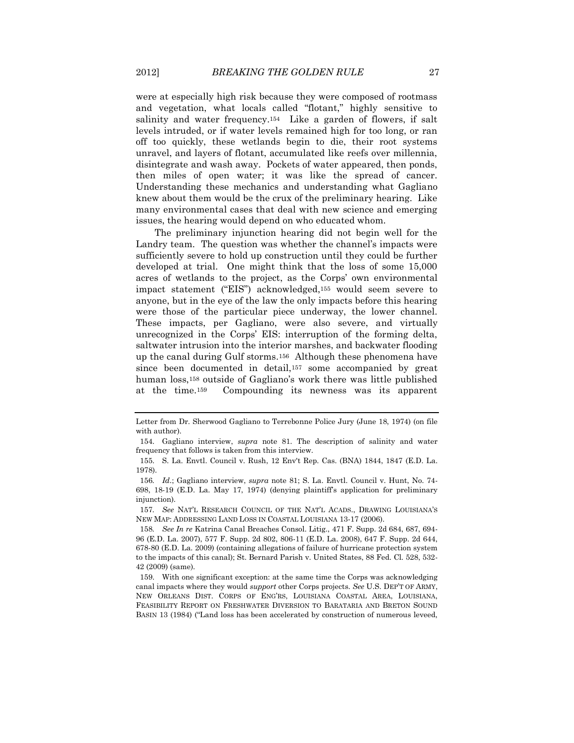were at especially high risk because they were composed of rootmass and vegetation, what locals called "flotant," highly sensitive to salinity and water frequency.[154] Like a garden of flowers, if salt levels intruded, or if water levels remained high for too long, or ran off too quickly, these wetlands begin to die, their root systems unravel, and layers of flotant, accumulated like reefs over millennia, disintegrate and wash away. Pockets of water appeared, then ponds, then miles of open water; it was like the spread of cancer. Understanding these mechanics and understanding what Gagliano knew about them would be the crux of the preliminary hearing. Like many environmental cases that deal with new science and emerging issues, the hearing would depend on who educated whom.

The preliminary injunction hearing did not begin well for the Landry team. The question was whether the channel's impacts were sufficiently severe to hold up construction until they could be further developed at trial. One might think that the loss of some 15,000 acres of wetlands to the project, as the Corps' own environmental impact statement ("EIS") acknowledged,[155] would seem severe to anyone, but in the eye of the law the only impacts before this hearing were those of the particular piece underway, the lower channel. These impacts, per Gagliano, were also severe, and virtually unrecognized in the Corps' EIS: interruption of the forming delta, saltwater intrusion into the interior marshes, and backwater flooding up the canal during Gulf storms.[156] Although these phenomena have since been documented in detail,[157] some accompanied by great human loss,[158] outside of Gagliano's work there was little published at the time.[159] Compounding its newness was its apparent

---

Letter from Dr. Sherwood Gagliano to Terrebonne Police Jury (June 18, 1974) (on file with author).

154. Gagliano interview, *supra* note 81. The description of salinity and water frequency that follows is taken from this interview.

155. S. La. Envtl. Council v. Rush, 12 Env't Rep. Cas. (BNA) 1844, 1847 (E.D. La. 1978).

156. *Id.*; Gagliano interview, *supra* note 81; S. La. Envtl. Council v. Hunt, No. 74-698, 18-19 (E.D. La. May 17, 1974) (denying plaintiff's application for preliminary injunction).

157. *See* NAT'L RESEARCH COUNCIL OF THE NAT'L ACADS., DRAWING LOUISIANA'S NEW MAP: ADDRESSING LAND LOSS IN COASTAL LOUISIANA 13-17 (2006).

158. *See In re* Katrina Canal Breaches Consol. Litig., 471 F. Supp. 2d 684, 687, 694-96 (E.D. La. 2007), 577 F. Supp. 2d 802, 806-11 (E.D. La. 2008), 647 F. Supp. 2d 644, 678-80 (E.D. La. 2009) (containing allegations of failure of hurricane protection system to the impacts of this canal); St. Bernard Parish v. United States, 88 Fed. Cl. 528, 532-42 (2009) (same).

159. With one significant exception: at the same time the Corps was acknowledging canal impacts where they would *support* other Corps projects. *See* U.S. DEP'T OF ARMY, NEW ORLEANS DIST. CORPS OF ENG'RS, LOUISIANA COASTAL AREA, LOUISIANA, FEASIBILITY REPORT ON FRESHWATER DIVERSION TO BARATARIA AND BRETON SOUND BASIN 13 (1984) ("Land loss has been accelerated by construction of numerous leveed,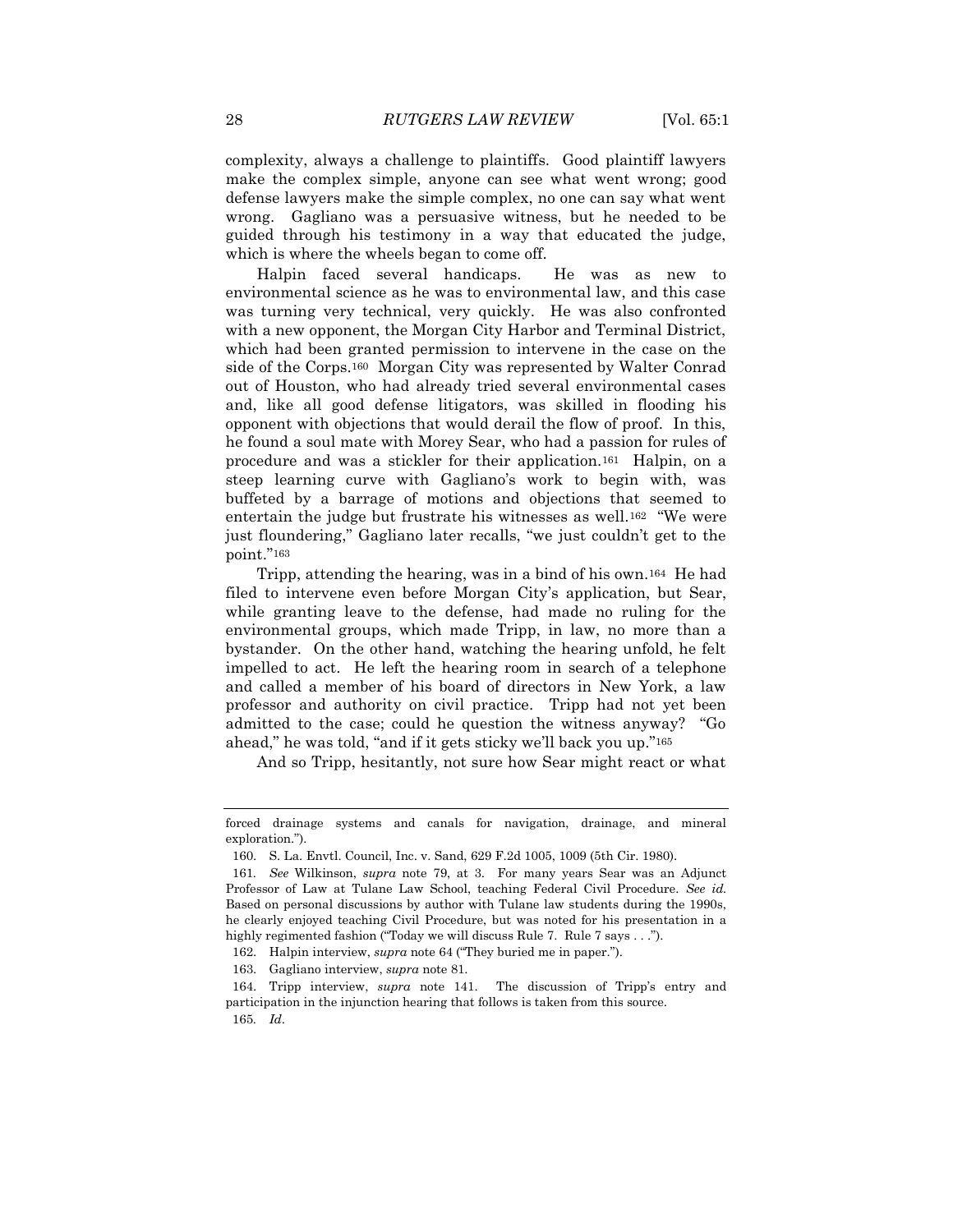complexity, always a challenge to plaintiffs. Good plaintiff lawyers make the complex simple, anyone can see what went wrong; good defense lawyers make the simple complex, no one can say what went wrong. Gagliano was a persuasive witness, but he needed to be guided through his testimony in a way that educated the judge, which is where the wheels began to come off.

Halpin faced several handicaps. He was as new to environmental science as he was to environmental law, and this case was turning very technical, very quickly. He was also confronted with a new opponent, the Morgan City Harbor and Terminal District, which had been granted permission to intervene in the case on the side of the Corps.[160] Morgan City was represented by Walter Conrad out of Houston, who had already tried several environmental cases and, like all good defense litigators, was skilled in flooding his opponent with objections that would derail the flow of proof. In this, he found a soul mate with Morey Sear, who had a passion for rules of procedure and was a stickler for their application.[161] Halpin, on a steep learning curve with Gagliano's work to begin with, was buffeted by a barrage of motions and objections that seemed to entertain the judge but frustrate his witnesses as well.[162] "We were just floundering," Gagliano later recalls, "we just couldn't get to the point."[163]

Tripp, attending the hearing, was in a bind of his own.[164] He had filed to intervene even before Morgan City's application, but Sear, while granting leave to the defense, had made no ruling for the environmental groups, which made Tripp, in law, no more than a bystander. On the other hand, watching the hearing unfold, he felt impelled to act. He left the hearing room in search of a telephone and called a member of his board of directors in New York, a law professor and authority on civil practice. Tripp had not yet been admitted to the case; could he question the witness anyway? "Go ahead," he was told, "and if it gets sticky we'll back you up."[165]

And so Tripp, hesitantly, not sure how Sear might react or what

---

forced drainage systems and canals for navigation, drainage, and mineral exploration.").

160. S. La. Envtl. Council, Inc. v. Sand, 629 F.2d 1005, 1009 (5th Cir. 1980).

161. *See* Wilkinson, *supra* note 79, at 3. For many years Sear was an Adjunct Professor of Law at Tulane Law School, teaching Federal Civil Procedure. *See id.* Based on personal discussions by author with Tulane law students during the 1990s, he clearly enjoyed teaching Civil Procedure, but was noted for his presentation in a highly regimented fashion ("Today we will discuss Rule 7. Rule 7 says . . .").

162. Halpin interview, *supra* note 64 ("They buried me in paper.").

163. Gagliano interview, *supra* note 81.

164. Tripp interview, *supra* note 141. The discussion of Tripp's entry and participation in the injunction hearing that follows is taken from this source.

165. *Id*.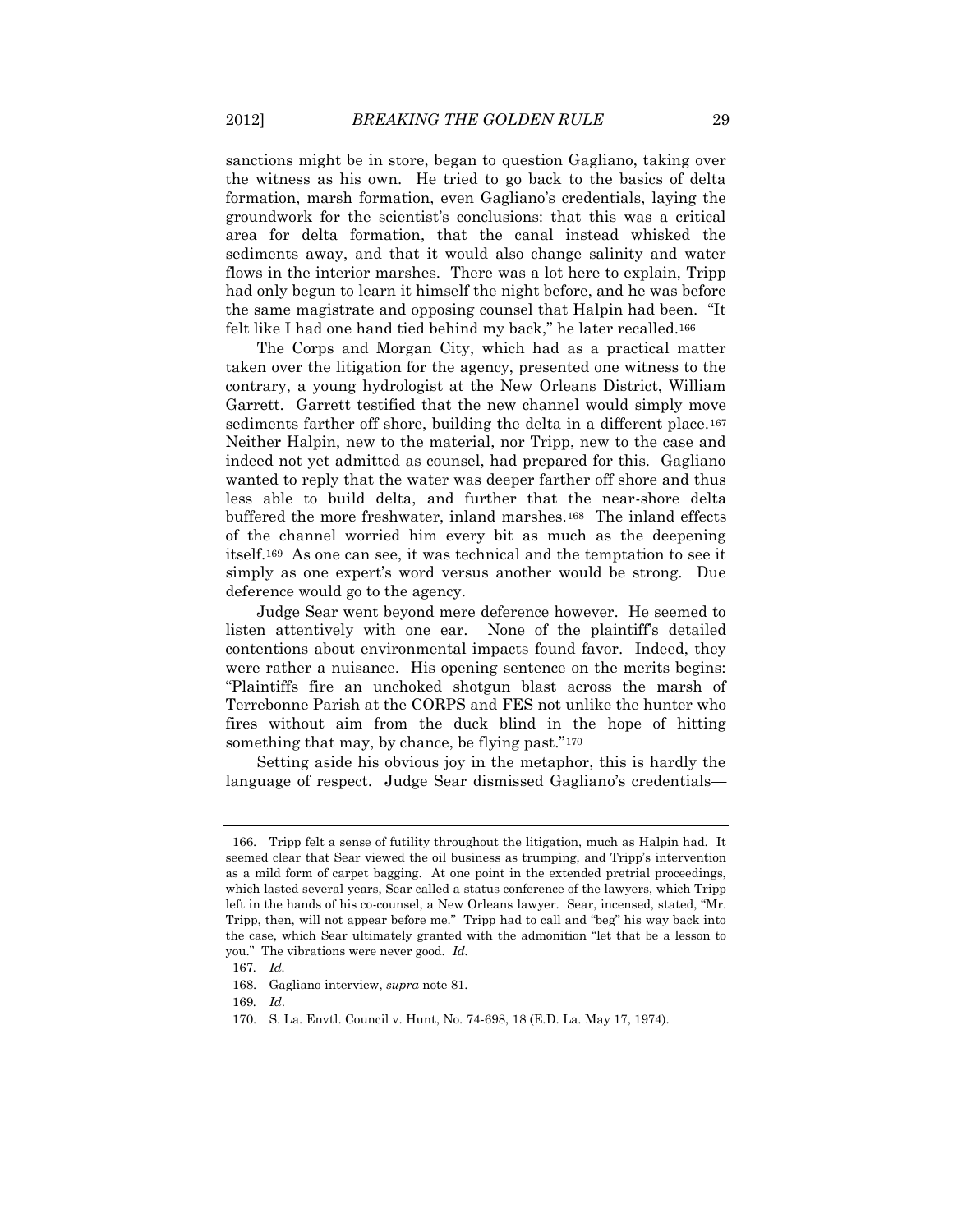sanctions might be in store, began to question Gagliano, taking over the witness as his own. He tried to go back to the basics of delta formation, marsh formation, even Gagliano's credentials, laying the groundwork for the scientist's conclusions: that this was a critical area for delta formation, that the canal instead whisked the sediments away, and that it would also change salinity and water flows in the interior marshes. There was a lot here to explain, Tripp had only begun to learn it himself the night before, and he was before the same magistrate and opposing counsel that Halpin had been. "It felt like I had one hand tied behind my back," he later recalled.[166]

The Corps and Morgan City, which had as a practical matter taken over the litigation for the agency, presented one witness to the contrary, a young hydrologist at the New Orleans District, William Garrett. Garrett testified that the new channel would simply move sediments farther off shore, building the delta in a different place.[167] Neither Halpin, new to the material, nor Tripp, new to the case and indeed not yet admitted as counsel, had prepared for this. Gagliano wanted to reply that the water was deeper farther off shore and thus less able to build delta, and further that the near-shore delta buffered the more freshwater, inland marshes.[168] The inland effects of the channel worried him every bit as much as the deepening itself.[169] As one can see, it was technical and the temptation to see it simply as one expert's word versus another would be strong. Due deference would go to the agency.

Judge Sear went beyond mere deference however. He seemed to listen attentively with one ear. None of the plaintiff's detailed contentions about environmental impacts found favor. Indeed, they were rather a nuisance. His opening sentence on the merits begins: "Plaintiffs fire an unchoked shotgun blast across the marsh of Terrebonne Parish at the CORPS and FES not unlike the hunter who fires without aim from the duck blind in the hope of hitting something that may, by chance, be flying past."[170]

Setting aside his obvious joy in the metaphor, this is hardly the language of respect. Judge Sear dismissed Gagliano's credentials—

---

166. Tripp felt a sense of futility throughout the litigation, much as Halpin had. It seemed clear that Sear viewed the oil business as trumping, and Tripp's intervention as a mild form of carpet bagging. At one point in the extended pretrial proceedings, which lasted several years, Sear called a status conference of the lawyers, which Tripp left in the hands of his co-counsel, a New Orleans lawyer. Sear, incensed, stated, "Mr. Tripp, then, will not appear before me." Tripp had to call and "beg" his way back into the case, which Sear ultimately granted with the admonition "let that be a lesson to you." The vibrations were never good. *Id.*

167. *Id.*

168. Gagliano interview, *supra* note 81.

169. *Id*.

170. S. La. Envtl. Council v. Hunt, No. 74-698, 18 (E.D. La. May 17, 1974).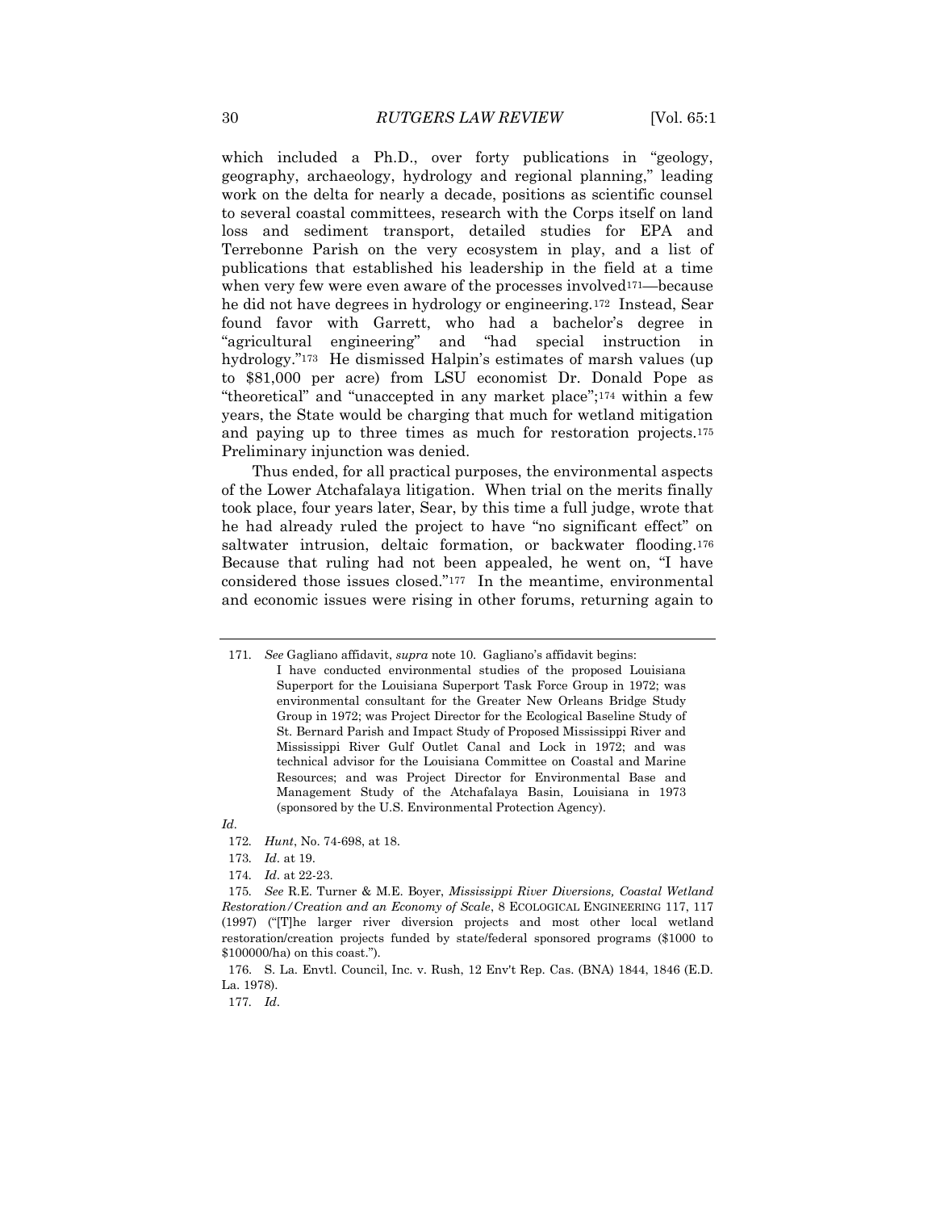which included a Ph.D., over forty publications in "geology, geography, archaeology, hydrology and regional planning," leading work on the delta for nearly a decade, positions as scientific counsel to several coastal committees, research with the Corps itself on land loss and sediment transport, detailed studies for EPA and Terrebonne Parish on the very ecosystem in play, and a list of publications that established his leadership in the field at a time when very few were even aware of the processes involved[171]—because he did not have degrees in hydrology or engineering.[172] Instead, Sear found favor with Garrett, who had a bachelor's degree in "agricultural engineering" and "had special instruction in hydrology."[173] He dismissed Halpin's estimates of marsh values (up to $81,000 per acre) from LSU economist Dr. Donald Pope as "theoretical" and "unaccepted in any market place";[174] within a few years, the State would be charging that much for wetland mitigation and paying up to three times as much for restoration projects.[175] Preliminary injunction was denied.

Thus ended, for all practical purposes, the environmental aspects of the Lower Atchafalaya litigation. When trial on the merits finally took place, four years later, Sear, by this time a full judge, wrote that he had already ruled the project to have "no significant effect" on saltwater intrusion, deltaic formation, or backwater flooding.[176] Because that ruling had not been appealed, he went on, "I have considered those issues closed."[177] In the meantime, environmental and economic issues were rising in other forums, returning again to

---

171. *See* Gagliano affidavit, *supra* note 10. Gagliano's affidavit begins:

> I have conducted environmental studies of the proposed Louisiana Superport for the Louisiana Superport Task Force Group in 1972; was environmental consultant for the Greater New Orleans Bridge Study Group in 1972; was Project Director for the Ecological Baseline Study of St. Bernard Parish and Impact Study of Proposed Mississippi River and Mississippi River Gulf Outlet Canal and Lock in 1972; and was technical advisor for the Louisiana Committee on Coastal and Marine Resources; and was Project Director for Environmental Base and Management Study of the Atchafalaya Basin, Louisiana in 1973 (sponsored by the U.S. Environmental Protection Agency).

*Id*.

172. *Hunt*, No. 74-698, at 18.

173. *Id*. at 19.

174. *Id*. at 22-23.

175. *See* R.E. Turner & M.E. Boyer, *Mississippi River Diversions, Coastal Wetland Restoration/Creation and an Economy of Scale*, 8 ECOLOGICAL ENGINEERING 117, 117 (1997) ("[T]he larger river diversion projects and most other local wetland restoration/creation projects funded by state/federal sponsored programs ($1000 to $100000/ha) on this coast.").

176. S. La. Envtl. Council, Inc. v. Rush, 12 Env't Rep. Cas. (BNA) 1844, 1846 (E.D. La. 1978).

177. *Id*.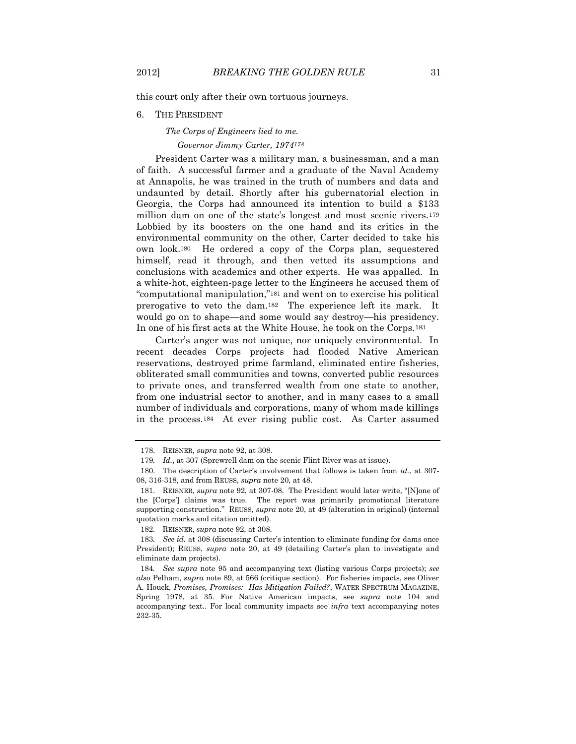this court only after their own tortuous journeys.

### 6. The President

*The Corps of Engineers lied to me.*

*Governor Jimmy Carter, 1974*[178]

President Carter was a military man, a businessman, and a man of faith. A successful farmer and a graduate of the Naval Academy at Annapolis, he was trained in the truth of numbers and data and undaunted by detail. Shortly after his gubernatorial election in Georgia, the Corps had announced its intention to build a $133 million dam on one of the state's longest and most scenic rivers.[179] Lobbied by its boosters on the one hand and its critics in the environmental community on the other, Carter decided to take his own look.[180] He ordered a copy of the Corps plan, sequestered himself, read it through, and then vetted its assumptions and conclusions with academics and other experts. He was appalled. In a white-hot, eighteen-page letter to the Engineers he accused them of "computational manipulation,"[181] and went on to exercise his political prerogative to veto the dam.[182] The experience left its mark. It would go on to shape—and some would say destroy—his presidency. In one of his first acts at the White House, he took on the Corps.[183]

Carter's anger was not unique, nor uniquely environmental. In recent decades Corps projects had flooded Native American reservations, destroyed prime farmland, eliminated entire fisheries, obliterated small communities and towns, converted public resources to private ones, and transferred wealth from one state to another, from one industrial sector to another, and in many cases to a small number of individuals and corporations, many of whom made killings in the process.[184] At ever rising public cost. As Carter assumed

---

178. REISNER, *supra* note 92, at 308.

179. *Id.*, at 307 (Sprewrell dam on the scenic Flint River was at issue).

180. The description of Carter's involvement that follows is taken from *id.*, at 307-08, 316-318, and from REUSS, *supra* note 20, at 48.

181. REISNER, *supra* note 92, at 307-08. The President would later write, "[N]one of the [Corps'] claims was true. The report was primarily promotional literature supporting construction." REUSS, *supra* note 20, at 49 (alteration in original) (internal quotation marks and citation omitted).

182. REISNER, *supra* note 92, at 308.

183. *See id.* at 308 (discussing Carter's intention to eliminate funding for dams once President); REUSS, *supra* note 20, at 49 (detailing Carter's plan to investigate and eliminate dam projects).

184. *See supra* note 95 and accompanying text (listing various Corps projects); *see also* Pelham, *supra* note 89, at 566 (critique section). For fisheries impacts, see Oliver A. Houck, *Promises, Promises: Has Mitigation Failed?*, WATER SPECTRUM MAGAZINE, Spring 1978, at 35. For Native American impacts, see *supra* note 104 and accompanying text.. For local community impacts see *infra* text accompanying notes 232-35.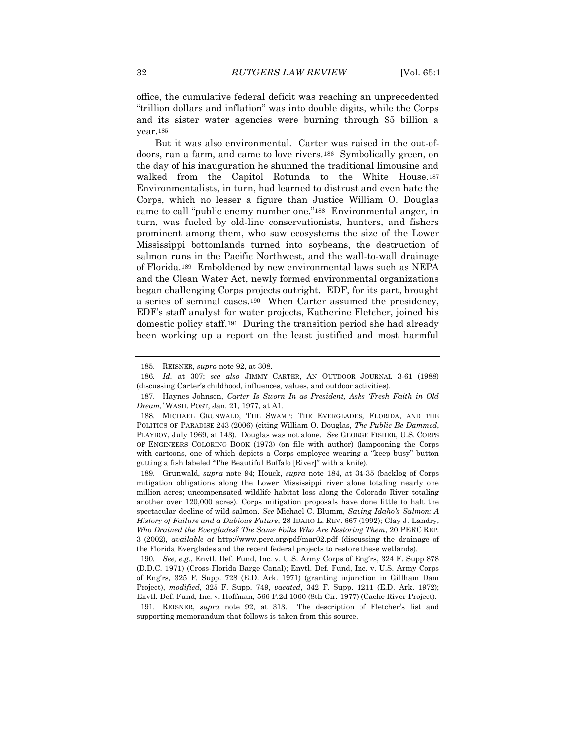office, the cumulative federal deficit was reaching an unprecedented "trillion dollars and inflation" was into double digits, while the Corps and its sister water agencies were burning through $5 billion a year.[185]

But it was also environmental. Carter was raised in the out-of-doors, ran a farm, and came to love rivers.[186] Symbolically green, on the day of his inauguration he shunned the traditional limousine and walked from the Capitol Rotunda to the White House.[187] Environmentalists, in turn, had learned to distrust and even hate the Corps, which no lesser a figure than Justice William O. Douglas came to call "public enemy number one."[188] Environmental anger, in turn, was fueled by old-line conservationists, hunters, and fishers prominent among them, who saw ecosystems the size of the Lower Mississippi bottomlands turned into soybeans, the destruction of salmon runs in the Pacific Northwest, and the wall-to-wall drainage of Florida.[189] Emboldened by new environmental laws such as NEPA and the Clean Water Act, newly formed environmental organizations began challenging Corps projects outright. EDF, for its part, brought a series of seminal cases.[190] When Carter assumed the presidency, EDF's staff analyst for water projects, Katherine Fletcher, joined his domestic policy staff.[191] During the transition period she had already been working up a report on the least justified and most harmful

---

185. REISNER, *supra* note 92, at 308.

186. *Id.* at 307; *see also* JIMMY CARTER, AN OUTDOOR JOURNAL 3-61 (1988) (discussing Carter's childhood, influences, values, and outdoor activities).

187. Haynes Johnson, *Carter Is Sworn In as President, Asks 'Fresh Faith in Old Dream,'* WASH. POST, Jan. 21, 1977, at A1.

188. MICHAEL GRUNWALD, THE SWAMP: THE EVERGLADES, FLORIDA, AND THE POLITICS OF PARADISE 243 (2006) (citing William O. Douglas, *The Public Be Dammed*, PLAYBOY, July 1969, at 143). Douglas was not alone. *See* GEORGE FISHER, U.S. CORPS OF ENGINEERS COLORING BOOK (1973) (on file with author) (lampooning the Corps with cartoons, one of which depicts a Corps employee wearing a "keep busy" button gutting a fish labeled "The Beautiful Buffalo [River]" with a knife).

189. Grunwald, *supra* note 94; Houck, *supra* note 184, at 34-35 (backlog of Corps mitigation obligations along the Lower Mississippi river alone totaling nearly one million acres; uncompensated wildlife habitat loss along the Colorado River totaling another over 120,000 acres). Corps mitigation proposals have done little to halt the spectacular decline of wild salmon. *See* Michael C. Blumm, *Saving Idaho's Salmon: A History of Failure and a Dubious Future*, 28 IDAHO L. REV. 667 (1992); Clay J. Landry, *Who Drained the Everglades? The Same Folks Who Are Restoring Them*, 20 PERC REP. 3 (2002), *available at* http://www.perc.org/pdf/mar02.pdf (discussing the drainage of the Florida Everglades and the recent federal projects to restore these wetlands).

190. *See, e.g.*, Envtl. Def. Fund, Inc. v. U.S. Army Corps of Eng'rs, 324 F. Supp 878 (D.D.C. 1971) (Cross-Florida Barge Canal); Envtl. Def. Fund, Inc. v. U.S. Army Corps of Eng'rs*,* 325 F. Supp. 728 (E.D. Ark. 1971) (granting injunction in Gillham Dam Project), *modified*, 325 F. Supp. 749, *vacated*, 342 F. Supp. 1211 (E.D. Ark. 1972); Envtl. Def. Fund, Inc. v. Hoffman, 566 F.2d 1060 (8th Cir. 1977) (Cache River Project).

191. REISNER, *supra* note 92, at 313. The description of Fletcher's list and supporting memorandum that follows is taken from this source.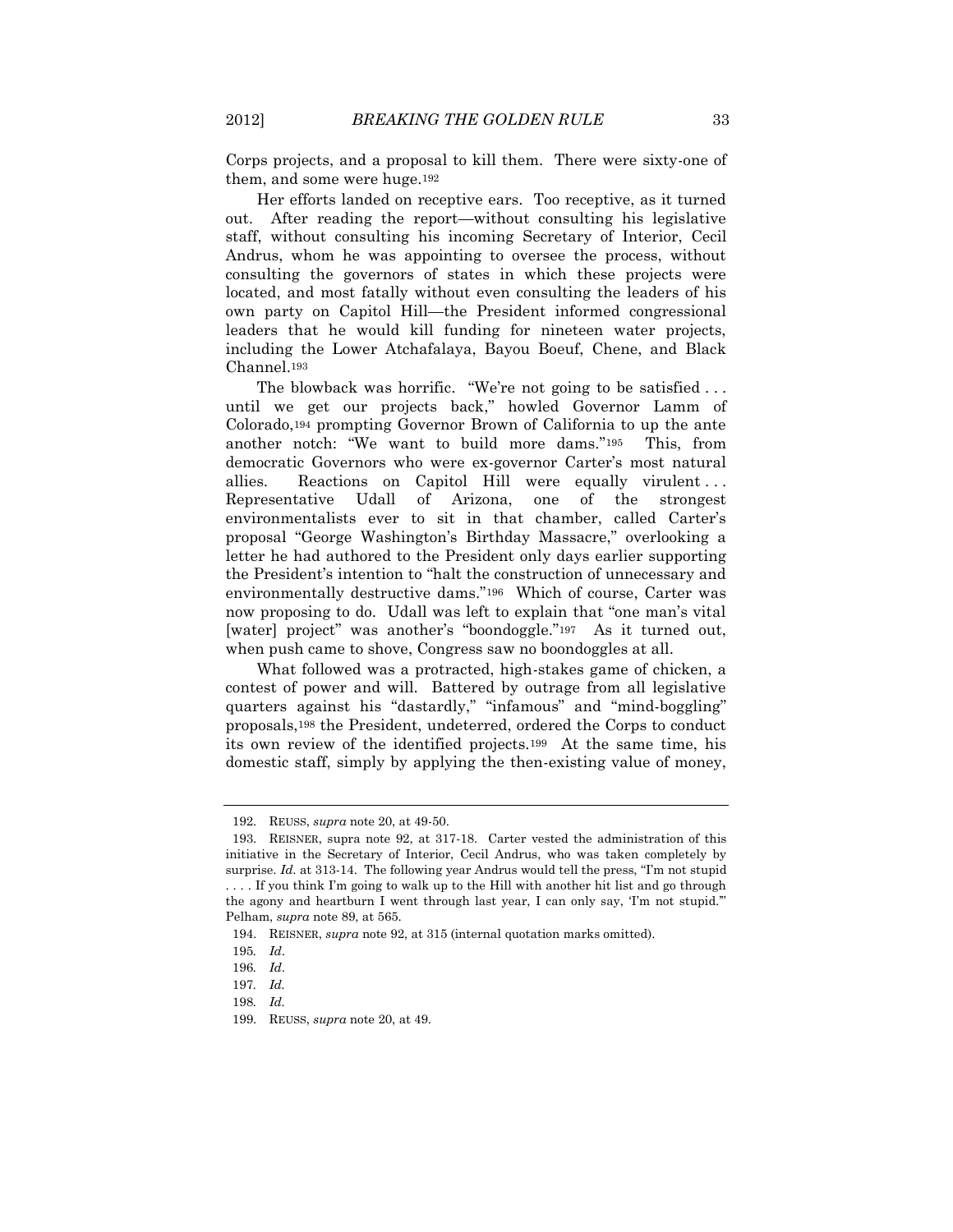Corps projects, and a proposal to kill them. There were sixty-one of them, and some were huge.[192]

Her efforts landed on receptive ears. Too receptive, as it turned out. After reading the report—without consulting his legislative staff, without consulting his incoming Secretary of Interior, Cecil Andrus, whom he was appointing to oversee the process, without consulting the governors of states in which these projects were located, and most fatally without even consulting the leaders of his own party on Capitol Hill—the President informed congressional leaders that he would kill funding for nineteen water projects, including the Lower Atchafalaya, Bayou Boeuf, Chene, and Black Channel.[193]

The blowback was horrific. "We're not going to be satisfied . . . until we get our projects back," howled Governor Lamm of Colorado,[194] prompting Governor Brown of California to up the ante another notch: "We want to build more dams."[195] This, from democratic Governors who were ex-governor Carter's most natural allies. Reactions on Capitol Hill were equally virulent . . . Representative Udall of Arizona, one of the strongest environmentalists ever to sit in that chamber, called Carter's proposal "George Washington's Birthday Massacre," overlooking a letter he had authored to the President only days earlier supporting the President's intention to "halt the construction of unnecessary and environmentally destructive dams."[196] Which of course, Carter was now proposing to do. Udall was left to explain that "one man's vital [water] project" was another's "boondoggle."[197] As it turned out, when push came to shove, Congress saw no boondoggles at all.

What followed was a protracted, high-stakes game of chicken, a contest of power and will. Battered by outrage from all legislative quarters against his "dastardly," "infamous" and "mind-boggling" proposals,[198] the President, undeterred, ordered the Corps to conduct its own review of the identified projects.[199] At the same time, his domestic staff, simply by applying the then-existing value of money,

---

192. REUSS, *supra* note 20, at 49-50.

193. REISNER, supra note 92, at 317-18. Carter vested the administration of this initiative in the Secretary of Interior, Cecil Andrus, who was taken completely by surprise. *Id.* at 313-14. The following year Andrus would tell the press, "I'm not stupid . . . . If you think I'm going to walk up to the Hill with another hit list and go through the agony and heartburn I went through last year, I can only say, 'I'm not stupid.'" Pelham, *supra* note 89, at 565.

194. REISNER, *supra* note 92, at 315 (internal quotation marks omitted).

195. *Id.*

196. *Id.*

197. *Id.*

198. *Id.*

199. REUSS, *supra* note 20, at 49.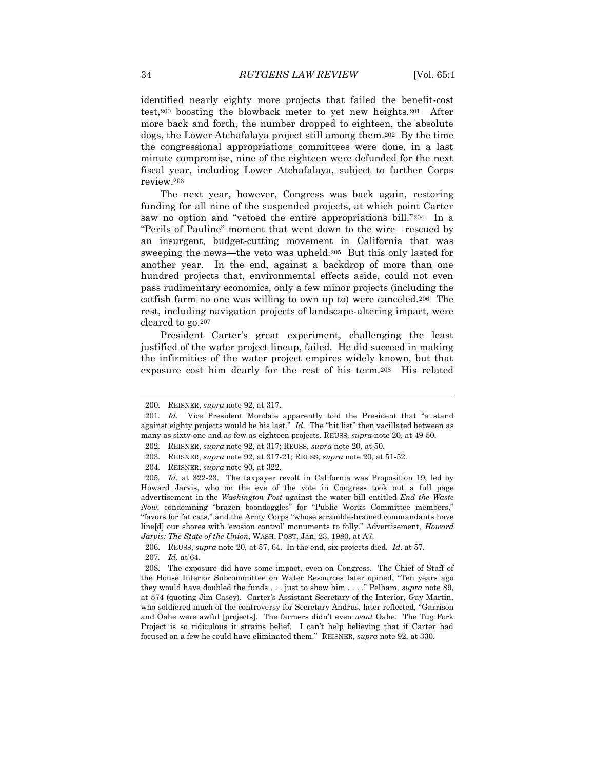identified nearly eighty more projects that failed the benefit-cost test,[200] boosting the blowback meter to yet new heights.[201] After more back and forth, the number dropped to eighteen, the absolute dogs, the Lower Atchafalaya project still among them.[202] By the time the congressional appropriations committees were done, in a last minute compromise, nine of the eighteen were defunded for the next fiscal year, including Lower Atchafalaya, subject to further Corps review.[203]

The next year, however, Congress was back again, restoring funding for all nine of the suspended projects, at which point Carter saw no option and "vetoed the entire appropriations bill."[204] In a "Perils of Pauline" moment that went down to the wire—rescued by an insurgent, budget-cutting movement in California that was sweeping the news—the veto was upheld.[205] But this only lasted for another year. In the end, against a backdrop of more than one hundred projects that, environmental effects aside, could not even pass rudimentary economics, only a few minor projects (including the catfish farm no one was willing to own up to) were canceled.[206] The rest, including navigation projects of landscape-altering impact, were cleared to go.[207]

President Carter's great experiment, challenging the least justified of the water project lineup, failed. He did succeed in making the infirmities of the water project empires widely known, but that exposure cost him dearly for the rest of his term.[208] His related

---

200. REISNER, *supra* note 92, at 317.

201. *Id.* Vice President Mondale apparently told the President that "a stand against eighty projects would be his last." *Id.* The "hit list" then vacillated between as many as sixty-one and as few as eighteen projects. REUSS, *supra* note 20, at 49-50.

202. REISNER, *supra* note 92, at 317; REUSS, *supra* note 20, at 50.

203. REISNER, *supra* note 92, at 317-21; REUSS, *supra* note 20, at 51-52.

204. REISNER, *supra* note 90, at 322.

205. *Id*. at 322-23. The taxpayer revolt in California was Proposition 19, led by Howard Jarvis, who on the eve of the vote in Congress took out a full page advertisement in the *Washington Post* against the water bill entitled *End the Waste Now*, condemning "brazen boondoggles" for "Public Works Committee members," "favors for fat cats," and the Army Corps "whose scramble-brained commandants have line[d] our shores with 'erosion control' monuments to folly." Advertisement, *Howard Jarvis: The State of the Union*, WASH. POST, Jan. 23, 1980, at A7.

206. REUSS, *supra* note 20, at 57, 64. In the end, six projects died. *Id*. at 57.

207. *Id.* at 64.

208. The exposure did have some impact, even on Congress. The Chief of Staff of the House Interior Subcommittee on Water Resources later opined, "Ten years ago they would have doubled the funds . . . just to show him . . . ." Pelham, *supra* note 89, at 574 (quoting Jim Casey). Carter's Assistant Secretary of the Interior, Guy Martin, who soldiered much of the controversy for Secretary Andrus, later reflected, "Garrison and Oahe were awful [projects]. The farmers didn't even *want* Oahe. The Tug Fork Project is so ridiculous it strains belief. I can't help believing that if Carter had focused on a few he could have eliminated them." REISNER, *supra* note 92, at 330.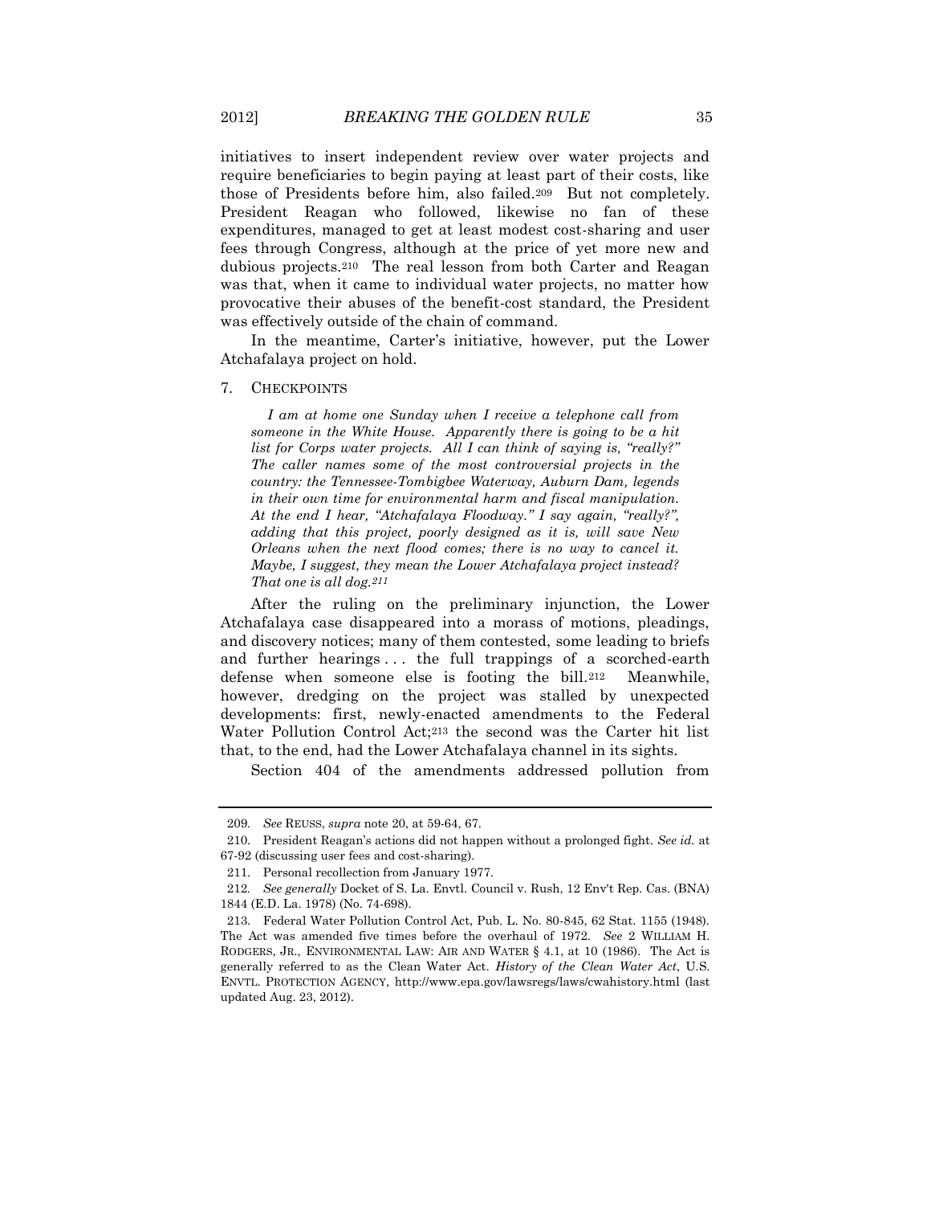initiatives to insert independent review over water projects and require beneficiaries to begin paying at least part of their costs, like those of Presidents before him, also failed.[209] But not completely. President Reagan who followed, likewise no fan of these expenditures, managed to get at least modest cost-sharing and user fees through Congress, although at the price of yet more new and dubious projects.[210] The real lesson from both Carter and Reagan was that, when it came to individual water projects, no matter how provocative their abuses of the benefit-cost standard, the President was effectively outside of the chain of command.

In the meantime, Carter's initiative, however, put the Lower Atchafalaya project on hold.

### 7. CHECKPOINTS

> *I am at home one Sunday when I receive a telephone call from someone in the White House. Apparently there is going to be a hit list for Corps water projects. All I can think of saying is, "really?" The caller names some of the most controversial projects in the country: the Tennessee-Tombigbee Waterway, Auburn Dam, legends in their own time for environmental harm and fiscal manipulation. At the end I hear, "Atchafalaya Floodway." I say again, "really?", adding that this project, poorly designed as it is, will save New Orleans when the next flood comes; there is no way to cancel it. Maybe, I suggest, they mean the Lower Atchafalaya project instead? That one is all dog.[211]*

After the ruling on the preliminary injunction, the Lower Atchafalaya case disappeared into a morass of motions, pleadings, and discovery notices; many of them contested, some leading to briefs and further hearings . . . the full trappings of a scorched-earth defense when someone else is footing the bill.[212] Meanwhile, however, dredging on the project was stalled by unexpected developments: first, newly-enacted amendments to the Federal Water Pollution Control Act;[213] the second was the Carter hit list that, to the end, had the Lower Atchafalaya channel in its sights.

Section 404 of the amendments addressed pollution from

---

209. *See* REUSS, *supra* note 20, at 59-64, 67.

210. President Reagan's actions did not happen without a prolonged fight. *See id.* at 67-92 (discussing user fees and cost-sharing).

211. Personal recollection from January 1977.

212. *See generally* Docket of S. La. Envtl. Council v. Rush, 12 Env't Rep. Cas. (BNA) 1844 (E.D. La. 1978) (No. 74-698).

213. Federal Water Pollution Control Act, Pub. L. No. 80-845, 62 Stat. 1155 (1948). The Act was amended five times before the overhaul of 1972. *See* 2 WILLIAM H. RODGERS, JR., ENVIRONMENTAL LAW: AIR AND WATER § 4.1, at 10 (1986). The Act is generally referred to as the Clean Water Act. *History of the Clean Water Act*, U.S. ENVTL. PROTECTION AGENCY, http://www.epa.gov/lawsregs/laws/cwahistory.html (last updated Aug. 23, 2012).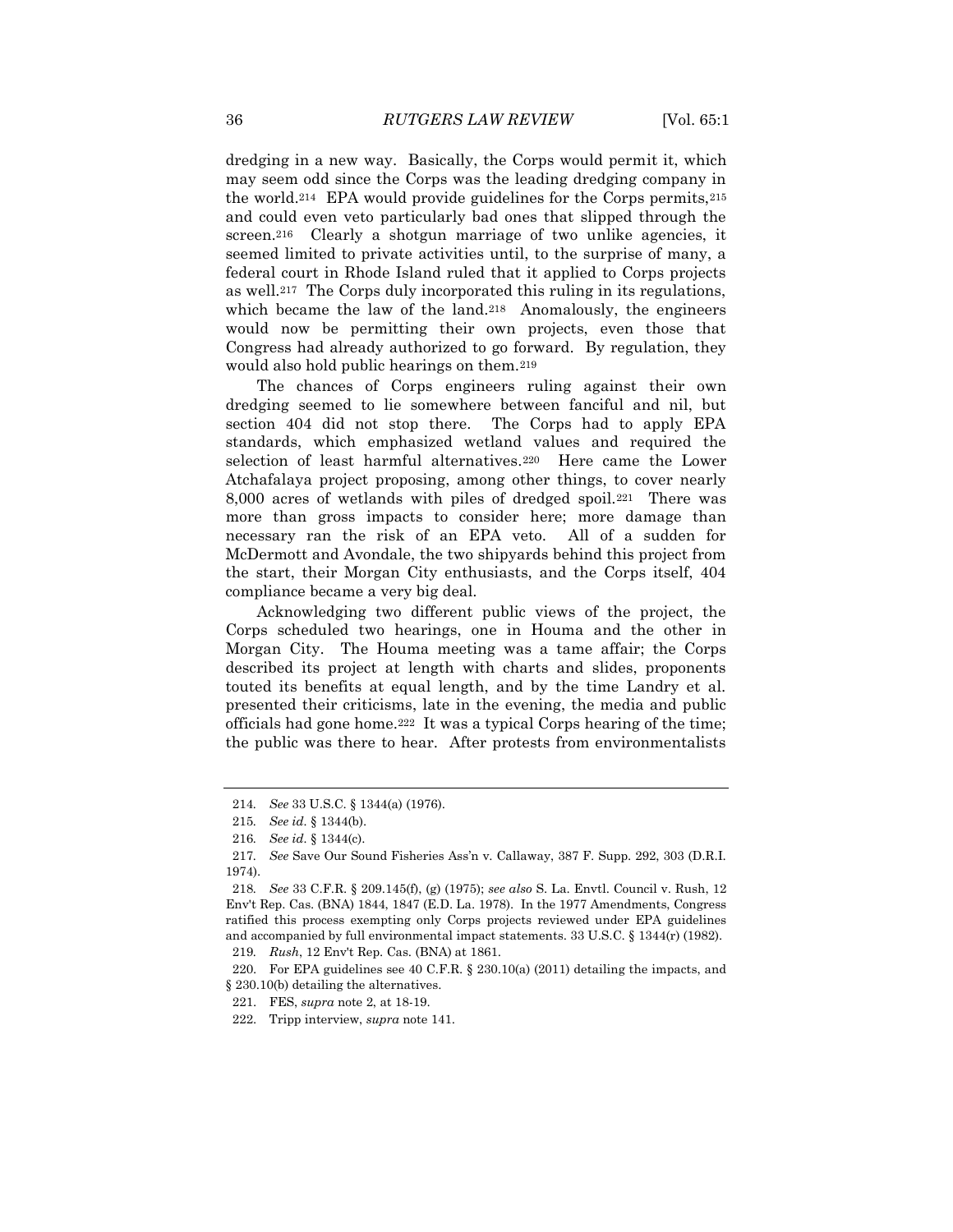dredging in a new way. Basically, the Corps would permit it, which may seem odd since the Corps was the leading dredging company in the world.[214] EPA would provide guidelines for the Corps permits,[215] and could even veto particularly bad ones that slipped through the screen.[216] Clearly a shotgun marriage of two unlike agencies, it seemed limited to private activities until, to the surprise of many, a federal court in Rhode Island ruled that it applied to Corps projects as well.[217] The Corps duly incorporated this ruling in its regulations, which became the law of the land.[218] Anomalously, the engineers would now be permitting their own projects, even those that Congress had already authorized to go forward. By regulation, they would also hold public hearings on them.[219]

The chances of Corps engineers ruling against their own dredging seemed to lie somewhere between fanciful and nil, but section 404 did not stop there. The Corps had to apply EPA standards, which emphasized wetland values and required the selection of least harmful alternatives.[220] Here came the Lower Atchafalaya project proposing, among other things, to cover nearly 8,000 acres of wetlands with piles of dredged spoil.[221] There was more than gross impacts to consider here; more damage than necessary ran the risk of an EPA veto. All of a sudden for McDermott and Avondale, the two shipyards behind this project from the start, their Morgan City enthusiasts, and the Corps itself, 404 compliance became a very big deal.

Acknowledging two different public views of the project, the Corps scheduled two hearings, one in Houma and the other in Morgan City. The Houma meeting was a tame affair; the Corps described its project at length with charts and slides, proponents touted its benefits at equal length, and by the time Landry et al. presented their criticisms, late in the evening, the media and public officials had gone home.[222] It was a typical Corps hearing of the time; the public was there to hear. After protests from environmentalists

---

214. *See* 33 U.S.C. § 1344(a) (1976).

215. *See id.* § 1344(b).

216. *See id.* § 1344(c).

217. *See* Save Our Sound Fisheries Ass'n v. Callaway, 387 F. Supp. 292, 303 (D.R.I. 1974).

218. *See* 33 C.F.R. § 209.145(f), (g) (1975); *see also* S. La. Envtl. Council v. Rush, 12 Env't Rep. Cas. (BNA) 1844, 1847 (E.D. La. 1978). In the 1977 Amendments, Congress ratified this process exempting only Corps projects reviewed under EPA guidelines and accompanied by full environmental impact statements. 33 U.S.C. § 1344(r) (1982).

219. *Rush*, 12 Env't Rep. Cas. (BNA) at 1861.

220. For EPA guidelines see 40 C.F.R. § 230.10(a) (2011) detailing the impacts, and § 230.10(b) detailing the alternatives.

221. FES, *supra* note 2, at 18-19.

222. Tripp interview, *supra* note 141.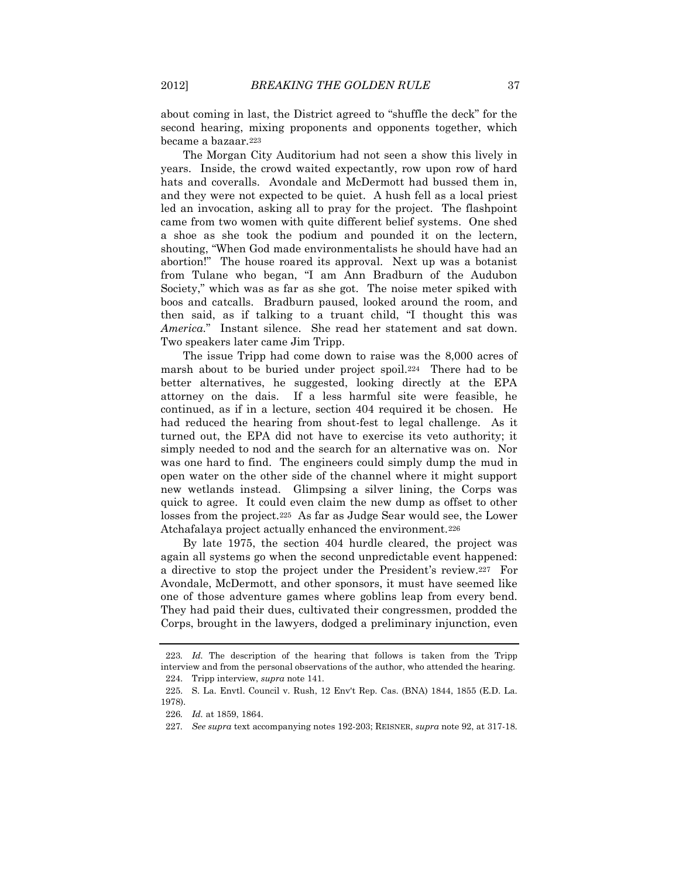about coming in last, the District agreed to "shuffle the deck" for the second hearing, mixing proponents and opponents together, which became a bazaar.[223]

The Morgan City Auditorium had not seen a show this lively in years. Inside, the crowd waited expectantly, row upon row of hard hats and coveralls. Avondale and McDermott had bussed them in, and they were not expected to be quiet. A hush fell as a local priest led an invocation, asking all to pray for the project. The flashpoint came from two women with quite different belief systems. One shed a shoe as she took the podium and pounded it on the lectern, shouting, "When God made environmentalists he should have had an abortion!" The house roared its approval. Next up was a botanist from Tulane who began, "I am Ann Bradburn of the Audubon Society," which was as far as she got. The noise meter spiked with boos and catcalls. Bradburn paused, looked around the room, and then said, as if talking to a truant child, "I thought this was *America*." Instant silence. She read her statement and sat down. Two speakers later came Jim Tripp.

The issue Tripp had come down to raise was the 8,000 acres of marsh about to be buried under project spoil.[224] There had to be better alternatives, he suggested, looking directly at the EPA attorney on the dais. If a less harmful site were feasible, he continued, as if in a lecture, section 404 required it be chosen. He had reduced the hearing from shout-fest to legal challenge. As it turned out, the EPA did not have to exercise its veto authority; it simply needed to nod and the search for an alternative was on. Nor was one hard to find. The engineers could simply dump the mud in open water on the other side of the channel where it might support new wetlands instead. Glimpsing a silver lining, the Corps was quick to agree. It could even claim the new dump as offset to other losses from the project.[225] As far as Judge Sear would see, the Lower Atchafalaya project actually enhanced the environment.[226]

By late 1975, the section 404 hurdle cleared, the project was again all systems go when the second unpredictable event happened: a directive to stop the project under the President's review.[227] For Avondale, McDermott, and other sponsors, it must have seemed like one of those adventure games where goblins leap from every bend. They had paid their dues, cultivated their congressmen, prodded the Corps, brought in the lawyers, dodged a preliminary injunction, even

---

223. *Id.* The description of the hearing that follows is taken from the Tripp interview and from the personal observations of the author, who attended the hearing.

224. Tripp interview, *supra* note 141.

225. S. La. Envtl. Council v. Rush, 12 Env't Rep. Cas. (BNA) 1844, 1855 (E.D. La. 1978).

226. *Id.* at 1859, 1864.

227. *See supra* text accompanying notes 192-203; REISNER, *supra* note 92, at 317-18.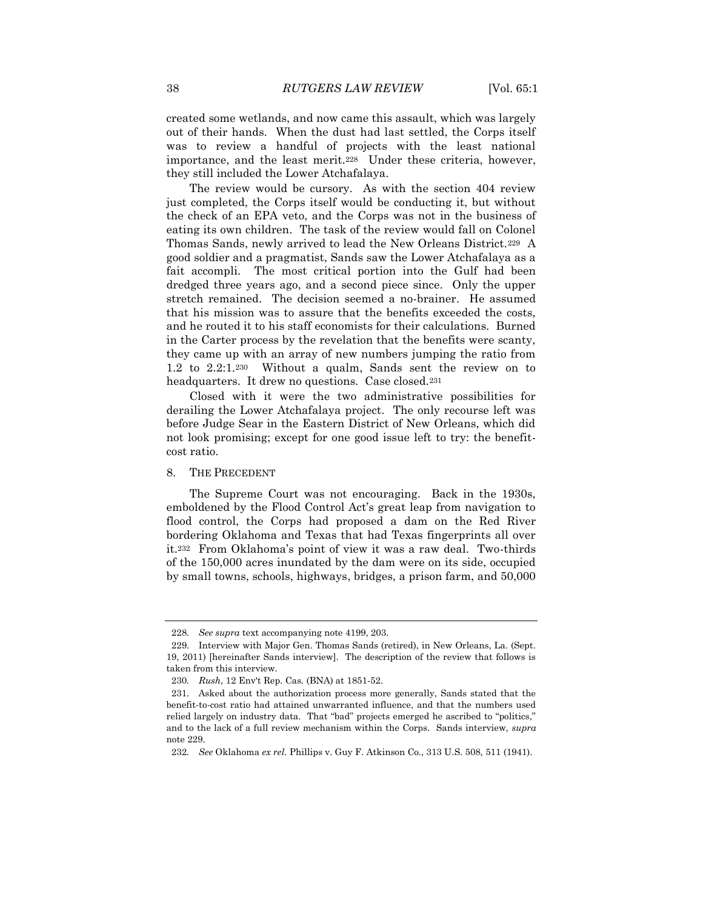created some wetlands, and now came this assault, which was largely out of their hands. When the dust had last settled, the Corps itself was to review a handful of projects with the least national importance, and the least merit.[228] Under these criteria, however, they still included the Lower Atchafalaya.

The review would be cursory. As with the section 404 review just completed, the Corps itself would be conducting it, but without the check of an EPA veto, and the Corps was not in the business of eating its own children. The task of the review would fall on Colonel Thomas Sands, newly arrived to lead the New Orleans District.[229] A good soldier and a pragmatist, Sands saw the Lower Atchafalaya as a fait accompli. The most critical portion into the Gulf had been dredged three years ago, and a second piece since. Only the upper stretch remained. The decision seemed a no-brainer. He assumed that his mission was to assure that the benefits exceeded the costs, and he routed it to his staff economists for their calculations. Burned in the Carter process by the revelation that the benefits were scanty, they came up with an array of new numbers jumping the ratio from 1.2 to 2.2:1.[230] Without a qualm, Sands sent the review on to headquarters. It drew no questions. Case closed.[231]

Closed with it were the two administrative possibilities for derailing the Lower Atchafalaya project. The only recourse left was before Judge Sear in the Eastern District of New Orleans, which did not look promising; except for one good issue left to try: the benefit-cost ratio.

## 8. THE PRECEDENT

The Supreme Court was not encouraging. Back in the 1930s, emboldened by the Flood Control Act's great leap from navigation to flood control, the Corps had proposed a dam on the Red River bordering Oklahoma and Texas that had Texas fingerprints all over it.[232] From Oklahoma's point of view it was a raw deal. Two-thirds of the 150,000 acres inundated by the dam were on its side, occupied by small towns, schools, highways, bridges, a prison farm, and 50,000

---

228. *See supra* text accompanying note 4199, 203.

229. Interview with Major Gen. Thomas Sands (retired), in New Orleans, La. (Sept. 19, 2011) [hereinafter Sands interview]. The description of the review that follows is taken from this interview.

230. *Rush*, 12 Env't Rep. Cas. (BNA) at 1851-52.

231. Asked about the authorization process more generally, Sands stated that the benefit-to-cost ratio had attained unwarranted influence, and that the numbers used relied largely on industry data. That "bad" projects emerged he ascribed to "politics," and to the lack of a full review mechanism within the Corps. Sands interview, *supra* note 229.

232. *See* Oklahoma *ex rel.* Phillips v. Guy F. Atkinson Co., 313 U.S. 508, 511 (1941).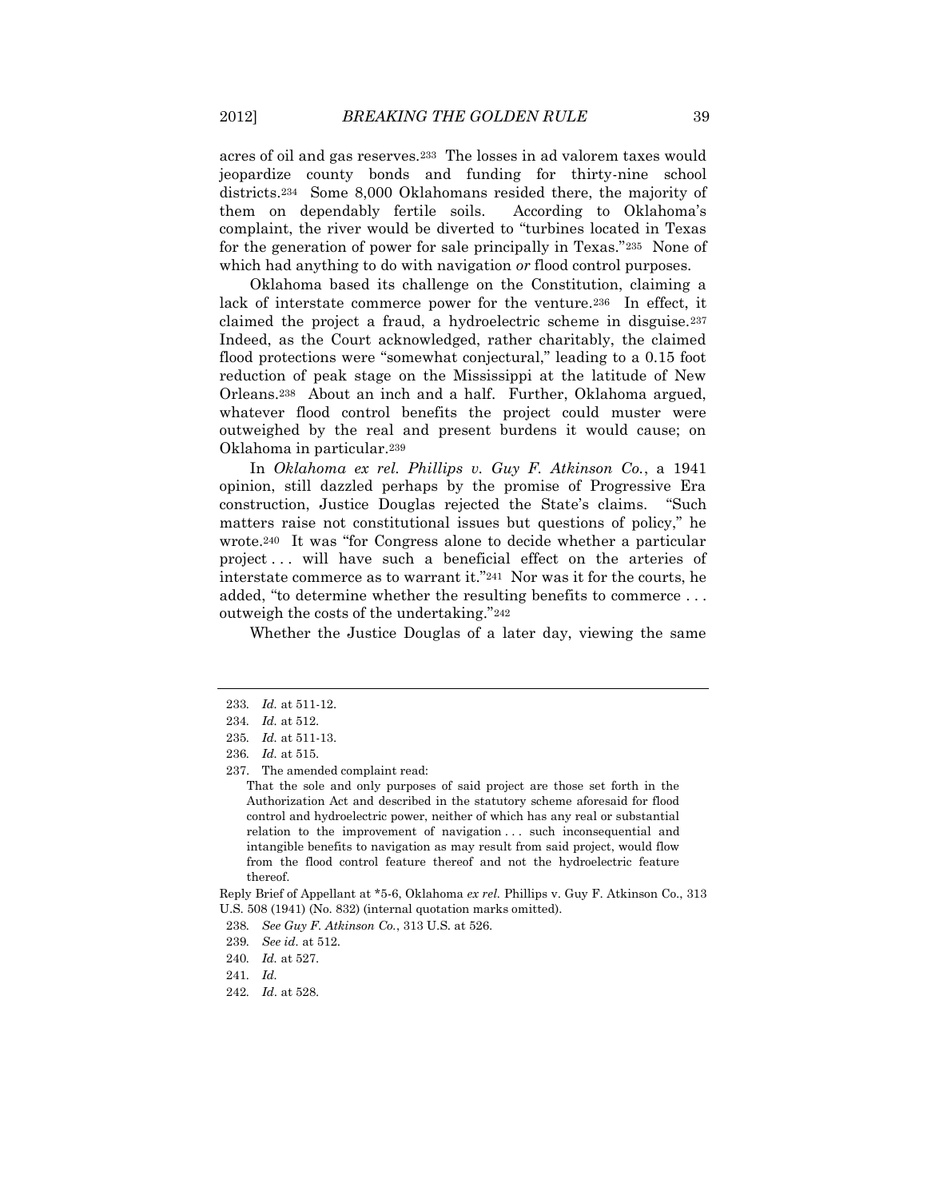acres of oil and gas reserves.[233] The losses in ad valorem taxes would jeopardize county bonds and funding for thirty-nine school districts.[234] Some 8,000 Oklahomans resided there, the majority of them on dependably fertile soils. According to Oklahoma's complaint, the river would be diverted to "turbines located in Texas for the generation of power for sale principally in Texas."[235] None of which had anything to do with navigation *or* flood control purposes.

Oklahoma based its challenge on the Constitution, claiming a lack of interstate commerce power for the venture.[236] In effect, it claimed the project a fraud, a hydroelectric scheme in disguise.[237] Indeed, as the Court acknowledged, rather charitably, the claimed flood protections were "somewhat conjectural," leading to a 0.15 foot reduction of peak stage on the Mississippi at the latitude of New Orleans.[238] About an inch and a half. Further, Oklahoma argued, whatever flood control benefits the project could muster were outweighed by the real and present burdens it would cause; on Oklahoma in particular.[239]

In *Oklahoma ex rel. Phillips v. Guy F. Atkinson Co.*, a 1941 opinion, still dazzled perhaps by the promise of Progressive Era construction, Justice Douglas rejected the State's claims. "Such matters raise not constitutional issues but questions of policy," he wrote.[240] It was "for Congress alone to decide whether a particular project . . . will have such a beneficial effect on the arteries of interstate commerce as to warrant it."[241] Nor was it for the courts, he added, "to determine whether the resulting benefits to commerce . . . outweigh the costs of the undertaking."[242]

Whether the Justice Douglas of a later day, viewing the same

---

233. *Id.* at 511-12.

234. *Id.* at 512.

235. *Id.* at 511-13.

236. *Id.* at 515.

237. The amended complaint read:

> That the sole and only purposes of said project are those set forth in the Authorization Act and described in the statutory scheme aforesaid for flood control and hydroelectric power, neither of which has any real or substantial relation to the improvement of navigation . . . such inconsequential and intangible benefits to navigation as may result from said project, would flow from the flood control feature thereof and not the hydroelectric feature thereof.

Reply Brief of Appellant at *5-6, Oklahoma *ex rel.* Phillips v. Guy F. Atkinson Co., 313 U.S. 508 (1941) (No. 832) (internal quotation marks omitted).

238. *See Guy F. Atkinson Co.*, 313 U.S. at 526.

239. *See id.* at 512.

240. *Id.* at 527.

241. *Id.*

242. *Id.* at 528.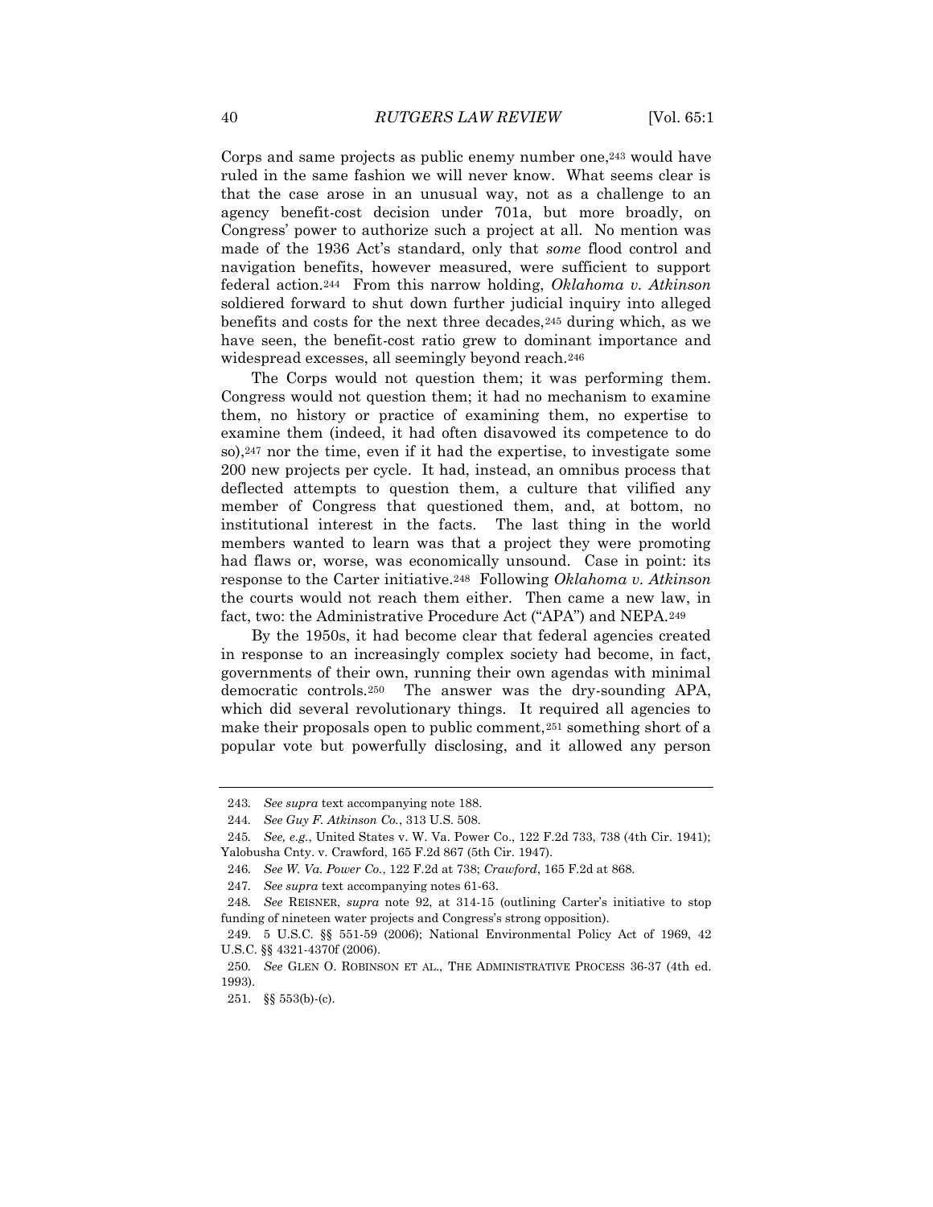Corps and same projects as public enemy number one,[243] would have ruled in the same fashion we will never know. What seems clear is that the case arose in an unusual way, not as a challenge to an agency benefit-cost decision under 701a, but more broadly, on Congress' power to authorize such a project at all. No mention was made of the 1936 Act's standard, only that *some* flood control and navigation benefits, however measured, were sufficient to support federal action.[244] From this narrow holding, *Oklahoma v. Atkinson* soldiered forward to shut down further judicial inquiry into alleged benefits and costs for the next three decades,[245] during which, as we have seen, the benefit-cost ratio grew to dominant importance and widespread excesses, all seemingly beyond reach.[246]

The Corps would not question them; it was performing them. Congress would not question them; it had no mechanism to examine them, no history or practice of examining them, no expertise to examine them (indeed, it had often disavowed its competence to do so),[247] nor the time, even if it had the expertise, to investigate some 200 new projects per cycle. It had, instead, an omnibus process that deflected attempts to question them, a culture that vilified any member of Congress that questioned them, and, at bottom, no institutional interest in the facts. The last thing in the world members wanted to learn was that a project they were promoting had flaws or, worse, was economically unsound. Case in point: its response to the Carter initiative.[248] Following *Oklahoma v. Atkinson* the courts would not reach them either. Then came a new law, in fact, two: the Administrative Procedure Act ("APA") and NEPA.[249]

By the 1950s, it had become clear that federal agencies created in response to an increasingly complex society had become, in fact, governments of their own, running their own agendas with minimal democratic controls.[250] The answer was the dry-sounding APA, which did several revolutionary things. It required all agencies to make their proposals open to public comment,[251] something short of a popular vote but powerfully disclosing, and it allowed any person

---

243. *See supra* text accompanying note 188.

244. *See Guy F. Atkinson Co.*, 313 U.S. 508.

245. *See, e.g.*, United States v. W. Va. Power Co., 122 F.2d 733, 738 (4th Cir. 1941); Yalobusha Cnty. v. Crawford, 165 F.2d 867 (5th Cir. 1947).

246. *See W. Va. Power Co.*, 122 F.2d at 738; *Crawford*, 165 F.2d at 868.

247. *See supra* text accompanying notes 61-63.

248. *See* REISNER, *supra* note 92, at 314-15 (outlining Carter's initiative to stop funding of nineteen water projects and Congress's strong opposition).

249. 5 U.S.C. §§ 551-59 (2006); National Environmental Policy Act of 1969, 42 U.S.C. §§ 4321-4370f (2006).

250. *See* GLEN O. ROBINSON ET AL., THE ADMINISTRATIVE PROCESS 36-37 (4th ed. 1993).

251. §§ 553(b)-(c).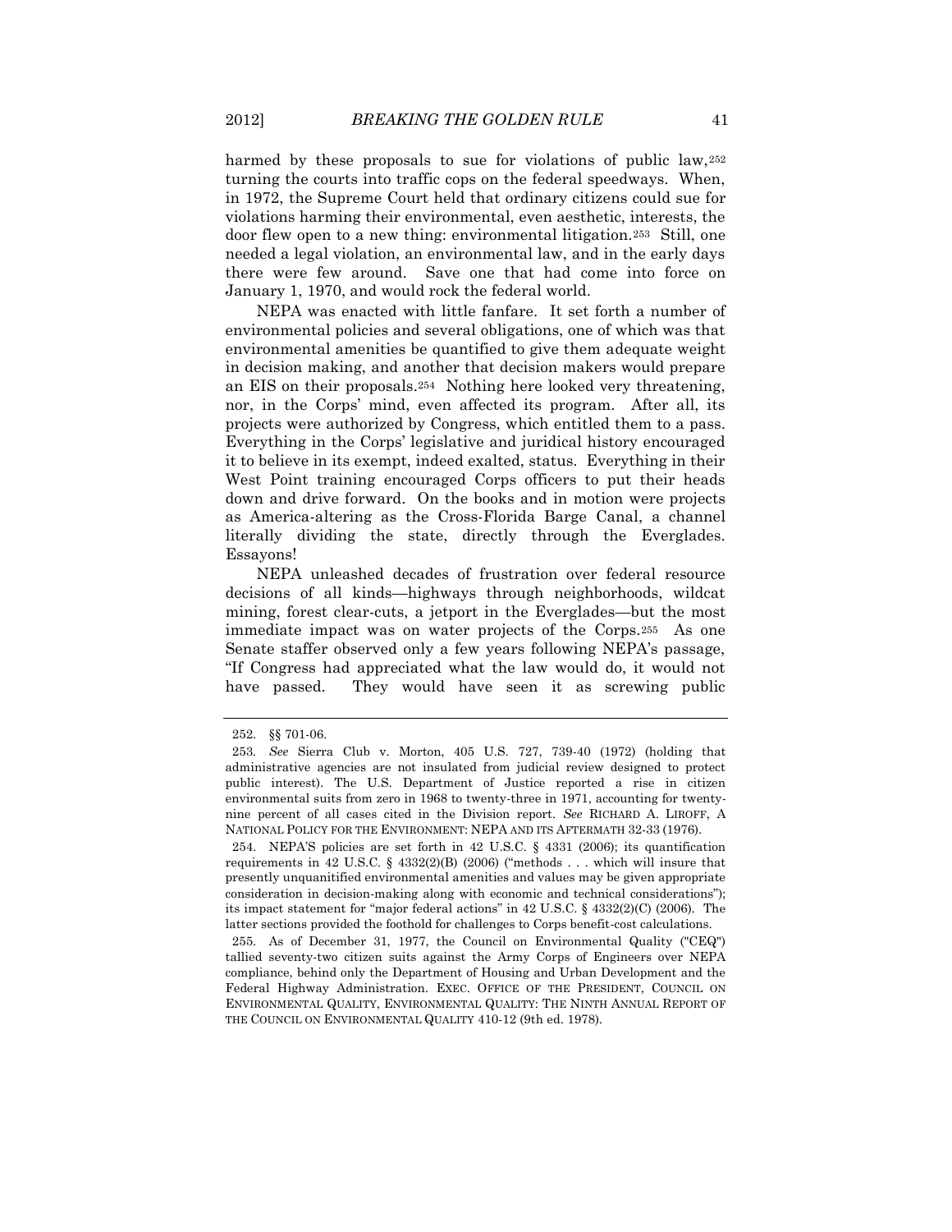harmed by these proposals to sue for violations of public law,[252] turning the courts into traffic cops on the federal speedways. When, in 1972, the Supreme Court held that ordinary citizens could sue for violations harming their environmental, even aesthetic, interests, the door flew open to a new thing: environmental litigation.[253] Still, one needed a legal violation, an environmental law, and in the early days there were few around. Save one that had come into force on January 1, 1970, and would rock the federal world.

NEPA was enacted with little fanfare. It set forth a number of environmental policies and several obligations, one of which was that environmental amenities be quantified to give them adequate weight in decision making, and another that decision makers would prepare an EIS on their proposals.[254] Nothing here looked very threatening, nor, in the Corps' mind, even affected its program. After all, its projects were authorized by Congress, which entitled them to a pass. Everything in the Corps' legislative and juridical history encouraged it to believe in its exempt, indeed exalted, status. Everything in their West Point training encouraged Corps officers to put their heads down and drive forward. On the books and in motion were projects as America-altering as the Cross-Florida Barge Canal, a channel literally dividing the state, directly through the Everglades. Essayons!

NEPA unleashed decades of frustration over federal resource decisions of all kinds—highways through neighborhoods, wildcat mining, forest clear-cuts, a jetport in the Everglades—but the most immediate impact was on water projects of the Corps.[255] As one Senate staffer observed only a few years following NEPA's passage, "If Congress had appreciated what the law would do, it would not have passed. They would have seen it as screwing public

---

252. §§ 701-06.

253. *See* Sierra Club v. Morton, 405 U.S. 727, 739-40 (1972) (holding that administrative agencies are not insulated from judicial review designed to protect public interest). The U.S. Department of Justice reported a rise in citizen environmental suits from zero in 1968 to twenty-three in 1971, accounting for twenty-nine percent of all cases cited in the Division report. *See* RICHARD A. LIROFF, A NATIONAL POLICY FOR THE ENVIRONMENT: NEPA AND ITS AFTERMATH 32-33 (1976).

254. NEPA'S policies are set forth in 42 U.S.C. § 4331 (2006); its quantification requirements in 42 U.S.C. § 4332(2)(B) (2006) ("methods . . . which will insure that presently unquanitified environmental amenities and values may be given appropriate consideration in decision-making along with economic and technical considerations"); its impact statement for "major federal actions" in 42 U.S.C. § 4332(2)(C) (2006). The latter sections provided the foothold for challenges to Corps benefit-cost calculations.

255. As of December 31, 1977, the Council on Environmental Quality ("CEQ") tallied seventy-two citizen suits against the Army Corps of Engineers over NEPA compliance, behind only the Department of Housing and Urban Development and the Federal Highway Administration. EXEC. OFFICE OF THE PRESIDENT, COUNCIL ON ENVIRONMENTAL QUALITY, ENVIRONMENTAL QUALITY: THE NINTH ANNUAL REPORT OF THE COUNCIL ON ENVIRONMENTAL QUALITY 410-12 (9th ed. 1978).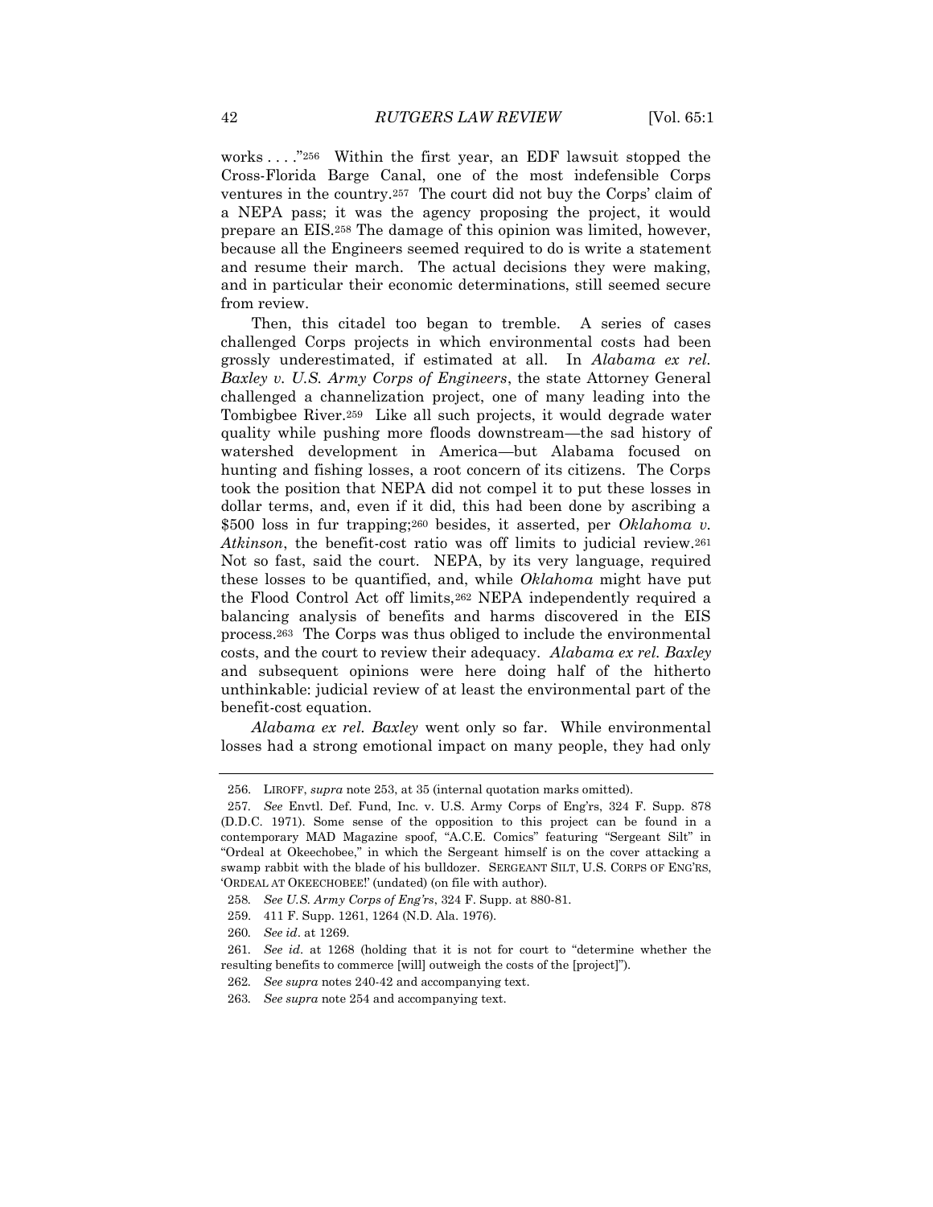works . . . ."[256] Within the first year, an EDF lawsuit stopped the Cross-Florida Barge Canal, one of the most indefensible Corps ventures in the country.[257] The court did not buy the Corps' claim of a NEPA pass; it was the agency proposing the project, it would prepare an EIS.[258] The damage of this opinion was limited, however, because all the Engineers seemed required to do is write a statement and resume their march. The actual decisions they were making, and in particular their economic determinations, still seemed secure from review.

Then, this citadel too began to tremble. A series of cases challenged Corps projects in which environmental costs had been grossly underestimated, if estimated at all. In *Alabama ex rel. Baxley v. U.S. Army Corps of Engineers*, the state Attorney General challenged a channelization project, one of many leading into the Tombigbee River.[259] Like all such projects, it would degrade water quality while pushing more floods downstream—the sad history of watershed development in America—but Alabama focused on hunting and fishing losses, a root concern of its citizens. The Corps took the position that NEPA did not compel it to put these losses in dollar terms, and, even if it did, this had been done by ascribing a $500 loss in fur trapping;[260] besides, it asserted, per *Oklahoma v. Atkinson*, the benefit-cost ratio was off limits to judicial review.[261] Not so fast, said the court. NEPA, by its very language, required these losses to be quantified, and, while *Oklahoma* might have put the Flood Control Act off limits,[262] NEPA independently required a balancing analysis of benefits and harms discovered in the EIS process.[263] The Corps was thus obliged to include the environmental costs, and the court to review their adequacy. *Alabama ex rel. Baxley* and subsequent opinions were here doing half of the hitherto unthinkable: judicial review of at least the environmental part of the benefit-cost equation.

*Alabama ex rel. Baxley* went only so far. While environmental losses had a strong emotional impact on many people, they had only

---

256. LIROFF, *supra* note 253, at 35 (internal quotation marks omitted).

257. *See* Envtl. Def. Fund, Inc. v. U.S. Army Corps of Eng'rs, 324 F. Supp. 878 (D.D.C. 1971). Some sense of the opposition to this project can be found in a contemporary MAD Magazine spoof, "A.C.E. Comics" featuring "Sergeant Silt" in "Ordeal at Okeechobee," in which the Sergeant himself is on the cover attacking a swamp rabbit with the blade of his bulldozer. SERGEANT SILT, U.S. CORPS OF ENG'RS, 'ORDEAL AT OKEECHOBEE!' (undated) (on file with author).

258. *See U.S. Army Corps of Eng'rs*, 324 F. Supp. at 880-81.

259. 411 F. Supp. 1261, 1264 (N.D. Ala. 1976).

260. *See id*. at 1269.

261. *See id*. at 1268 (holding that it is not for court to "determine whether the resulting benefits to commerce [will] outweigh the costs of the [project]").

262. *See supra* notes 240-42 and accompanying text.

263. *See supra* note 254 and accompanying text.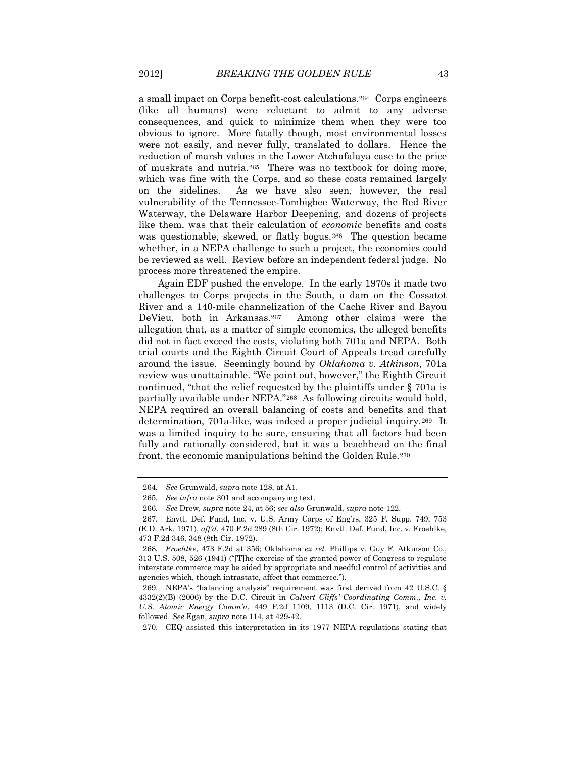a small impact on Corps benefit-cost calculations.[264] Corps engineers (like all humans) were reluctant to admit to any adverse consequences, and quick to minimize them when they were too obvious to ignore. More fatally though, most environmental losses were not easily, and never fully, translated to dollars. Hence the reduction of marsh values in the Lower Atchafalaya case to the price of muskrats and nutria.[265] There was no textbook for doing more, which was fine with the Corps, and so these costs remained largely on the sidelines. As we have also seen, however, the real vulnerability of the Tennessee-Tombigbee Waterway, the Red River Waterway, the Delaware Harbor Deepening, and dozens of projects like them, was that their calculation of *economic* benefits and costs was questionable, skewed, or flatly bogus.[266] The question became whether, in a NEPA challenge to such a project, the economics could be reviewed as well. Review before an independent federal judge. No process more threatened the empire.

Again EDF pushed the envelope. In the early 1970s it made two challenges to Corps projects in the South, a dam on the Cossatot River and a 140-mile channelization of the Cache River and Bayou DeVieu, both in Arkansas.[267] Among other claims were the allegation that, as a matter of simple economics, the alleged benefits did not in fact exceed the costs, violating both 701a and NEPA. Both trial courts and the Eighth Circuit Court of Appeals tread carefully around the issue. Seemingly bound by *Oklahoma v. Atkinson*, 701a review was unattainable. "We point out, however," the Eighth Circuit continued, "that the relief requested by the plaintiffs under § 701a is partially available under NEPA."[268] As following circuits would hold, NEPA required an overall balancing of costs and benefits and that determination, 701a-like, was indeed a proper judicial inquiry.[269] It was a limited inquiry to be sure, ensuring that all factors had been fully and rationally considered, but it was a beachhead on the final front, the economic manipulations behind the Golden Rule.[270]

---

264. *See* Grunwald, *supra* note 128, at A1.

265. *See infra* note 301 and accompanying text.

266. *See* Drew, *supra* note 24, at 56; *see also* Grunwald, *supra* note 122.

267. Envtl. Def. Fund, Inc. v. U.S. Army Corps of Eng'rs, 325 F. Supp. 749, 753 (E.D. Ark. 1971), *aff'd*, 470 F.2d 289 (8th Cir. 1972); Envtl. Def. Fund, Inc. v. Froehlke, 473 F.2d 346, 348 (8th Cir. 1972).

268. *Froehlke*, 473 F.2d at 356; Oklahoma *ex rel.* Phillips v. Guy F. Atkinson Co., 313 U.S. 508, 526 (1941) ("[T]he exercise of the granted power of Congress to regulate interstate commerce may be aided by appropriate and needful control of activities and agencies which, though intrastate, affect that commerce.").

269. NEPA's "balancing analysis" requirement was first derived from 42 U.S.C. § 4332(2)(B) (2006) by the D.C. Circuit in *Calvert Cliffs' Coordinating Comm., Inc. v. U.S. Atomic Energy Comm'n*, 449 F.2d 1109, 1113 (D.C. Cir. 1971), and widely followed. *See* Egan, *supra* note 114, at 429-42.

270. CEQ assisted this interpretation in its 1977 NEPA regulations stating that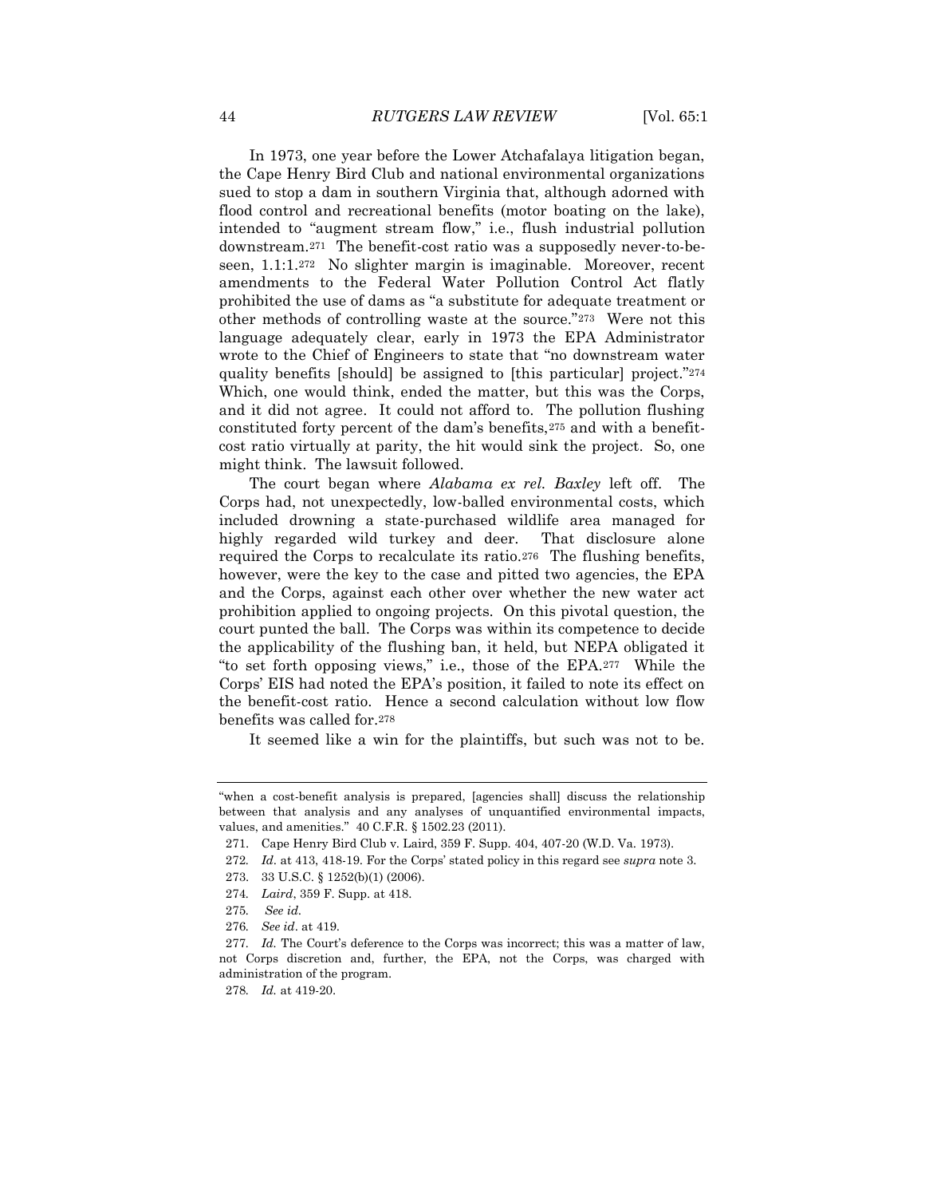In 1973, one year before the Lower Atchafalaya litigation began, the Cape Henry Bird Club and national environmental organizations sued to stop a dam in southern Virginia that, although adorned with flood control and recreational benefits (motor boating on the lake), intended to "augment stream flow," i.e., flush industrial pollution downstream.[271] The benefit-cost ratio was a supposedly never-to-be-seen, 1.1:1.[272] No slighter margin is imaginable. Moreover, recent amendments to the Federal Water Pollution Control Act flatly prohibited the use of dams as "a substitute for adequate treatment or other methods of controlling waste at the source."[273] Were not this language adequately clear, early in 1973 the EPA Administrator wrote to the Chief of Engineers to state that "no downstream water quality benefits [should] be assigned to [this particular] project."[274] Which, one would think, ended the matter, but this was the Corps, and it did not agree. It could not afford to. The pollution flushing constituted forty percent of the dam's benefits,[275] and with a benefit-cost ratio virtually at parity, the hit would sink the project. So, one might think. The lawsuit followed.

The court began where *Alabama ex rel. Baxley* left off. The Corps had, not unexpectedly, low-balled environmental costs, which included drowning a state-purchased wildlife area managed for highly regarded wild turkey and deer. That disclosure alone required the Corps to recalculate its ratio.[276] The flushing benefits, however, were the key to the case and pitted two agencies, the EPA and the Corps, against each other over whether the new water act prohibition applied to ongoing projects. On this pivotal question, the court punted the ball. The Corps was within its competence to decide the applicability of the flushing ban, it held, but NEPA obligated it "to set forth opposing views," i.e., those of the EPA.[277] While the Corps' EIS had noted the EPA's position, it failed to note its effect on the benefit-cost ratio. Hence a second calculation without low flow benefits was called for.[278]

It seemed like a win for the plaintiffs, but such was not to be.

---

"when a cost-benefit analysis is prepared, [agencies shall] discuss the relationship between that analysis and any analyses of unquantified environmental impacts, values, and amenities." 40 C.F.R. § 1502.23 (2011).

271. Cape Henry Bird Club v. Laird, 359 F. Supp. 404, 407-20 (W.D. Va. 1973).

272. *Id*. at 413, 418-19. For the Corps' stated policy in this regard see *supra* note 3.

273. 33 U.S.C. § 1252(b)(1) (2006).

274. *Laird*, 359 F. Supp. at 418.

275. *See id*.

276. *See id*. at 419.

277. *Id*. The Court's deference to the Corps was incorrect; this was a matter of law, not Corps discretion and, further, the EPA, not the Corps, was charged with administration of the program.

278. *Id.* at 419-20.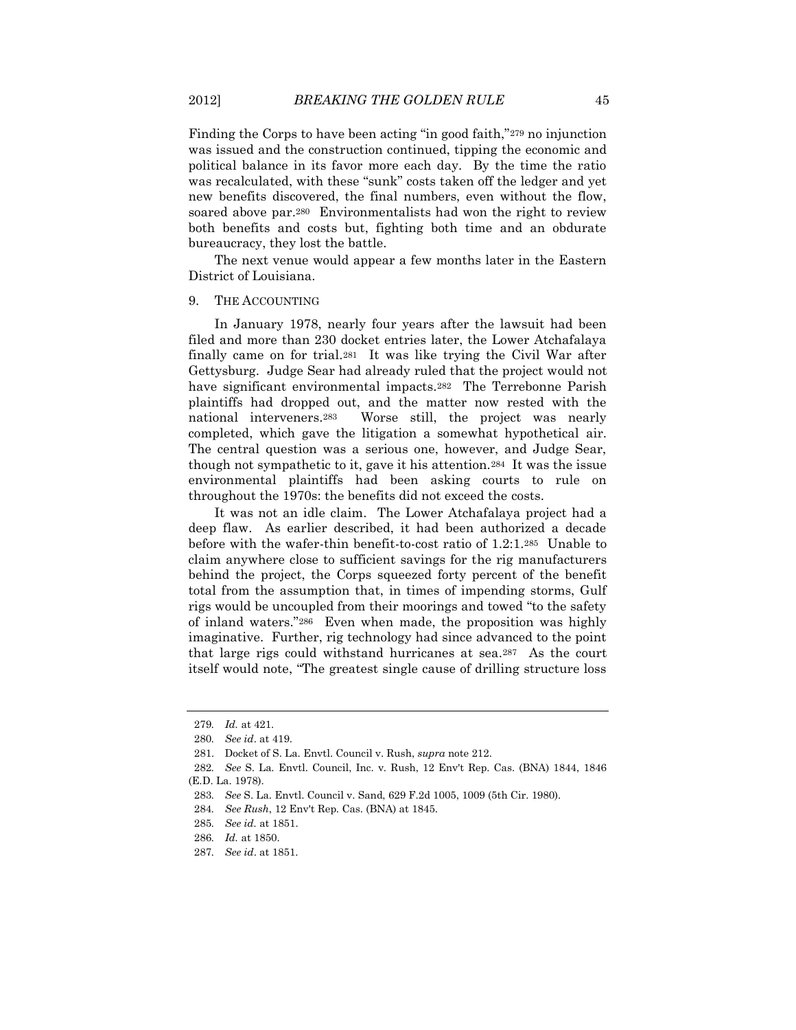Finding the Corps to have been acting "in good faith,"[279] no injunction was issued and the construction continued, tipping the economic and political balance in its favor more each day. By the time the ratio was recalculated, with these "sunk" costs taken off the ledger and yet new benefits discovered, the final numbers, even without the flow, soared above par.[280] Environmentalists had won the right to review both benefits and costs but, fighting both time and an obdurate bureaucracy, they lost the battle.

The next venue would appear a few months later in the Eastern District of Louisiana.

## 9. THE ACCOUNTING

In January 1978, nearly four years after the lawsuit had been filed and more than 230 docket entries later, the Lower Atchafalaya finally came on for trial.[281] It was like trying the Civil War after Gettysburg. Judge Sear had already ruled that the project would not have significant environmental impacts.[282] The Terrebonne Parish plaintiffs had dropped out, and the matter now rested with the national interveners.[283] Worse still, the project was nearly completed, which gave the litigation a somewhat hypothetical air. The central question was a serious one, however, and Judge Sear, though not sympathetic to it, gave it his attention.[284] It was the issue environmental plaintiffs had been asking courts to rule on throughout the 1970s: the benefits did not exceed the costs.

It was not an idle claim. The Lower Atchafalaya project had a deep flaw. As earlier described, it had been authorized a decade before with the wafer-thin benefit-to-cost ratio of 1.2:1.[285] Unable to claim anywhere close to sufficient savings for the rig manufacturers behind the project, the Corps squeezed forty percent of the benefit total from the assumption that, in times of impending storms, Gulf rigs would be uncoupled from their moorings and towed "to the safety of inland waters."[286] Even when made, the proposition was highly imaginative. Further, rig technology had since advanced to the point that large rigs could withstand hurricanes at sea.[287] As the court itself would note, "The greatest single cause of drilling structure loss

---

279. *Id.* at 421.

280. *See id*. at 419.

281. Docket of S. La. Envtl. Council v. Rush, *supra* note 212.

282. *See* S. La. Envtl. Council, Inc. v. Rush, 12 Env't Rep. Cas. (BNA) 1844, 1846 (E.D. La. 1978).

283. *See* S. La. Envtl. Council v. Sand, 629 F.2d 1005, 1009 (5th Cir. 1980).

284. *See Rush*, 12 Env't Rep. Cas. (BNA) at 1845.

285. *See id.* at 1851.

286. *Id.* at 1850.

287. *See id*. at 1851.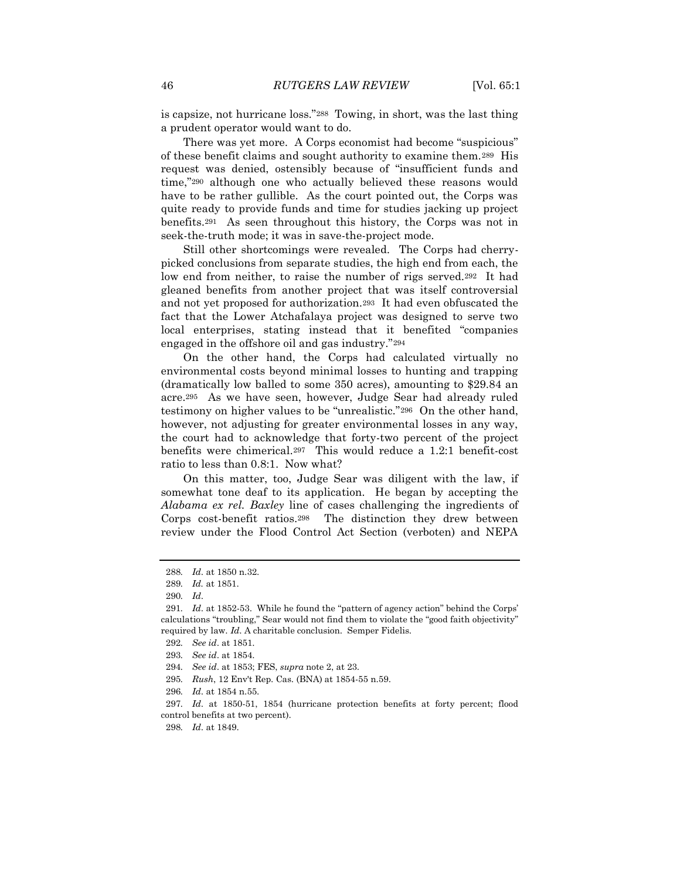is capsize, not hurricane loss."[288] Towing, in short, was the last thing a prudent operator would want to do.

There was yet more. A Corps economist had become "suspicious" of these benefit claims and sought authority to examine them.[289] His request was denied, ostensibly because of "insufficient funds and time,"[290] although one who actually believed these reasons would have to be rather gullible. As the court pointed out, the Corps was quite ready to provide funds and time for studies jacking up project benefits.[291] As seen throughout this history, the Corps was not in seek-the-truth mode; it was in save-the-project mode.

Still other shortcomings were revealed. The Corps had cherry-picked conclusions from separate studies, the high end from each, the low end from neither, to raise the number of rigs served.[292] It had gleaned benefits from another project that was itself controversial and not yet proposed for authorization.[293] It had even obfuscated the fact that the Lower Atchafalaya project was designed to serve two local enterprises, stating instead that it benefited "companies engaged in the offshore oil and gas industry."[294]

On the other hand, the Corps had calculated virtually no environmental costs beyond minimal losses to hunting and trapping (dramatically low balled to some 350 acres), amounting to $29.84 an acre.[295] As we have seen, however, Judge Sear had already ruled testimony on higher values to be "unrealistic."[296] On the other hand, however, not adjusting for greater environmental losses in any way, the court had to acknowledge that forty-two percent of the project benefits were chimerical.[297] This would reduce a 1.2:1 benefit-cost ratio to less than 0.8:1. Now what?

On this matter, too, Judge Sear was diligent with the law, if somewhat tone deaf to its application. He began by accepting the *Alabama ex rel. Baxley* line of cases challenging the ingredients of Corps cost-benefit ratios.[298] The distinction they drew between review under the Flood Control Act Section (verboten) and NEPA

---

288. *Id.* at 1850 n.32.

289. *Id.* at 1851.

290. *Id.*

291. *Id.* at 1852-53. While he found the "pattern of agency action" behind the Corps' calculations "troubling," Sear would not find them to violate the "good faith objectivity" required by law. *Id.* A charitable conclusion. Semper Fidelis.

292. *See id.* at 1851.

293. *See id.* at 1854.

294. *See id.* at 1853; FES, *supra* note 2, at 23.

295. *Rush*, 12 Env't Rep. Cas. (BNA) at 1854-55 n.59.

296. *Id.* at 1854 n.55.

297. *Id.* at 1850-51, 1854 (hurricane protection benefits at forty percent; flood control benefits at two percent).

298. *Id.* at 1849.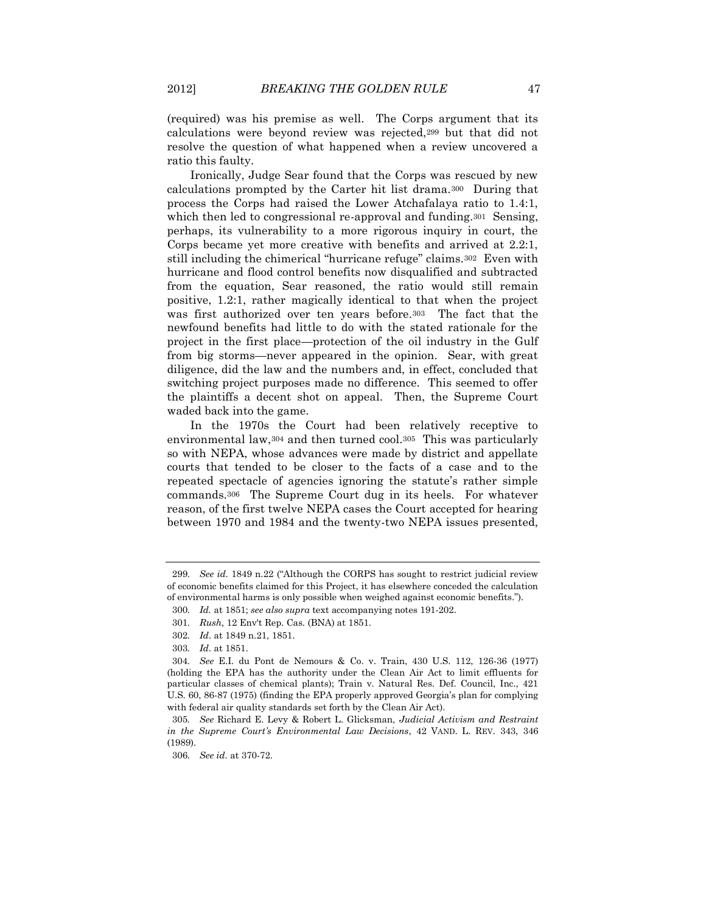(required) was his premise as well. The Corps argument that its calculations were beyond review was rejected,[299] but that did not resolve the question of what happened when a review uncovered a ratio this faulty.

Ironically, Judge Sear found that the Corps was rescued by new calculations prompted by the Carter hit list drama.[300] During that process the Corps had raised the Lower Atchafalaya ratio to 1.4:1, which then led to congressional re-approval and funding.[301] Sensing, perhaps, its vulnerability to a more rigorous inquiry in court, the Corps became yet more creative with benefits and arrived at 2.2:1, still including the chimerical "hurricane refuge" claims.[302] Even with hurricane and flood control benefits now disqualified and subtracted from the equation, Sear reasoned, the ratio would still remain positive, 1.2:1, rather magically identical to that when the project was first authorized over ten years before.[303] The fact that the newfound benefits had little to do with the stated rationale for the project in the first place—protection of the oil industry in the Gulf from big storms—never appeared in the opinion. Sear, with great diligence, did the law and the numbers and, in effect, concluded that switching project purposes made no difference. This seemed to offer the plaintiffs a decent shot on appeal. Then, the Supreme Court waded back into the game.

In the 1970s the Court had been relatively receptive to environmental law,[304] and then turned cool.[305] This was particularly so with NEPA, whose advances were made by district and appellate courts that tended to be closer to the facts of a case and to the repeated spectacle of agencies ignoring the statute's rather simple commands.[306] The Supreme Court dug in its heels. For whatever reason, of the first twelve NEPA cases the Court accepted for hearing between 1970 and 1984 and the twenty-two NEPA issues presented,

---

299. *See id.* 1849 n.22 ("Although the CORPS has sought to restrict judicial review of economic benefits claimed for this Project, it has elsewhere conceded the calculation of environmental harms is only possible when weighed against economic benefits.").

300. *Id.* at 1851; *see also supra* text accompanying notes 191-202.

301. *Rush*, 12 Env't Rep. Cas. (BNA) at 1851.

302. *Id*. at 1849 n.21, 1851.

303. *Id*. at 1851.

304. *See* E.I. du Pont de Nemours & Co. v. Train, 430 U.S. 112, 126-36 (1977) (holding the EPA has the authority under the Clean Air Act to limit effluents for particular classes of chemical plants); Train v. Natural Res. Def. Council, Inc., 421 U.S. 60, 86-87 (1975) (finding the EPA properly approved Georgia's plan for complying with federal air quality standards set forth by the Clean Air Act).

305. *See* Richard E. Levy & Robert L. Glicksman, *Judicial Activism and Restraint in the Supreme Court's Environmental Law Decisions*, 42 VAND. L. REV. 343, 346 (1989).

306. *See id.* at 370-72.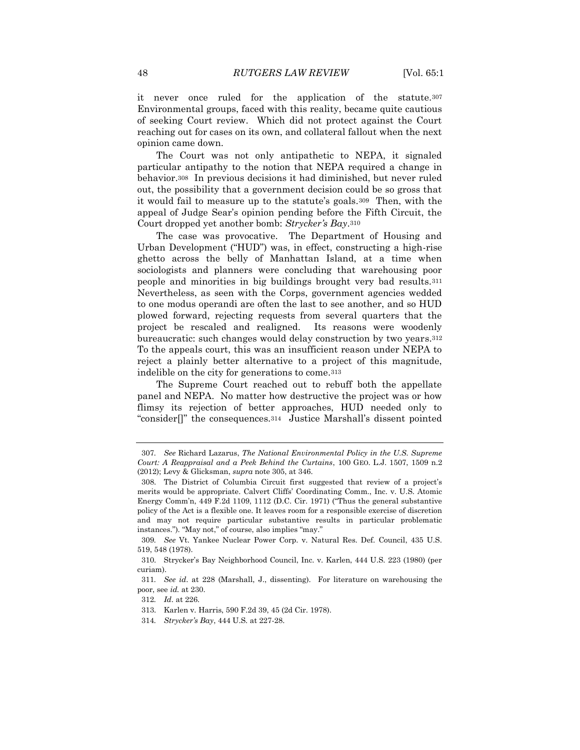it never once ruled for the application of the statute.[307] Environmental groups, faced with this reality, became quite cautious of seeking Court review. Which did not protect against the Court reaching out for cases on its own, and collateral fallout when the next opinion came down.

The Court was not only antipathetic to NEPA, it signaled particular antipathy to the notion that NEPA required a change in behavior.[308] In previous decisions it had diminished, but never ruled out, the possibility that a government decision could be so gross that it would fail to measure up to the statute's goals.[309] Then, with the appeal of Judge Sear's opinion pending before the Fifth Circuit, the Court dropped yet another bomb: *Strycker's Bay*.[310]

The case was provocative. The Department of Housing and Urban Development ("HUD") was, in effect, constructing a high-rise ghetto across the belly of Manhattan Island, at a time when sociologists and planners were concluding that warehousing poor people and minorities in big buildings brought very bad results.[311] Nevertheless, as seen with the Corps, government agencies wedded to one modus operandi are often the last to see another, and so HUD plowed forward, rejecting requests from several quarters that the project be rescaled and realigned. Its reasons were woodenly bureaucratic: such changes would delay construction by two years.[312] To the appeals court, this was an insufficient reason under NEPA to reject a plainly better alternative to a project of this magnitude, indelible on the city for generations to come.[313]

The Supreme Court reached out to rebuff both the appellate panel and NEPA. No matter how destructive the project was or how flimsy its rejection of better approaches, HUD needed only to "consider[]" the consequences.[314] Justice Marshall's dissent pointed

---

307. *See* Richard Lazarus, *The National Environmental Policy in the U.S. Supreme Court: A Reappraisal and a Peek Behind the Curtains*, 100 GEO. L.J. 1507, 1509 n.2 (2012); Levy & Glicksman, *supra* note 305, at 346.

308. The District of Columbia Circuit first suggested that review of a project's merits would be appropriate. Calvert Cliffs' Coordinating Comm., Inc. v. U.S. Atomic Energy Comm'n, 449 F.2d 1109, 1112 (D.C. Cir. 1971) ("Thus the general substantive policy of the Act is a flexible one. It leaves room for a responsible exercise of discretion and may not require particular substantive results in particular problematic instances."). "May not," of course, also implies "may."

309. *See* Vt. Yankee Nuclear Power Corp. v. Natural Res. Def. Council, 435 U.S. 519, 548 (1978).

310. Strycker's Bay Neighborhood Council, Inc. v. Karlen, 444 U.S. 223 (1980) (per curiam).

311. *See id*. at 228 (Marshall, J., dissenting). For literature on warehousing the poor, see *id.* at 230.

312. *Id*. at 226.

313. Karlen v. Harris, 590 F.2d 39, 45 (2d Cir. 1978).

314. *Strycker's Bay*, 444 U.S. at 227-28.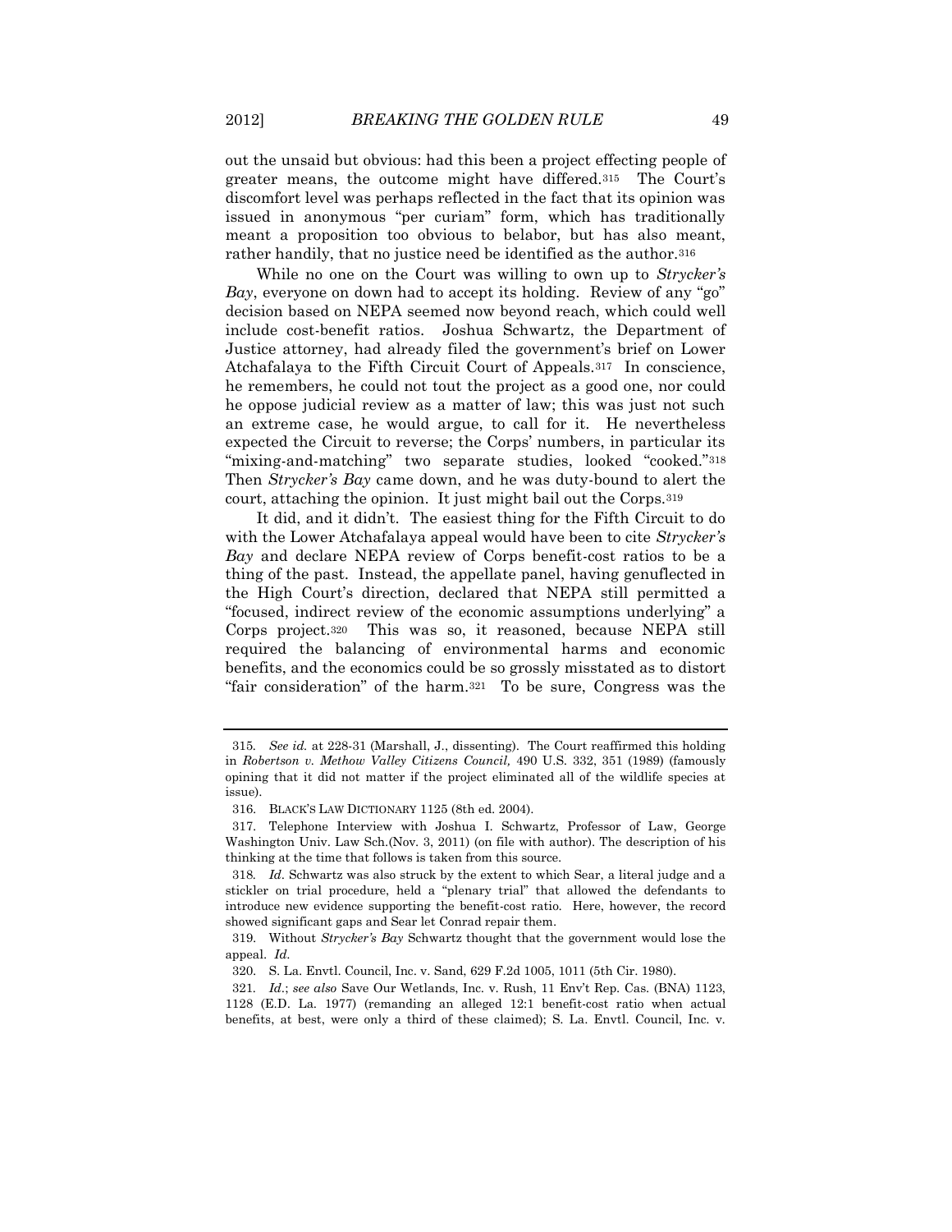out the unsaid but obvious: had this been a project effecting people of greater means, the outcome might have differed.[315] The Court's discomfort level was perhaps reflected in the fact that its opinion was issued in anonymous "per curiam" form, which has traditionally meant a proposition too obvious to belabor, but has also meant, rather handily, that no justice need be identified as the author.[316]

While no one on the Court was willing to own up to *Strycker's Bay*, everyone on down had to accept its holding. Review of any "go" decision based on NEPA seemed now beyond reach, which could well include cost-benefit ratios. Joshua Schwartz, the Department of Justice attorney, had already filed the government's brief on Lower Atchafalaya to the Fifth Circuit Court of Appeals.[317] In conscience, he remembers, he could not tout the project as a good one, nor could he oppose judicial review as a matter of law; this was just not such an extreme case, he would argue, to call for it. He nevertheless expected the Circuit to reverse; the Corps' numbers, in particular its "mixing-and-matching" two separate studies, looked "cooked."[318] Then *Strycker's Bay* came down, and he was duty-bound to alert the court, attaching the opinion. It just might bail out the Corps.[319]

It did, and it didn't. The easiest thing for the Fifth Circuit to do with the Lower Atchafalaya appeal would have been to cite *Strycker's Bay* and declare NEPA review of Corps benefit-cost ratios to be a thing of the past. Instead, the appellate panel, having genuflected in the High Court's direction, declared that NEPA still permitted a "focused, indirect review of the economic assumptions underlying" a Corps project.[320] This was so, it reasoned, because NEPA still required the balancing of environmental harms and economic benefits, and the economics could be so grossly misstated as to distort "fair consideration" of the harm.[321] To be sure, Congress was the

---

315. *See id.* at 228-31 (Marshall, J., dissenting). The Court reaffirmed this holding in *Robertson v. Methow Valley Citizens Council,* 490 U.S. 332, 351 (1989) (famously opining that it did not matter if the project eliminated all of the wildlife species at issue).

316. BLACK'S LAW DICTIONARY 1125 (8th ed. 2004).

317. Telephone Interview with Joshua I. Schwartz, Professor of Law, George Washington Univ. Law Sch.(Nov. 3, 2011) (on file with author). The description of his thinking at the time that follows is taken from this source.

318. *Id*. Schwartz was also struck by the extent to which Sear, a literal judge and a stickler on trial procedure, held a "plenary trial" that allowed the defendants to introduce new evidence supporting the benefit-cost ratio. Here, however, the record showed significant gaps and Sear let Conrad repair them.

319. Without *Strycker's Bay* Schwartz thought that the government would lose the appeal. *Id.*

320. S. La. Envtl. Council, Inc. v. Sand, 629 F.2d 1005, 1011 (5th Cir. 1980).

321. *Id*.; *see also* Save Our Wetlands, Inc. v. Rush, 11 Env't Rep. Cas. (BNA) 1123, 1128 (E.D. La. 1977) (remanding an alleged 12:1 benefit-cost ratio when actual benefits, at best, were only a third of these claimed); S. La. Envtl. Council, Inc. v.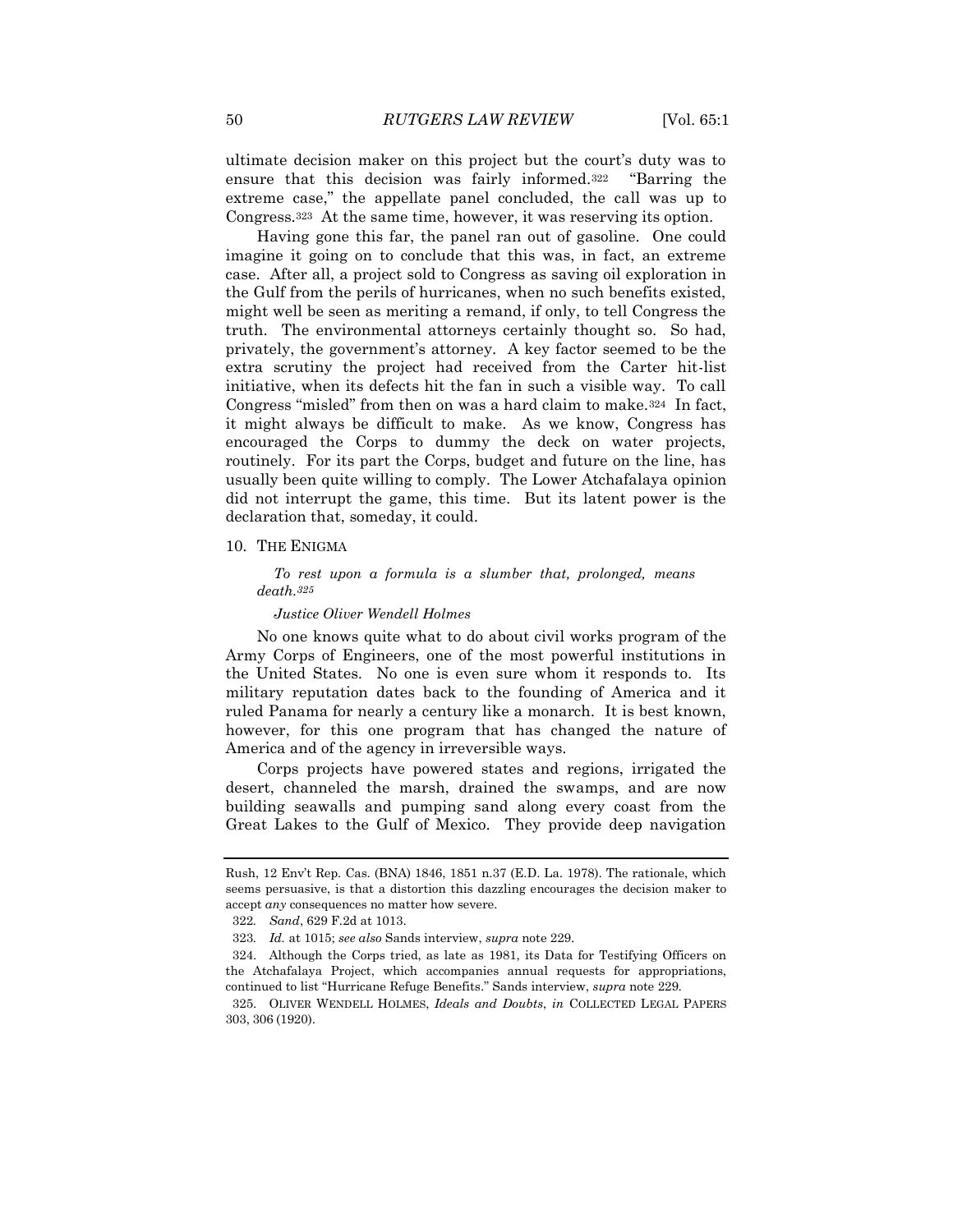ultimate decision maker on this project but the court's duty was to ensure that this decision was fairly informed.[322] "Barring the extreme case," the appellate panel concluded, the call was up to Congress.[323] At the same time, however, it was reserving its option.

Having gone this far, the panel ran out of gasoline. One could imagine it going on to conclude that this was, in fact, an extreme case. After all, a project sold to Congress as saving oil exploration in the Gulf from the perils of hurricanes, when no such benefits existed, might well be seen as meriting a remand, if only, to tell Congress the truth. The environmental attorneys certainly thought so. So had, privately, the government's attorney. A key factor seemed to be the extra scrutiny the project had received from the Carter hit-list initiative, when its defects hit the fan in such a visible way. To call Congress "misled" from then on was a hard claim to make.[324] In fact, it might always be difficult to make. As we know, Congress has encouraged the Corps to dummy the deck on water projects, routinely. For its part the Corps, budget and future on the line, has usually been quite willing to comply. The Lower Atchafalaya opinion did not interrupt the game, this time. But its latent power is the declaration that, someday, it could.

### 10. THE ENIGMA

> *To rest upon a formula is a slumber that, prolonged, means death.[325]*
>
> *Justice Oliver Wendell Holmes*

No one knows quite what to do about civil works program of the Army Corps of Engineers, one of the most powerful institutions in the United States. No one is even sure whom it responds to. Its military reputation dates back to the founding of America and it ruled Panama for nearly a century like a monarch. It is best known, however, for this one program that has changed the nature of America and of the agency in irreversible ways.

Corps projects have powered states and regions, irrigated the desert, channeled the marsh, drained the swamps, and are now building seawalls and pumping sand along every coast from the Great Lakes to the Gulf of Mexico. They provide deep navigation

---

Rush, 12 Env't Rep. Cas. (BNA) 1846, 1851 n.37 (E.D. La. 1978). The rationale, which seems persuasive, is that a distortion this dazzling encourages the decision maker to accept *any* consequences no matter how severe.

322. *Sand*, 629 F.2d at 1013.

323. *Id.* at 1015; *see also* Sands interview, *supra* note 229.

324. Although the Corps tried, as late as 1981, its Data for Testifying Officers on the Atchafalaya Project, which accompanies annual requests for appropriations, continued to list "Hurricane Refuge Benefits." Sands interview, *supra* note 229.

325. OLIVER WENDELL HOLMES, *Ideals and Doubts*, *in* COLLECTED LEGAL PAPERS 303, 306 (1920).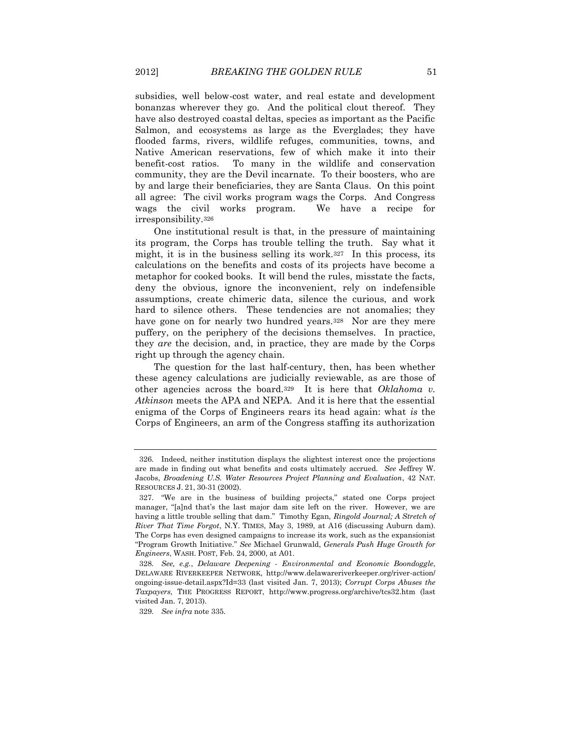subsidies, well below-cost water, and real estate and development bonanzas wherever they go. And the political clout thereof. They have also destroyed coastal deltas, species as important as the Pacific Salmon, and ecosystems as large as the Everglades; they have flooded farms, rivers, wildlife refuges, communities, towns, and Native American reservations, few of which make it into their benefit-cost ratios. To many in the wildlife and conservation community, they are the Devil incarnate. To their boosters, who are by and large their beneficiaries, they are Santa Claus. On this point all agree: The civil works program wags the Corps. And Congress wags the civil works program. We have a recipe for irresponsibility.[326]

One institutional result is that, in the pressure of maintaining its program, the Corps has trouble telling the truth. Say what it might, it is in the business selling its work.[327] In this process, its calculations on the benefits and costs of its projects have become a metaphor for cooked books. It will bend the rules, misstate the facts, deny the obvious, ignore the inconvenient, rely on indefensible assumptions, create chimeric data, silence the curious, and work hard to silence others. These tendencies are not anomalies; they have gone on for nearly two hundred years.[328] Nor are they mere puffery, on the periphery of the decisions themselves. In practice, they *are* the decision, and, in practice, they are made by the Corps right up through the agency chain.

The question for the last half-century, then, has been whether these agency calculations are judicially reviewable, as are those of other agencies across the board.[329] It is here that *Oklahoma v. Atkinson* meets the APA and NEPA. And it is here that the essential enigma of the Corps of Engineers rears its head again: what *is* the Corps of Engineers, an arm of the Congress staffing its authorization

---

326. Indeed, neither institution displays the slightest interest once the projections are made in finding out what benefits and costs ultimately accrued. *See* Jeffrey W. Jacobs, *Broadening U.S. Water Resources Project Planning and Evaluation*, 42 NAT. RESOURCES J. 21, 30-31 (2002).

327. "We are in the business of building projects," stated one Corps project manager, "[a]nd that's the last major dam site left on the river. However, we are having a little trouble selling that dam." Timothy Egan, *Ringold Journal; A Stretch of River That Time Forgot*, N.Y. TIMES, May 3, 1989, at A16 (discussing Auburn dam). The Corps has even designed campaigns to increase its work, such as the expansionist "Program Growth Initiative." *See* Michael Grunwald, *Generals Push Huge Growth for Engineers*, WASH. POST, Feb. 24, 2000, at A01.

328. *See, e.g.*, *Delaware Deepening - Environmental and Economic Boondoggle*, DELAWARE RIVERKEEPER NETWORK, http://www.delawareriverkeeper.org/river-action/ongoing-issue-detail.aspx?Id=33 (last visited Jan. 7, 2013); *Corrupt Corps Abuses the Taxpayers*, THE PROGRESS REPORT, http://www.progress.org/archive/tcs32.htm (last visited Jan. 7, 2013).

329. *See infra* note 335.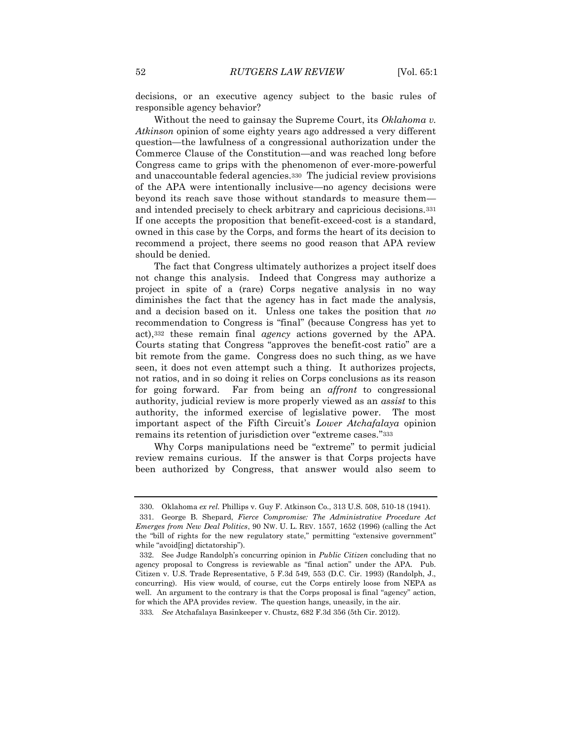decisions, or an executive agency subject to the basic rules of responsible agency behavior?

Without the need to gainsay the Supreme Court, its *Oklahoma v. Atkinson* opinion of some eighty years ago addressed a very different question—the lawfulness of a congressional authorization under the Commerce Clause of the Constitution—and was reached long before Congress came to grips with the phenomenon of ever-more-powerful and unaccountable federal agencies.[330] The judicial review provisions of the APA were intentionally inclusive—no agency decisions were beyond its reach save those without standards to measure them—and intended precisely to check arbitrary and capricious decisions.[331] If one accepts the proposition that benefit-exceed-cost is a standard, owned in this case by the Corps, and forms the heart of its decision to recommend a project, there seems no good reason that APA review should be denied.

The fact that Congress ultimately authorizes a project itself does not change this analysis. Indeed that Congress may authorize a project in spite of a (rare) Corps negative analysis in no way diminishes the fact that the agency has in fact made the analysis, and a decision based on it. Unless one takes the position that *no* recommendation to Congress is "final" (because Congress has yet to act),[332] these remain final *agency* actions governed by the APA. Courts stating that Congress "approves the benefit-cost ratio" are a bit remote from the game. Congress does no such thing, as we have seen, it does not even attempt such a thing. It authorizes projects, not ratios, and in so doing it relies on Corps conclusions as its reason for going forward. Far from being an *affront* to congressional authority, judicial review is more properly viewed as an *assist* to this authority, the informed exercise of legislative power. The most important aspect of the Fifth Circuit's *Lower Atchafalaya* opinion remains its retention of jurisdiction over "extreme cases."[333]

Why Corps manipulations need be "extreme" to permit judicial review remains curious. If the answer is that Corps projects have been authorized by Congress, that answer would also seem to

---

330. Oklahoma *ex rel.* Phillips v. Guy F. Atkinson Co., 313 U.S. 508, 510-18 (1941).

331. George B. Shepard, *Fierce Compromise: The Administrative Procedure Act Emerges from New Deal Politics*, 90 NW. U. L. REV. 1557, 1652 (1996) (calling the Act the "bill of rights for the new regulatory state," permitting "extensive government" while "avoid[ing] dictatorship").

332. See Judge Randolph's concurring opinion in *Public Citizen* concluding that no agency proposal to Congress is reviewable as "final action" under the APA. Pub. Citizen v. U.S. Trade Representative, 5 F.3d 549, 553 (D.C. Cir. 1993) (Randolph, J., concurring). His view would, of course, cut the Corps entirely loose from NEPA as well. An argument to the contrary is that the Corps proposal is final "agency" action, for which the APA provides review. The question hangs, uneasily, in the air.

333. *See* Atchafalaya Basinkeeper v. Chustz, 682 F.3d 356 (5th Cir. 2012).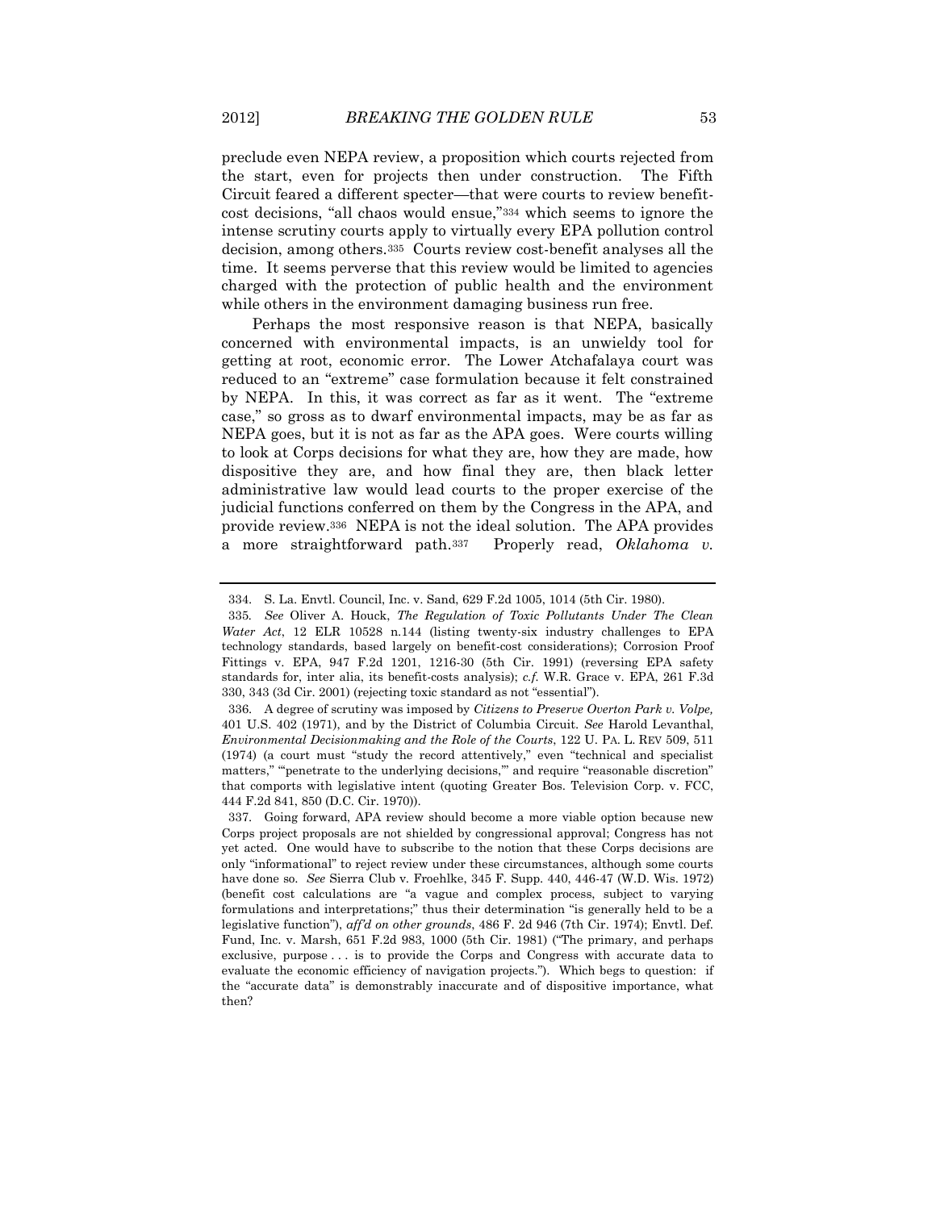preclude even NEPA review, a proposition which courts rejected from the start, even for projects then under construction. The Fifth Circuit feared a different specter—that were courts to review benefit-cost decisions, "all chaos would ensue,"[334] which seems to ignore the intense scrutiny courts apply to virtually every EPA pollution control decision, among others.[335] Courts review cost-benefit analyses all the time. It seems perverse that this review would be limited to agencies charged with the protection of public health and the environment while others in the environment damaging business run free.

Perhaps the most responsive reason is that NEPA, basically concerned with environmental impacts, is an unwieldy tool for getting at root, economic error. The Lower Atchafalaya court was reduced to an "extreme" case formulation because it felt constrained by NEPA. In this, it was correct as far as it went. The "extreme case," so gross as to dwarf environmental impacts, may be as far as NEPA goes, but it is not as far as the APA goes. Were courts willing to look at Corps decisions for what they are, how they are made, how dispositive they are, and how final they are, then black letter administrative law would lead courts to the proper exercise of the judicial functions conferred on them by the Congress in the APA, and provide review.[336] NEPA is not the ideal solution. The APA provides a more straightforward path.[337] Properly read, *Oklahoma v.*

---

334. S. La. Envtl. Council, Inc. v. Sand, 629 F.2d 1005, 1014 (5th Cir. 1980).

335. *See* Oliver A. Houck, *The Regulation of Toxic Pollutants Under The Clean Water Act*, 12 ELR 10528 n.144 (listing twenty-six industry challenges to EPA technology standards, based largely on benefit-cost considerations); Corrosion Proof Fittings v. EPA, 947 F.2d 1201, 1216-30 (5th Cir. 1991) (reversing EPA safety standards for, inter alia, its benefit-costs analysis); *c.f.* W.R. Grace v. EPA, 261 F.3d 330, 343 (3d Cir. 2001) (rejecting toxic standard as not "essential").

336. A degree of scrutiny was imposed by *Citizens to Preserve Overton Park v. Volpe,* 401 U.S. 402 (1971), and by the District of Columbia Circuit. *See* Harold Leventhal, *Environmental Decisionmaking and the Role of the Courts*, 122 U. PA. L. REV 509, 511 (1974) (a court must "study the record attentively," even "technical and specialist matters," "'penetrate to the underlying decisions,'" and require "reasonable discretion" that comports with legislative intent (quoting Greater Bos. Television Corp. v. FCC, 444 F.2d 841, 850 (D.C. Cir. 1970)).

337. Going forward, APA review should become a more viable option because new Corps project proposals are not shielded by congressional approval; Congress has not yet acted. One would have to subscribe to the notion that these Corps decisions are only "informational" to reject review under these circumstances, although some courts have done so. *See* Sierra Club v. Froehlke, 345 F. Supp. 440, 446-47 (W.D. Wis. 1972) (benefit cost calculations are "a vague and complex process, subject to varying formulations and interpretations;" thus their determination "is generally held to be a legislative function"), *aff'd on other grounds*, 486 F. 2d 946 (7th Cir. 1974); Envtl. Def. Fund, Inc. v. Marsh, 651 F.2d 983, 1000 (5th Cir. 1981) ("The primary, and perhaps exclusive, purpose . . . is to provide the Corps and Congress with accurate data to evaluate the economic efficiency of navigation projects."). Which begs to question: if the "accurate data" is demonstrably inaccurate and of dispositive importance, what then?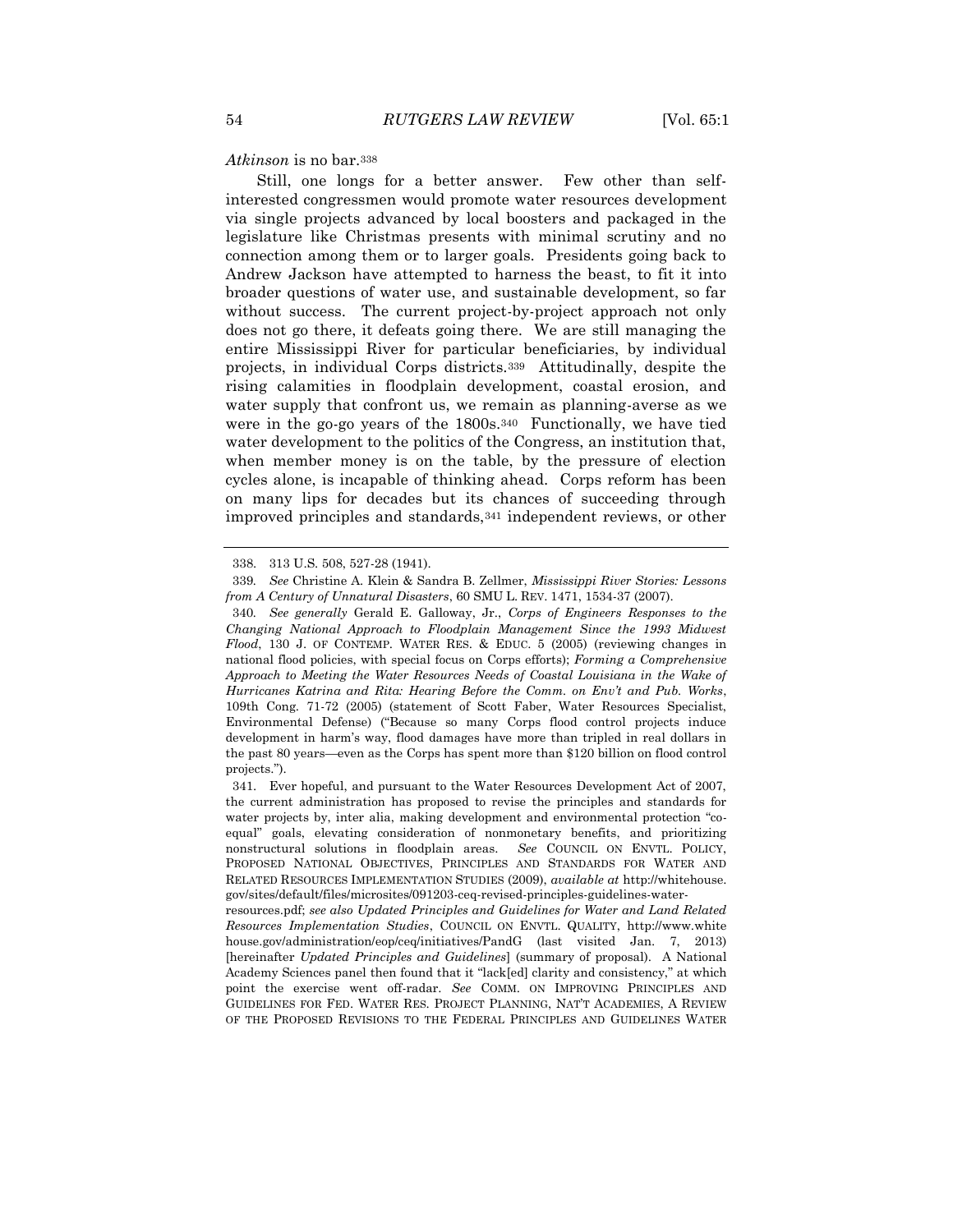*Atkinson* is no bar.[338]

Still, one longs for a better answer. Few other than self-interested congressmen would promote water resources development via single projects advanced by local boosters and packaged in the legislature like Christmas presents with minimal scrutiny and no connection among them or to larger goals. Presidents going back to Andrew Jackson have attempted to harness the beast, to fit it into broader questions of water use, and sustainable development, so far without success. The current project-by-project approach not only does not go there, it defeats going there. We are still managing the entire Mississippi River for particular beneficiaries, by individual projects, in individual Corps districts.[339] Attitudinally, despite the rising calamities in floodplain development, coastal erosion, and water supply that confront us, we remain as planning-averse as we were in the go-go years of the 1800s.[340] Functionally, we have tied water development to the politics of the Congress, an institution that, when member money is on the table, by the pressure of election cycles alone, is incapable of thinking ahead. Corps reform has been on many lips for decades but its chances of succeeding through improved principles and standards,[341] independent reviews, or other

---

338. 313 U.S. 508, 527-28 (1941).

339. *See* Christine A. Klein & Sandra B. Zellmer, *Mississippi River Stories: Lessons from A Century of Unnatural Disasters*, 60 SMU L. REV. 1471, 1534-37 (2007).

340. *See generally* Gerald E. Galloway, Jr., *Corps of Engineers Responses to the Changing National Approach to Floodplain Management Since the 1993 Midwest Flood*, 130 J. OF CONTEMP. WATER RES. & EDUC. 5 (2005) (reviewing changes in national flood policies, with special focus on Corps efforts); *Forming a Comprehensive Approach to Meeting the Water Resources Needs of Coastal Louisiana in the Wake of Hurricanes Katrina and Rita: Hearing Before the Comm. on Env't and Pub. Works*, 109th Cong. 71-72 (2005) (statement of Scott Faber, Water Resources Specialist, Environmental Defense) ("Because so many Corps flood control projects induce development in harm's way, flood damages have more than tripled in real dollars in the past 80 years—even as the Corps has spent more than $120 billion on flood control projects.").

341. Ever hopeful, and pursuant to the Water Resources Development Act of 2007, the current administration has proposed to revise the principles and standards for water projects by, inter alia, making development and environmental protection "co-equal" goals, elevating consideration of nonmonetary benefits, and prioritizing nonstructural solutions in floodplain areas. *See* COUNCIL ON ENVTL. POLICY, PROPOSED NATIONAL OBJECTIVES, PRINCIPLES AND STANDARDS FOR WATER AND RELATED RESOURCES IMPLEMENTATION STUDIES (2009), *available at* http://whitehouse.gov/sites/default/files/microsites/091203-ceq-revised-principles-guidelines-water-resources.pdf; *see also Updated Principles and Guidelines for Water and Land Related Resources Implementation Studies*, COUNCIL ON ENVTL. QUALITY, http://www.whitehouse.gov/administration/eop/ceq/initiatives/PandG (last visited Jan. 7, 2013) [hereinafter *Updated Principles and Guidelines*] (summary of proposal). A National Academy Sciences panel then found that it "lack[ed] clarity and consistency," at which point the exercise went off-radar. *See* COMM. ON IMPROVING PRINCIPLES AND GUIDELINES FOR FED. WATER RES. PROJECT PLANNING, NAT'T ACADEMIES, A REVIEW OF THE PROPOSED REVISIONS TO THE FEDERAL PRINCIPLES AND GUIDELINES WATER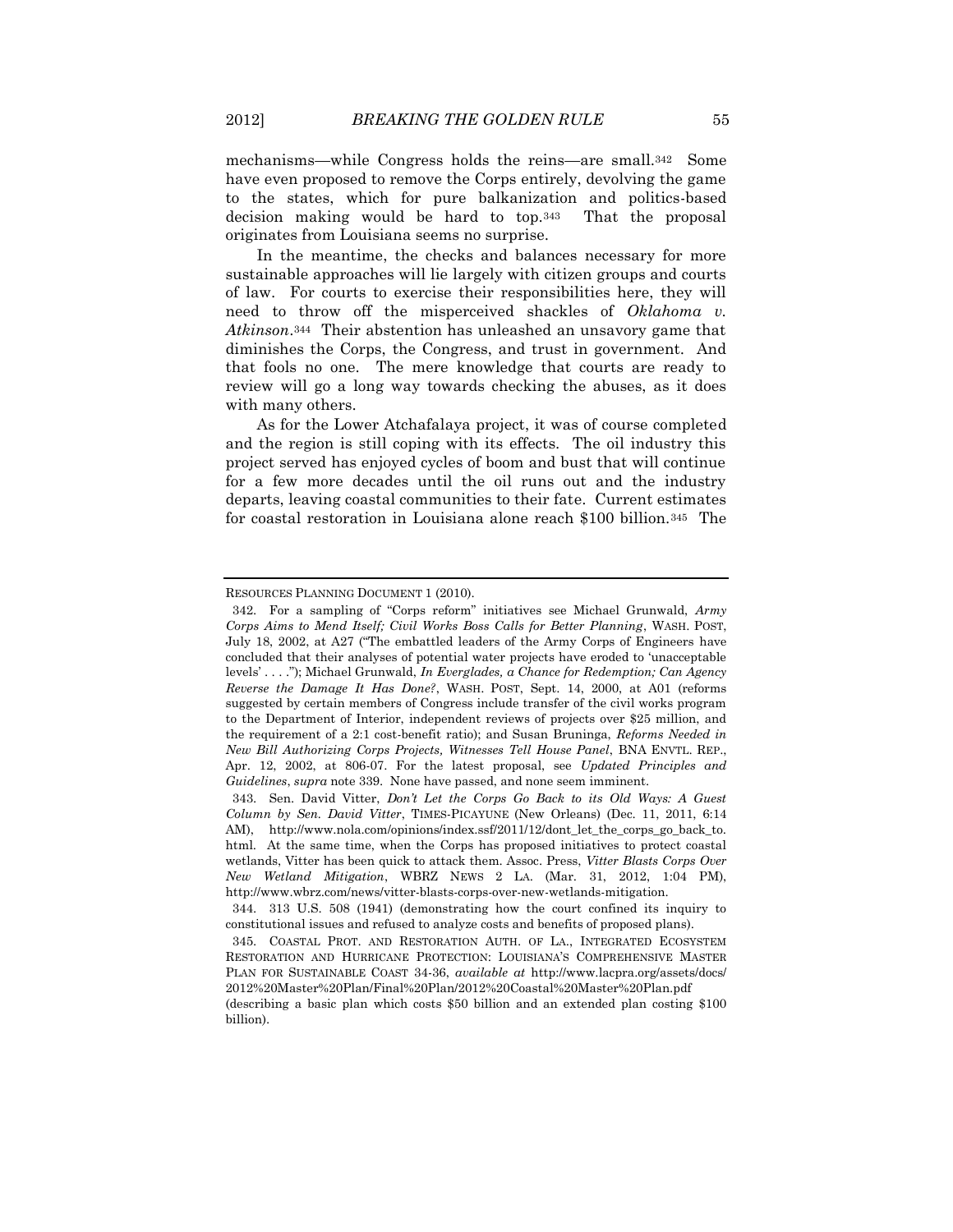mechanisms—while Congress holds the reins—are small.[342] Some have even proposed to remove the Corps entirely, devolving the game to the states, which for pure balkanization and politics-based decision making would be hard to top.[343] That the proposal originates from Louisiana seems no surprise.

In the meantime, the checks and balances necessary for more sustainable approaches will lie largely with citizen groups and courts of law. For courts to exercise their responsibilities here, they will need to throw off the misperceived shackles of *Oklahoma v. Atkinson*.[344] Their abstention has unleashed an unsavory game that diminishes the Corps, the Congress, and trust in government. And that fools no one. The mere knowledge that courts are ready to review will go a long way towards checking the abuses, as it does with many others.

As for the Lower Atchafalaya project, it was of course completed and the region is still coping with its effects. The oil industry this project served has enjoyed cycles of boom and bust that will continue for a few more decades until the oil runs out and the industry departs, leaving coastal communities to their fate. Current estimates for coastal restoration in Louisiana alone reach $100 billion.[345] The

---

RESOURCES PLANNING DOCUMENT 1 (2010).

342. For a sampling of "Corps reform" initiatives see Michael Grunwald, *Army Corps Aims to Mend Itself; Civil Works Boss Calls for Better Planning*, WASH. POST, July 18, 2002, at A27 ("The embattled leaders of the Army Corps of Engineers have concluded that their analyses of potential water projects have eroded to 'unacceptable levels' . . . ."); Michael Grunwald, *In Everglades, a Chance for Redemption; Can Agency Reverse the Damage It Has Done?*, WASH. POST, Sept. 14, 2000, at A01 (reforms suggested by certain members of Congress include transfer of the civil works program to the Department of Interior, independent reviews of projects over $25 million, and the requirement of a 2:1 cost-benefit ratio); and Susan Bruninga, *Reforms Needed in New Bill Authorizing Corps Projects, Witnesses Tell House Panel*, BNA ENVTL. REP., Apr. 12, 2002, at 806-07. For the latest proposal, see *Updated Principles and Guidelines*, *supra* note 339. None have passed, and none seem imminent.

343. Sen. David Vitter, *Don't Let the Corps Go Back to its Old Ways: A Guest Column by Sen. David Vitter*, TIMES-PICAYUNE (New Orleans) (Dec. 11, 2011, 6:14 AM), http://www.nola.com/opinions/index.ssf/2011/12/dont_let_the_corps_go_back_to.html. At the same time, when the Corps has proposed initiatives to protect coastal wetlands, Vitter has been quick to attack them. Assoc. Press, *Vitter Blasts Corps Over New Wetland Mitigation*, WBRZ NEWS 2 LA. (Mar. 31, 2012, 1:04 PM), http://www.wbrz.com/news/vitter-blasts-corps-over-new-wetlands-mitigation.

344. 313 U.S. 508 (1941) (demonstrating how the court confined its inquiry to constitutional issues and refused to analyze costs and benefits of proposed plans).

345. COASTAL PROT. AND RESTORATION AUTH. OF LA., INTEGRATED ECOSYSTEM RESTORATION AND HURRICANE PROTECTION: LOUISIANA'S COMPREHENSIVE MASTER PLAN FOR SUSTAINABLE COAST 34-36, *available at* http://www.lacpra.org/assets/docs/2012%20Master%20Plan/Final%20Plan/2012%20Coastal%20Master%20Plan.pdf (describing a basic plan which costs $50 billion and an extended plan costing $100 billion).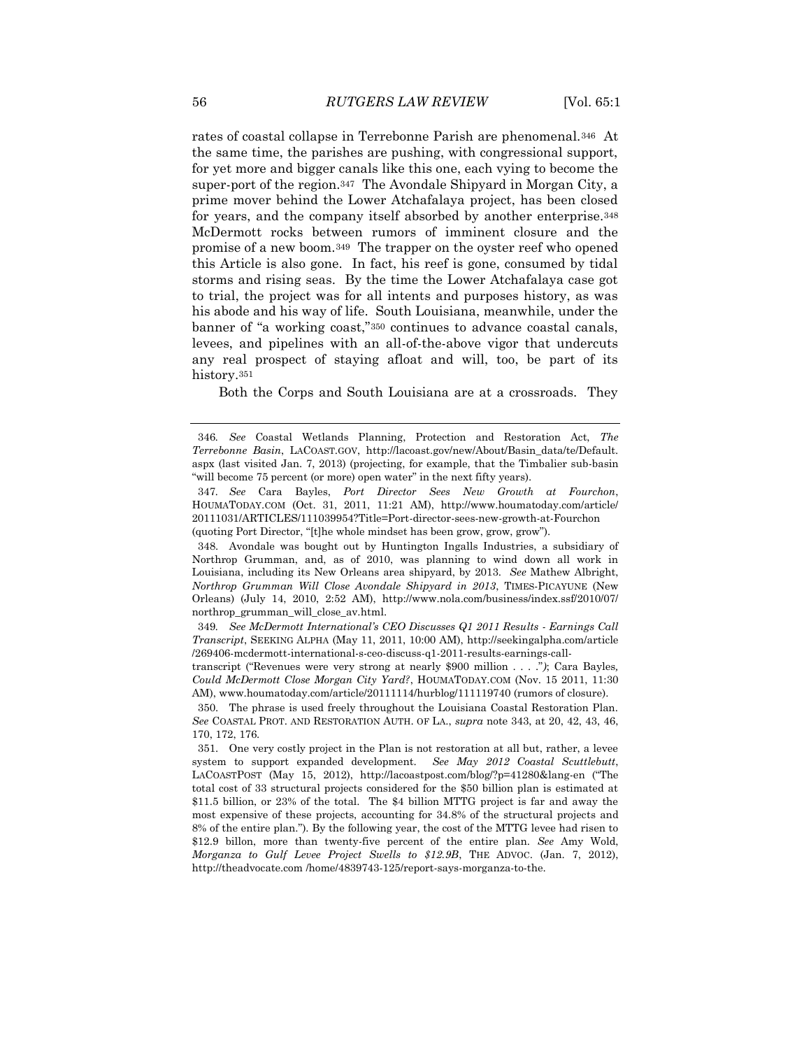rates of coastal collapse in Terrebonne Parish are phenomenal.[346] At the same time, the parishes are pushing, with congressional support, for yet more and bigger canals like this one, each vying to become the super-port of the region.[347] The Avondale Shipyard in Morgan City, a prime mover behind the Lower Atchafalaya project, has been closed for years, and the company itself absorbed by another enterprise.[348] McDermott rocks between rumors of imminent closure and the promise of a new boom.[349] The trapper on the oyster reef who opened this Article is also gone. In fact, his reef is gone, consumed by tidal storms and rising seas. By the time the Lower Atchafalaya case got to trial, the project was for all intents and purposes history, as was his abode and his way of life. South Louisiana, meanwhile, under the banner of "a working coast,"[350] continues to advance coastal canals, levees, and pipelines with an all-of-the-above vigor that undercuts any real prospect of staying afloat and will, too, be part of its history.[351]

Both the Corps and South Louisiana are at a crossroads. They

---

346. *See* Coastal Wetlands Planning, Protection and Restoration Act, *The Terrebonne Basin*, LACOAST.GOV, http://lacoast.gov/new/About/Basin_data/te/Default.aspx (last visited Jan. 7, 2013) (projecting, for example, that the Timbalier sub-basin "will become 75 percent (or more) open water" in the next fifty years).

347. *See* Cara Bayles, *Port Director Sees New Growth at Fourchon*, HOUMATODAY.COM (Oct. 31, 2011, 11:21 AM), http://www.houmatoday.com/article/20111031/ARTICLES/111039954?Title=Port-director-sees-new-growth-at-Fourchon (quoting Port Director, "[t]he whole mindset has been grow, grow, grow").

348. Avondale was bought out by Huntington Ingalls Industries, a subsidiary of Northrop Grumman, and, as of 2010, was planning to wind down all work in Louisiana, including its New Orleans area shipyard, by 2013. *See* Mathew Albright, *Northrop Grumman Will Close Avondale Shipyard in 2013*, TIMES-PICAYUNE (New Orleans) (July 14, 2010, 2:52 AM), http://www.nola.com/business/index.ssf/2010/07/northrop_grumman_will_close_av.html.

349. *See McDermott International's CEO Discusses Q1 2011 Results - Earnings Call Transcript*, SEEKING ALPHA (May 11, 2011, 10:00 AM), http://seekingalpha.com/article/269406-mcdermott-international-s-ceo-discuss-q1-2011-results-earnings-call-transcript ("Revenues were very strong at nearly $900 million . . . ."); Cara Bayles, *Could McDermott Close Morgan City Yard?*, HOUMATODAY.COM (Nov. 15 2011, 11:30 AM), www.houmatoday.com/article/20111114/hurblog/111119740 (rumors of closure).

350. The phrase is used freely throughout the Louisiana Coastal Restoration Plan. *See* COASTAL PROT. AND RESTORATION AUTH. OF LA., *supra* note 343, at 20, 42, 43, 46, 170, 172, 176.

351. One very costly project in the Plan is not restoration at all but, rather, a levee system to support expanded development. *See May 2012 Coastal Scuttlebutt*, LACOASTPOST (May 15, 2012), http://lacoastpost.com/blog/?p=41280&lang-en ("The total cost of 33 structural projects considered for the $50 billion plan is estimated at $11.5 billion, or 23% of the total. The $4 billion MTTG project is far and away the most expensive of these projects, accounting for 34.8% of the structural projects and 8% of the entire plan."). By the following year, the cost of the MTTG levee had risen to $12.9 billon, more than twenty-five percent of the entire plan. *See* Amy Wold, *Morganza to Gulf Levee Project Swells to $12.9B*, THE ADVOC. (Jan. 7, 2012), http://theadvocate.com /home/4839743-125/report-says-morganza-to-the.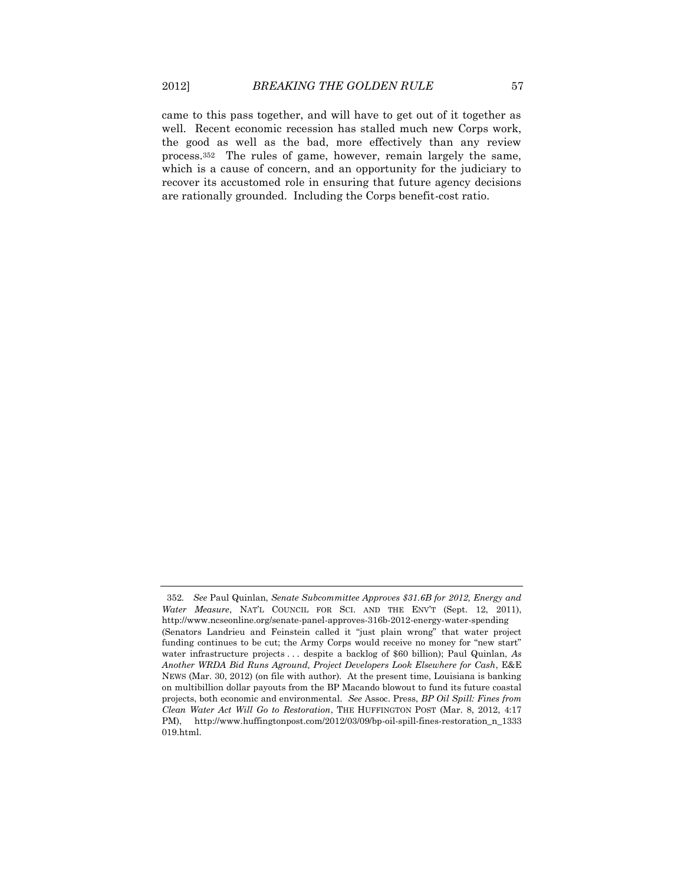came to this pass together, and will have to get out of it together as well. Recent economic recession has stalled much new Corps work, the good as well as the bad, more effectively than any review process.[352] The rules of game, however, remain largely the same, which is a cause of concern, and an opportunity for the judiciary to recover its accustomed role in ensuring that future agency decisions are rationally grounded. Including the Corps benefit-cost ratio.

---

352. *See* Paul Quinlan, *Senate Subcommittee Approves $31.6B for 2012, Energy and Water Measure*, NAT'L COUNCIL FOR SCI. AND THE ENV'T (Sept. 12, 2011), http://www.ncseonline.org/senate-panel-approves-316b-2012-energy-water-spending (Senators Landrieu and Feinstein called it "just plain wrong" that water project funding continues to be cut; the Army Corps would receive no money for "new start" water infrastructure projects . . . despite a backlog of $60 billion); Paul Quinlan, *As Another WRDA Bid Runs Aground, Project Developers Look Elsewhere for Cash*, E&E NEWS (Mar. 30, 2012) (on file with author). At the present time, Louisiana is banking on multibillion dollar payouts from the BP Macando blowout to fund its future coastal projects, both economic and environmental. *See* Assoc. Press, *BP Oil Spill: Fines from Clean Water Act Will Go to Restoration*, THE HUFFINGTON POST (Mar. 8, 2012, 4:17 PM), http://www.huffingtonpost.com/2012/03/09/bp-oil-spill-fines-restoration_n_1333019.html.